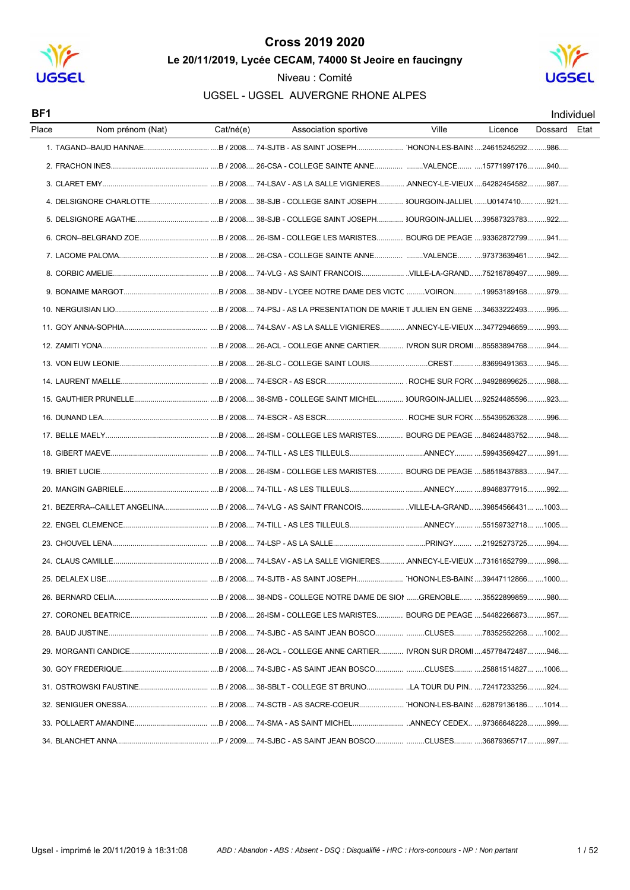# Cross 2019 2020

## Le 20/11/2019, Lycée CECAM, 74000 St Jeoire en faucingny

Niveau : Comité

UGSEL - UGSEL AUVERGNE RHONE ALPES

**BF1** Individuel

| Place | Nom prénom (Nat) | Cat/né(e) | Association sportive | Ville | Licence | Dossard | Etat |
|---|---|---|---|---|---|---|---|
| 1. | TAGAND--BAUD HANNAE | B / 2008 | 74-SJTB - AS SAINT JOSEPH | 'HONON-LES-BAINS | 24615245292 | 986 | |
| 2. | FRACHON INES | B / 2008 | 26-CSA - COLLEGE SAINTE ANNE | VALENCE | 15771997176 | 940 | |
| 3. | CLARET EMY | B / 2008 | 74-LSAV - AS LA SALLE VIGNIERES | ANNECY-LE-VIEUX | 64282454582 | 987 | |
| 4. | DELSIGNORE CHARLOTTE | B / 2008 | 38-SJB - COLLEGE SAINT JOSEPH | 3OURGOIN-JALLIEU | U0147410 | 921 | |
| 5. | DELSIGNORE AGATHE | B / 2008 | 38-SJB - COLLEGE SAINT JOSEPH | 3OURGOIN-JALLIEU | 39587323783 | 922 | |
| 6. | CRON--BELGRAND ZOE | B / 2008 | 26-ISM - COLLEGE LES MARISTES | BOURG DE PEAGE | 93362872799 | 941 | |
| 7. | LACOME PALOMA | B / 2008 | 26-CSA - COLLEGE SAINTE ANNE | VALENCE | 97373639461 | 942 | |
| 8. | CORBIC AMELIE | B / 2008 | 74-VLG - AS SAINT FRANCOIS | VILLE-LA-GRAND | 75216789497 | 989 | |
| 9. | BONAIME MARGOT | B / 2008 | 38-NDV - LYCEE NOTRE DAME DES VICTC | VOIRON | 19953189168 | 979 | |
| 10. | NERGUISIAN LIO | B / 2008 | 74-PSJ - AS LA PRESENTATION DE MARIE | T JULIEN EN GENE | 34633222493 | 995 | |
| 11. | GOY ANNA-SOPHIA | B / 2008 | 74-LSAV - AS LA SALLE VIGNIERES | ANNECY-LE-VIEUX | 34772946659 | 993 | |
| 12. | ZAMITI YONA | B / 2008 | 26-ACL - COLLEGE ANNE CARTIER | IVRON SUR DROMI | 85583894768 | 944 | |
| 13. | VON EUW LEONIE | B / 2008 | 26-SLC - COLLEGE SAINT LOUIS | CREST | 83699491363 | 945 | |
| 14. | LAURENT MAELLE | B / 2008 | 74-ESCR - AS ESCR | ROCHE SUR FOR( | 94928699625 | 988 | |
| 15. | GAUTHIER PRUNELLE | B / 2008 | 38-SMB - COLLEGE SAINT MICHEL | 3OURGOIN-JALLIEU | 92524485596 | 923 | |
| 16. | DUNAND LEA | B / 2008 | 74-ESCR - AS ESCR | ROCHE SUR FOR( | 55439526328 | 996 | |
| 17. | BELLE MAELY | B / 2008 | 26-ISM - COLLEGE LES MARISTES | BOURG DE PEAGE | 84624483752 | 948 | |
| 18. | GIBERT MAEVE | B / 2008 | 74-TILL - AS LES TILLEULS | ANNECY | 59943569427 | 991 | |
| 19. | BRIET LUCIE | B / 2008 | 26-ISM - COLLEGE LES MARISTES | BOURG DE PEAGE | 58518437883 | 947 | |
| 20. | MANGIN GABRIELE | B / 2008 | 74-TILL - AS LES TILLEULS | ANNECY | 89468377915 | 992 | |
| 21. | BEZERRA--CAILLET ANGELINA | B / 2008 | 74-VLG - AS SAINT FRANCOIS | VILLE-LA-GRAND | 39854566431 | 1003 | |
| 22. | ENGEL CLEMENCE | B / 2008 | 74-TILL - AS LES TILLEULS | ANNECY | 55159732718 | 1005 | |
| 23. | CHOUVEL LENA | B / 2008 | 74-LSP - AS LA SALLE | PRINGY | 21925273725 | 994 | |
| 24. | CLAUS CAMILLE | B / 2008 | 74-LSAV - AS LA SALLE VIGNIERES | ANNECY-LE-VIEUX | 73161652799 | 998 | |
| 25. | DELALEX LISE | B / 2008 | 74-SJTB - AS SAINT JOSEPH | 'HONON-LES-BAINS | 39447112866 | 1000 | |
| 26. | BERNARD CELIA | B / 2008 | 38-NDS - COLLEGE NOTRE DAME DE SIOI | GRENOBLE | 35522899859 | 980 | |
| 27. | CORONEL BEATRICE | B / 2008 | 26-ISM - COLLEGE LES MARISTES | BOURG DE PEAGE | 54482266873 | 957 | |
| 28. | BAUD JUSTINE | B / 2008 | 74-SJBC - AS SAINT JEAN BOSCO | CLUSES | 78352552268 | 1002 | |
| 29. | MORGANTI CANDICE | B / 2008 | 26-ACL - COLLEGE ANNE CARTIER | IVRON SUR DROMI | 45778472487 | 946 | |
| 30. | GOY FREDERIQUE | B / 2008 | 74-SJBC - AS SAINT JEAN BOSCO | CLUSES | 25881514827 | 1006 | |
| 31. | OSTROWSKI FAUSTINE | B / 2008 | 38-SBLT - COLLEGE ST BRUNO | LA TOUR DU PIN | 72417233256 | 924 | |
| 32. | SENIGUER ONESSA | B / 2008 | 74-SCTB - AS SACRE-COEUR | 'HONON-LES-BAINS | 62879136186 | 1014 | |
| 33. | POLLAERT AMANDINE | B / 2008 | 74-SMA - AS SAINT MICHEL | ANNECY CEDEX | 97366648228 | 999 | |
| 34. | BLANCHET ANNA | P / 2009 | 74-SJBC - AS SAINT JEAN BOSCO | CLUSES | 36879365717 | 997 | |

Ugsel - imprimé le 20/11/2019 à 18:31:08 — *ABD : Abandon - ABS : Absent - DSQ : Disqualifié - HRC : Hors-concours - NP : Non partant*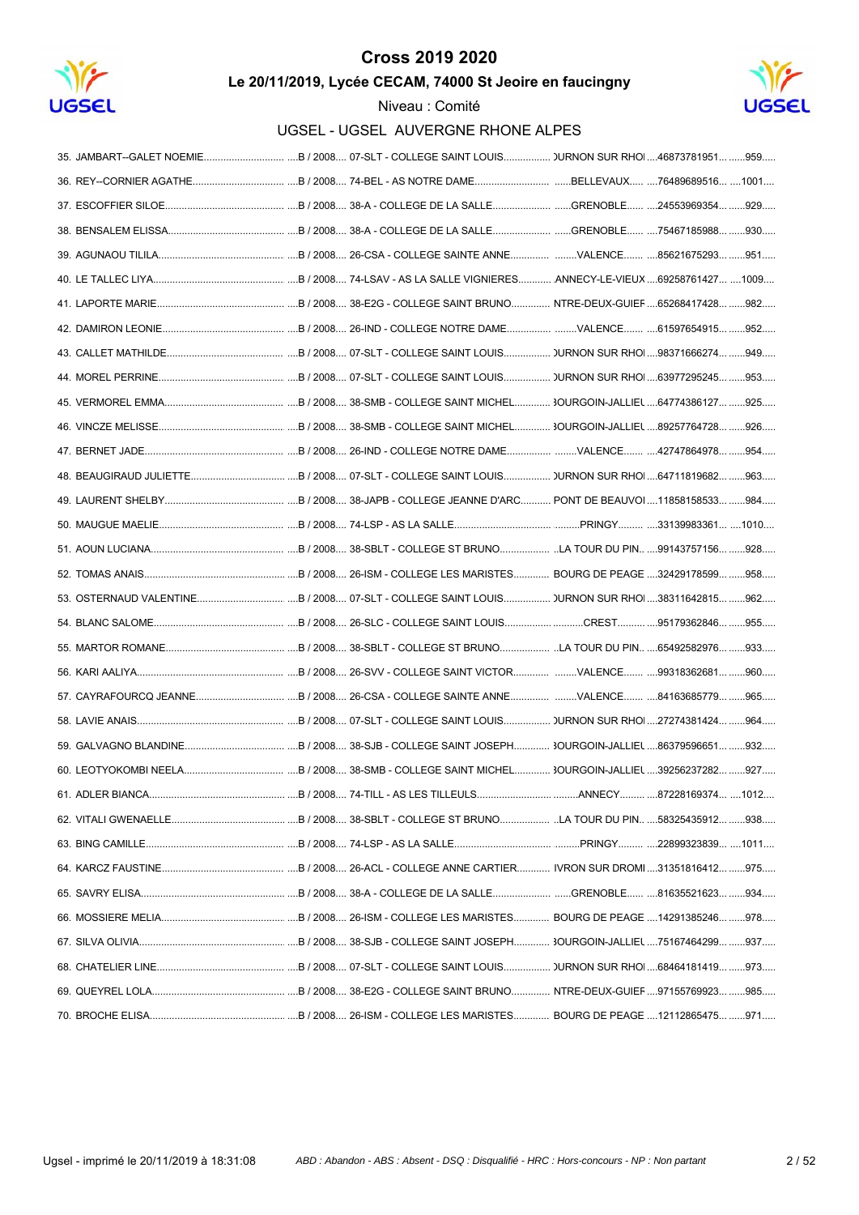# Cross 2019 2020

## Le 20/11/2019, Lycée CECAM, 74000 St Jeoire en faucigny

Niveau : Comité

### UGSEL - UGSEL AUVERGNE RHONE ALPES

| Rang | Nom | Cat. | Établissement | Ville | N° | Dossard |
|---|---|---|---|---|---|---|
| 35. | JAMBART--GALET NOEMIE | B / 2008 | 07-SLT - COLLEGE SAINT LOUIS | )URNON SUR RHO | 46873781951 | 959 |
| 36. | REY--CORNIER AGATHE | B / 2008 | 74-BEL - AS NOTRE DAME | BELLEVAUX | 76489689516 | 1001 |
| 37. | ESCOFFIER SILOE | B / 2008 | 38-A - COLLEGE DE LA SALLE | GRENOBLE | 24553969354 | 929 |
| 38. | BENSALEM ELISSA | B / 2008 | 38-A - COLLEGE DE LA SALLE | GRENOBLE | 75467185988 | 930 |
| 39. | AGUNAOU TILILA | B / 2008 | 26-CSA - COLLEGE SAINTE ANNE | VALENCE | 85621675293 | 951 |
| 40. | LE TALLEC LIYA | B / 2008 | 74-LSAV - AS LA SALLE VIGNIERES | ANNECY-LE-VIEUX | 69258761427 | 1009 |
| 41. | LAPORTE MARIE | B / 2008 | 38-E2G - COLLEGE SAINT BRUNO | NTRE-DEUX-GUIEF | 65268417428 | 982 |
| 42. | DAMIRON LEONIE | B / 2008 | 26-IND - COLLEGE NOTRE DAME | VALENCE | 61597654915 | 952 |
| 43. | CALLET MATHILDE | B / 2008 | 07-SLT - COLLEGE SAINT LOUIS | )URNON SUR RHO | 98371666274 | 949 |
| 44. | MOREL PERRINE | B / 2008 | 07-SLT - COLLEGE SAINT LOUIS | )URNON SUR RHO | 63977295245 | 953 |
| 45. | VERMOREL EMMA | B / 2008 | 38-SMB - COLLEGE SAINT MICHEL | 3OURGOIN-JALLIEU | 64774386127 | 925 |
| 46. | VINCZE MELISSE | B / 2008 | 38-SMB - COLLEGE SAINT MICHEL | 3OURGOIN-JALLIEU | 89257764728 | 926 |
| 47. | BERNET JADE | B / 2008 | 26-IND - COLLEGE NOTRE DAME | VALENCE | 42747864978 | 954 |
| 48. | BEAUGIRAUD JULIETTE | B / 2008 | 07-SLT - COLLEGE SAINT LOUIS | )URNON SUR RHO | 64711819682 | 963 |
| 49. | LAURENT SHELBY | B / 2008 | 38-JAPB - COLLEGE JEANNE D'ARC | PONT DE BEAUVOI | 11858158533 | 984 |
| 50. | MAUGUE MAELIE | B / 2008 | 74-LSP - AS LA SALLE | PRINGY | 33139983361 | 1010 |
| 51. | AOUN LUCIANA | B / 2008 | 38-SBLT - COLLEGE ST BRUNO | LA TOUR DU PIN | 99143757156 | 928 |
| 52. | TOMAS ANAIS | B / 2008 | 26-ISM - COLLEGE LES MARISTES | BOURG DE PEAGE | 32429178599 | 958 |
| 53. | OSTERNAUD VALENTINE | B / 2008 | 07-SLT - COLLEGE SAINT LOUIS | )URNON SUR RHO | 38311642815 | 962 |
| 54. | BLANC SALOME | B / 2008 | 26-SLC - COLLEGE SAINT LOUIS | CREST | 95179362846 | 955 |
| 55. | MARTOR ROMANE | B / 2008 | 38-SBLT - COLLEGE ST BRUNO | LA TOUR DU PIN | 65492582976 | 933 |
| 56. | KARI AALIYA | B / 2008 | 26-SVV - COLLEGE SAINT VICTOR | VALENCE | 99318362681 | 960 |
| 57. | CAYRAFOURCQ JEANNE | B / 2008 | 26-CSA - COLLEGE SAINTE ANNE | VALENCE | 84163685779 | 965 |
| 58. | LAVIE ANAIS | B / 2008 | 07-SLT - COLLEGE SAINT LOUIS | )URNON SUR RHO | 27274381424 | 964 |
| 59. | GALVAGNO BLANDINE | B / 2008 | 38-SJB - COLLEGE SAINT JOSEPH | 3OURGOIN-JALLIEU | 86379596651 | 932 |
| 60. | LEOTYOKOMBI NEELA | B / 2008 | 38-SMB - COLLEGE SAINT MICHEL | 3OURGOIN-JALLIEU | 39256237282 | 927 |
| 61. | ADLER BIANCA | B / 2008 | 74-TILL - AS LES TILLEULS | ANNECY | 87228169374 | 1012 |
| 62. | VITALI GWENAELLE | B / 2008 | 38-SBLT - COLLEGE ST BRUNO | LA TOUR DU PIN | 58325435912 | 938 |
| 63. | BING CAMILLE | B / 2008 | 74-LSP - AS LA SALLE | PRINGY | 22899323839 | 1011 |
| 64. | KARCZ FAUSTINE | B / 2008 | 26-ACL - COLLEGE ANNE CARTIER | IVRON SUR DROMI | 31351816412 | 975 |
| 65. | SAVRY ELISA | B / 2008 | 38-A - COLLEGE DE LA SALLE | GRENOBLE | 81635521623 | 934 |
| 66. | MOSSIERE MELIA | B / 2008 | 26-ISM - COLLEGE LES MARISTES | BOURG DE PEAGE | 14291385246 | 978 |
| 67. | SILVA OLIVIA | B / 2008 | 38-SJB - COLLEGE SAINT JOSEPH | 3OURGOIN-JALLIEU | 75167464299 | 937 |
| 68. | CHATELIER LINE | B / 2008 | 07-SLT - COLLEGE SAINT LOUIS | )URNON SUR RHO | 68464181419 | 973 |
| 69. | QUEYREL LOLA | B / 2008 | 38-E2G - COLLEGE SAINT BRUNO | NTRE-DEUX-GUIEF | 97155769923 | 985 |
| 70. | BROCHE ELISA | B / 2008 | 26-ISM - COLLEGE LES MARISTES | BOURG DE PEAGE | 12112865475 | 971 |

*ABD : Abandon - ABS : Absent - DSQ : Disqualifié - HRC : Hors-concours - NP : Non partant*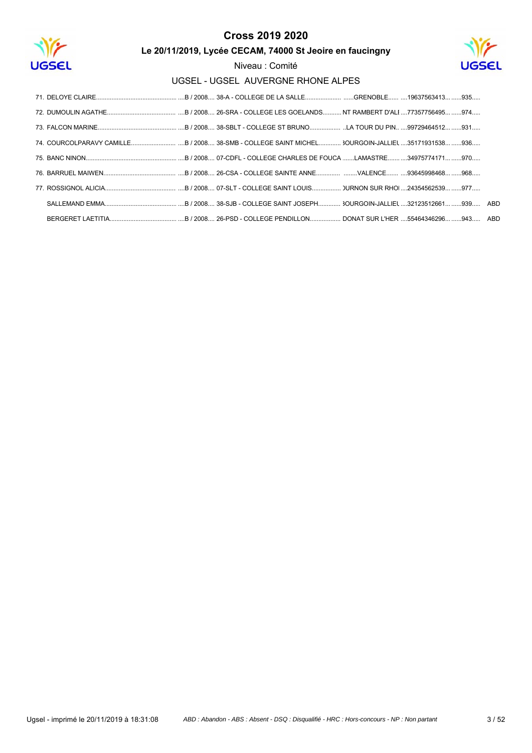# Cross 2019 2020

## Le 20/11/2019, Lycée CECAM, 74000 St Jeoire en faucingny

Niveau : Comité

UGSEL - UGSEL AUVERGNE RHONE ALPES

| Rang | Nom | Cat. / Année | Établissement | Ville | Licence | Dossard | |
|---|---|---|---|---|---|---|---|
| 71. | DELOYE CLAIRE | B / 2008 | 38-A - COLLEGE DE LA SALLE | GRENOBLE | 19637563413 | 935 | |
| 72. | DUMOULIN AGATHE | B / 2008 | 26-SRA - COLLEGE LES GOELANDS | NT RAMBERT D'ALI | 77357756495 | 974 | |
| 73. | FALCON MARINE | B / 2008 | 38-SBLT - COLLEGE ST BRUNO | LA TOUR DU PIN | 99729464512 | 931 | |
| 74. | COURCOLPARAVY CAMILLE | B / 2008 | 38-SMB - COLLEGE SAINT MICHEL | 3OURGOIN-JALLIEL | 35171931538 | 936 | |
| 75. | BANC NINON | B / 2008 | 07-CDFL - COLLEGE CHARLES DE FOUCA | LAMASTRE | 34975774171 | 970 | |
| 76. | BARRUEL MAIWEN | B / 2008 | 26-CSA - COLLEGE SAINTE ANNE | VALENCE | 93645998468 | 968 | |
| 77. | ROSSIGNOL ALICIA | B / 2008 | 07-SLT - COLLEGE SAINT LOUIS | )URNON SUR RHOI | 24354562539 | 977 | |
| | SALLEMAND EMMA | B / 2008 | 38-SJB - COLLEGE SAINT JOSEPH | 3OURGOIN-JALLIEL | 32123512661 | 939 | ABD |
| | BERGERET LAETITIA | B / 2008 | 26-PSD - COLLEGE PENDILLON | DONAT SUR L'HER | 55464346296 | 943 | ABD |

Ugsel - imprimé le 20/11/2019 à 18:31:08

*ABD : Abandon - ABS : Absent - DSQ : Disqualifié - HRC : Hors-concours - NP : Non partant*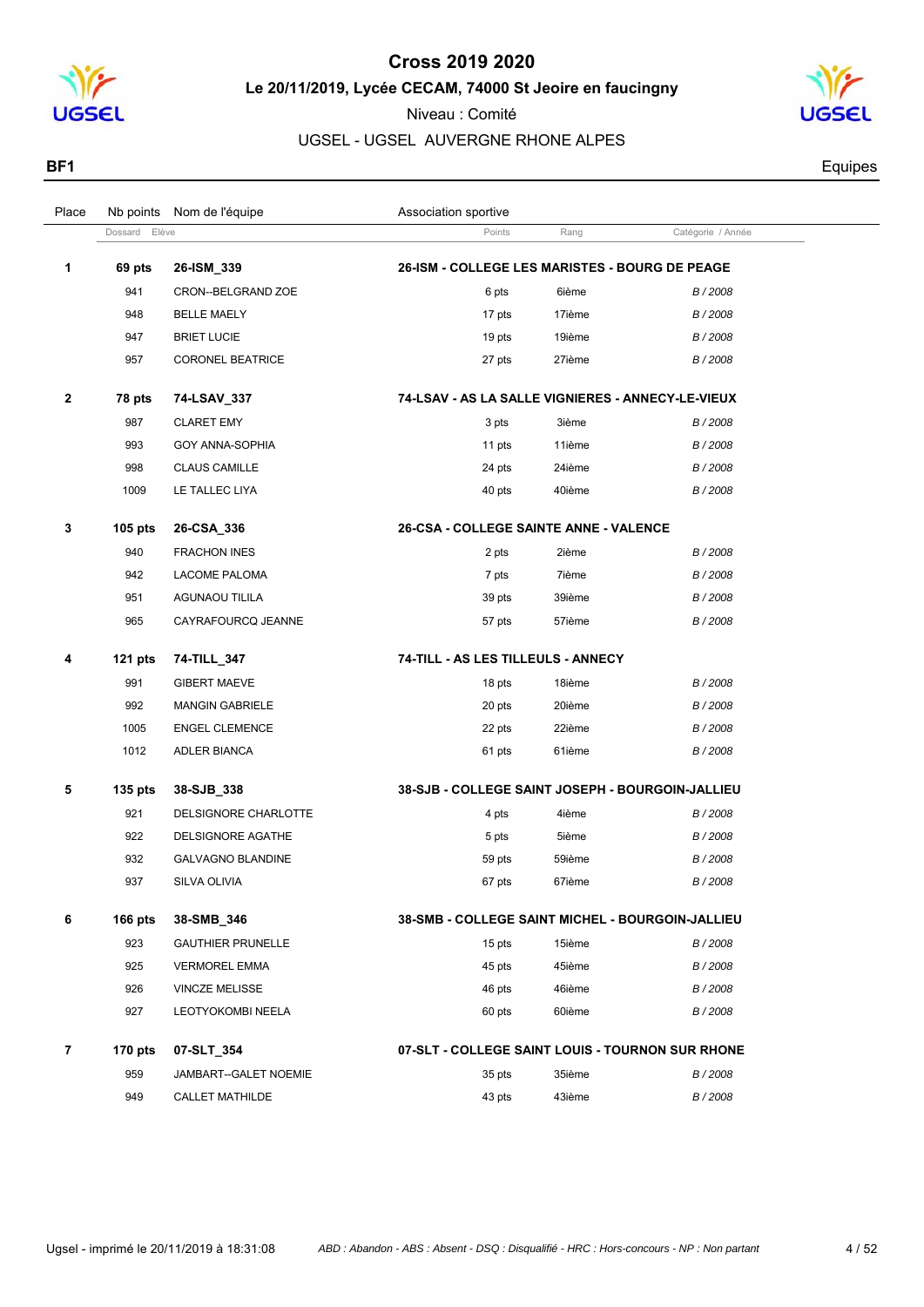# Cross 2019 2020

**Le 20/11/2019, Lycée CECAM, 74000 St Jeoire en faucingny**

Niveau : Comité

UGSEL - UGSEL AUVERGNE RHONE ALPES

**BF1** — Equipes

| Place | Nb points | Nom de l'équipe | Association sportive | | |
|---|---|---|---|---|---|
| | Dossard | Elève | Points | Rang | Catégorie / Année |
| **1** | **69 pts** | **26-ISM_339** | **26-ISM - COLLEGE LES MARISTES - BOURG DE PEAGE** | | |
| | 941 | CRON--BELGRAND ZOE | 6 pts | 6ième | *B / 2008* |
| | 948 | BELLE MAELY | 17 pts | 17ième | *B / 2008* |
| | 947 | BRIET LUCIE | 19 pts | 19ième | *B / 2008* |
| | 957 | CORONEL BEATRICE | 27 pts | 27ième | *B / 2008* |
| **2** | **78 pts** | **74-LSAV_337** | **74-LSAV - AS LA SALLE VIGNIERES - ANNECY-LE-VIEUX** | | |
| | 987 | CLARET EMY | 3 pts | 3ième | *B / 2008* |
| | 993 | GOY ANNA-SOPHIA | 11 pts | 11ième | *B / 2008* |
| | 998 | CLAUS CAMILLE | 24 pts | 24ième | *B / 2008* |
| | 1009 | LE TALLEC LIYA | 40 pts | 40ième | *B / 2008* |
| **3** | **105 pts** | **26-CSA_336** | **26-CSA - COLLEGE SAINTE ANNE - VALENCE** | | |
| | 940 | FRACHON INES | 2 pts | 2ième | *B / 2008* |
| | 942 | LACOME PALOMA | 7 pts | 7ième | *B / 2008* |
| | 951 | AGUNAOU TILILA | 39 pts | 39ième | *B / 2008* |
| | 965 | CAYRAFOURCQ JEANNE | 57 pts | 57ième | *B / 2008* |
| **4** | **121 pts** | **74-TILL_347** | **74-TILL - AS LES TILLEULS - ANNECY** | | |
| | 991 | GIBERT MAEVE | 18 pts | 18ième | *B / 2008* |
| | 992 | MANGIN GABRIELE | 20 pts | 20ième | *B / 2008* |
| | 1005 | ENGEL CLEMENCE | 22 pts | 22ième | *B / 2008* |
| | 1012 | ADLER BIANCA | 61 pts | 61ième | *B / 2008* |
| **5** | **135 pts** | **38-SJB_338** | **38-SJB - COLLEGE SAINT JOSEPH - BOURGOIN-JALLIEU** | | |
| | 921 | DELSIGNORE CHARLOTTE | 4 pts | 4ième | *B / 2008* |
| | 922 | DELSIGNORE AGATHE | 5 pts | 5ième | *B / 2008* |
| | 932 | GALVAGNO BLANDINE | 59 pts | 59ième | *B / 2008* |
| | 937 | SILVA OLIVIA | 67 pts | 67ième | *B / 2008* |
| **6** | **166 pts** | **38-SMB_346** | **38-SMB - COLLEGE SAINT MICHEL - BOURGOIN-JALLIEU** | | |
| | 923 | GAUTHIER PRUNELLE | 15 pts | 15ième | *B / 2008* |
| | 925 | VERMOREL EMMA | 45 pts | 45ième | *B / 2008* |
| | 926 | VINCZE MELISSE | 46 pts | 46ième | *B / 2008* |
| | 927 | LEOTYOKOMBI NEELA | 60 pts | 60ième | *B / 2008* |
| **7** | **170 pts** | **07-SLT_354** | **07-SLT - COLLEGE SAINT LOUIS - TOURNON SUR RHONE** | | |
| | 959 | JAMBART--GALET NOEMIE | 35 pts | 35ième | *B / 2008* |
| | 949 | CALLET MATHILDE | 43 pts | 43ième | *B / 2008* |

Ugsel - imprimé le 20/11/2019 à 18:31:08 — *ABD : Abandon - ABS : Absent - DSQ : Disqualifié - HRC : Hors-concours - NP : Non partant*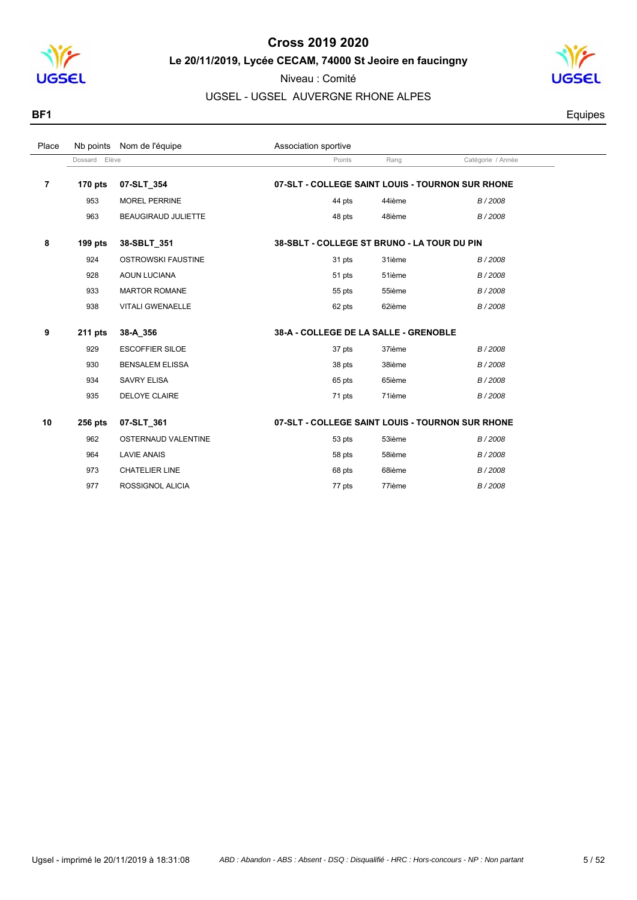# Cross 2019 2020

**Le 20/11/2019, Lycée CECAM, 74000 St Jeoire en faucigny**

Niveau : Comité

UGSEL - UGSEL AUVERGNE RHONE ALPES

**BF1** Equipes

| Place | Nb points | Nom de l'équipe | Association sportive | | |
|---|---|---|---|---|---|
| | Dossard | Elève | Points | Rang | Catégorie / Année |
| **7** | **170 pts** | **07-SLT_354** | **07-SLT - COLLEGE SAINT LOUIS - TOURNON SUR RHONE** | | |
| | 953 | MOREL PERRINE | 44 pts | 44ième | *B / 2008* |
| | 963 | BEAUGIRAUD JULIETTE | 48 pts | 48ième | *B / 2008* |
| **8** | **199 pts** | **38-SBLT_351** | **38-SBLT - COLLEGE ST BRUNO - LA TOUR DU PIN** | | |
| | 924 | OSTROWSKI FAUSTINE | 31 pts | 31ième | *B / 2008* |
| | 928 | AOUN LUCIANA | 51 pts | 51ième | *B / 2008* |
| | 933 | MARTOR ROMANE | 55 pts | 55ième | *B / 2008* |
| | 938 | VITALI GWENAELLE | 62 pts | 62ième | *B / 2008* |
| **9** | **211 pts** | **38-A_356** | **38-A - COLLEGE DE LA SALLE - GRENOBLE** | | |
| | 929 | ESCOFFIER SILOE | 37 pts | 37ième | *B / 2008* |
| | 930 | BENSALEM ELISSA | 38 pts | 38ième | *B / 2008* |
| | 934 | SAVRY ELISA | 65 pts | 65ième | *B / 2008* |
| | 935 | DELOYE CLAIRE | 71 pts | 71ième | *B / 2008* |
| **10** | **256 pts** | **07-SLT_361** | **07-SLT - COLLEGE SAINT LOUIS - TOURNON SUR RHONE** | | |
| | 962 | OSTERNAUD VALENTINE | 53 pts | 53ième | *B / 2008* |
| | 964 | LAVIE ANAIS | 58 pts | 58ième | *B / 2008* |
| | 973 | CHATELIER LINE | 68 pts | 68ième | *B / 2008* |
| | 977 | ROSSIGNOL ALICIA | 77 pts | 77ième | *B / 2008* |

Ugsel - imprimé le 20/11/2019 à 18:31:08 — *ABD : Abandon - ABS : Absent - DSQ : Disqualifié - HRC : Hors-concours - NP : Non partant*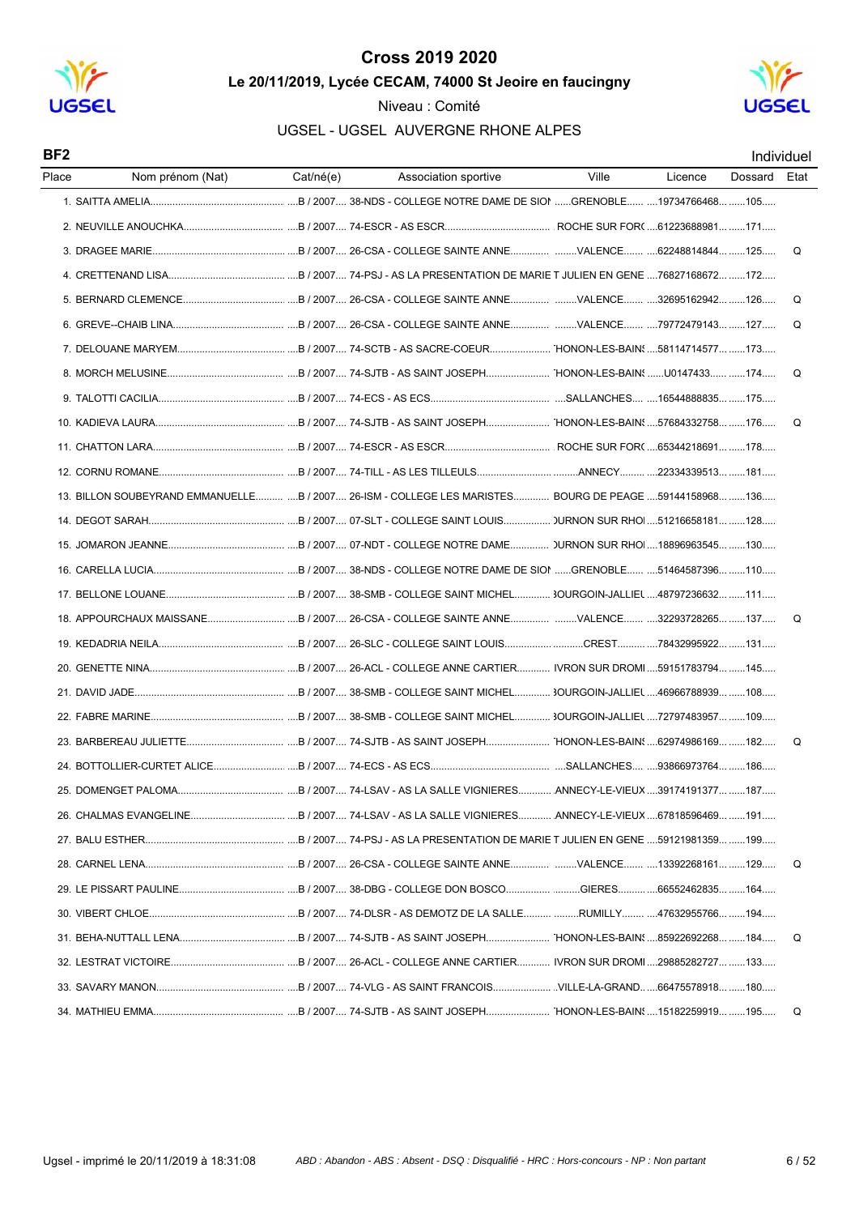# Cross 2019 2020

**Le 20/11/2019, Lycée CECAM, 74000 St Jeoire en faucigny**

Niveau : Comité

UGSEL - UGSEL AUVERGNE RHONE ALPES

**BF2** — Individuel

| Place | Nom prénom (Nat) | Cat/né(e) | Association sportive | Ville | Licence | Dossard | Etat |
|---|---|---|---|---|---|---|---|
| 1. | SAITTA AMELIA | B / 2007 | 38-NDS - COLLEGE NOTRE DAME DE SION | GRENOBLE | 19734766468 | 105 | |
| 2. | NEUVILLE ANOUCHKA | B / 2007 | 74-ESCR - AS ESCR | ROCHE SUR FOR( | 61223688981 | 171 | |
| 3. | DRAGEE MARIE | B / 2007 | 26-CSA - COLLEGE SAINTE ANNE | VALENCE | 62248814844 | 125 | Q |
| 4. | CRETTENAND LISA | B / 2007 | 74-PSJ - AS LA PRESENTATION DE MARIE T JULIEN EN GENE | | 76827168672 | 172 | |
| 5. | BERNARD CLEMENCE | B / 2007 | 26-CSA - COLLEGE SAINTE ANNE | VALENCE | 32695162942 | 126 | Q |
| 6. | GREVE--CHAIB LINA | B / 2007 | 26-CSA - COLLEGE SAINTE ANNE | VALENCE | 79772479143 | 127 | Q |
| 7. | DELOUANE MARYEM | B / 2007 | 74-SCTB - AS SACRE-COEUR | 'HONON-LES-BAIN! | 58114714577 | 173 | |
| 8. | MORCH MELUSINE | B / 2007 | 74-SJTB - AS SAINT JOSEPH | 'HONON-LES-BAIN! | U0147433 | 174 | Q |
| 9. | TALOTTI CACILIA | B / 2007 | 74-ECS - AS ECS | SALLANCHES | 16544888835 | 175 | |
| 10. | KADIEVA LAURA | B / 2007 | 74-SJTB - AS SAINT JOSEPH | 'HONON-LES-BAIN! | 57684332758 | 176 | Q |
| 11. | CHATTON LARA | B / 2007 | 74-ESCR - AS ESCR | ROCHE SUR FOR( | 65344218691 | 178 | |
| 12. | CORNU ROMANE | B / 2007 | 74-TILL - AS LES TILLEULS | ANNECY | 22334339513 | 181 | |
| 13. | BILLON SOUBEYRAND EMMANUELLE | B / 2007 | 26-ISM - COLLEGE LES MARISTES | BOURG DE PEAGE | 59144158968 | 136 | |
| 14. | DEGOT SARAH | B / 2007 | 07-SLT - COLLEGE SAINT LOUIS | )URNON SUR RHOI | 51216658181 | 128 | |
| 15. | JOMARON JEANNE | B / 2007 | 07-NDT - COLLEGE NOTRE DAME | )URNON SUR RHOI | 18896963545 | 130 | |
| 16. | CARELLA LUCIA | B / 2007 | 38-NDS - COLLEGE NOTRE DAME DE SION | GRENOBLE | 51464587396 | 110 | |
| 17. | BELLONE LOUANE | B / 2007 | 38-SMB - COLLEGE SAINT MICHEL | 3OURGOIN-JALLIEU | 48797236632 | 111 | |
| 18. | APPOURCHAUX MAISSANE | B / 2007 | 26-CSA - COLLEGE SAINTE ANNE | VALENCE | 32293728265 | 137 | Q |
| 19. | KEDADRIA NEILA | B / 2007 | 26-SLC - COLLEGE SAINT LOUIS | CREST | 78432995922 | 131 | |
| 20. | GENETTE NINA | B / 2007 | 26-ACL - COLLEGE ANNE CARTIER | IVRON SUR DROMI | 59151783794 | 145 | |
| 21. | DAVID JADE | B / 2007 | 38-SMB - COLLEGE SAINT MICHEL | 3OURGOIN-JALLIEU | 46966788939 | 108 | |
| 22. | FABRE MARINE | B / 2007 | 38-SMB - COLLEGE SAINT MICHEL | 3OURGOIN-JALLIEU | 72797483957 | 109 | |
| 23. | BARBEREAU JULIETTE | B / 2007 | 74-SJTB - AS SAINT JOSEPH | 'HONON-LES-BAIN! | 62974986169 | 182 | Q |
| 24. | BOTTOLLIER-CURTET ALICE | B / 2007 | 74-ECS - AS ECS | SALLANCHES | 93866973764 | 186 | |
| 25. | DOMENGET PALOMA | B / 2007 | 74-LSAV - AS LA SALLE VIGNIERES | ANNECY-LE-VIEUX | 39174191377 | 187 | |
| 26. | CHALMAS EVANGELINE | B / 2007 | 74-LSAV - AS LA SALLE VIGNIERES | ANNECY-LE-VIEUX | 67818596469 | 191 | |
| 27. | BALU ESTHER | B / 2007 | 74-PSJ - AS LA PRESENTATION DE MARIE T JULIEN EN GENE | | 59121981359 | 199 | |
| 28. | CARNEL LENA | B / 2007 | 26-CSA - COLLEGE SAINTE ANNE | VALENCE | 13392268161 | 129 | Q |
| 29. | LE PISSART PAULINE | B / 2007 | 38-DBG - COLLEGE DON BOSCO | GIERES | 66552462835 | 164 | |
| 30. | VIBERT CHLOE | B / 2007 | 74-DLSR - AS DEMOTZ DE LA SALLE | RUMILLY | 47632955766 | 194 | |
| 31. | BEHA-NUTTALL LENA | B / 2007 | 74-SJTB - AS SAINT JOSEPH | 'HONON-LES-BAIN! | 85922692268 | 184 | Q |
| 32. | LESTRAT VICTOIRE | B / 2007 | 26-ACL - COLLEGE ANNE CARTIER | IVRON SUR DROMI | 29885282727 | 133 | |
| 33. | SAVARY MANON | B / 2007 | 74-VLG - AS SAINT FRANCOIS | VILLE-LA-GRAND | 66475578918 | 180 | |
| 34. | MATHIEU EMMA | B / 2007 | 74-SJTB - AS SAINT JOSEPH | 'HONON-LES-BAIN! | 15182259919 | 195 | Q |

Ugsel - imprimé le 20/11/2019 à 18:31:08

*ABD : Abandon - ABS : Absent - DSQ : Disqualifié - HRC : Hors-concours - NP : Non partant*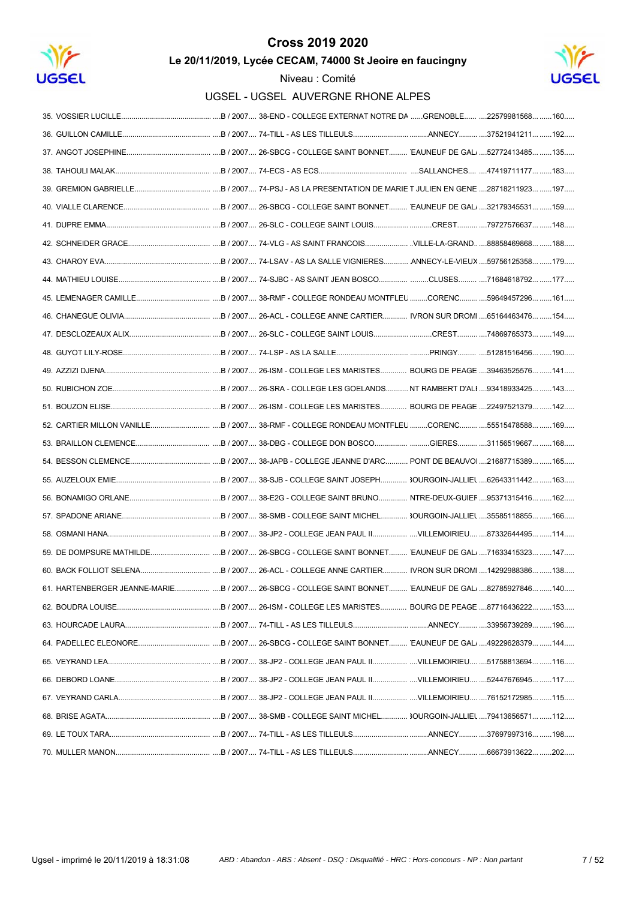# Cross 2019 2020

## Le 20/11/2019, Lycée CECAM, 74000 St Jeoire en faucingny

Niveau : Comité

UGSEL - UGSEL AUVERGNE RHONE ALPES

| Rang | Nom | Cat. | Établissement | Ville | N° | Dossard |
|---|---|---|---|---|---|---|
| 35. | VOSSIER LUCILLE | B / 2007 | 38-END - COLLEGE EXTERNAT NOTRE DA | GRENOBLE | 22579981568 | 160 |
| 36. | GUILLON CAMILLE | B / 2007 | 74-TILL - AS LES TILLEULS | ANNECY | 37521941211 | 192 |
| 37. | ANGOT JOSEPHINE | B / 2007 | 26-SBCG - COLLEGE SAINT BONNET | 'EAUNEUF DE GAL/ | 52772413485 | 135 |
| 38. | TAHOULI MALAK | B / 2007 | 74-ECS - AS ECS | SALLANCHES | 47419711177 | 183 |
| 39. | GREMION GABRIELLE | B / 2007 | 74-PSJ - AS LA PRESENTATION DE MARIE | T JULIEN EN GENE | 28718211923 | 197 |
| 40. | VIALLE CLARENCE | B / 2007 | 26-SBCG - COLLEGE SAINT BONNET | 'EAUNEUF DE GAL/ | 32179345531 | 159 |
| 41. | DUPRE EMMA | B / 2007 | 26-SLC - COLLEGE SAINT LOUIS | CREST | 79727576637 | 148 |
| 42. | SCHNEIDER GRACE | B / 2007 | 74-VLG - AS SAINT FRANCOIS | VILLE-LA-GRAND | 88858469868 | 188 |
| 43. | CHAROY EVA | B / 2007 | 74-LSAV - AS LA SALLE VIGNIERES | ANNECY-LE-VIEUX | 59756125358 | 179 |
| 44. | MATHIEU LOUISE | B / 2007 | 74-SJBC - AS SAINT JEAN BOSCO | CLUSES | 71684618792 | 177 |
| 45. | LEMENAGER CAMILLE | B / 2007 | 38-RMF - COLLEGE RONDEAU MONTFLEU | CORENC | 59649457296 | 161 |
| 46. | CHANEGUE OLIVIA | B / 2007 | 26-ACL - COLLEGE ANNE CARTIER | IVRON SUR DROMI | 65164463476 | 154 |
| 47. | DESCLOZEAUX ALIX | B / 2007 | 26-SLC - COLLEGE SAINT LOUIS | CREST | 74869765373 | 149 |
| 48. | GUYOT LILY-ROSE | B / 2007 | 74-LSP - AS LA SALLE | PRINGY | 51281516456 | 190 |
| 49. | AZZIZI DJENA | B / 2007 | 26-ISM - COLLEGE LES MARISTES | BOURG DE PEAGE | 39463525576 | 141 |
| 50. | RUBICHON ZOE | B / 2007 | 26-SRA - COLLEGE LES GOELANDS | NT RAMBERT D'ALI | 93418933425 | 143 |
| 51. | BOUZON ELISE | B / 2007 | 26-ISM - COLLEGE LES MARISTES | BOURG DE PEAGE | 22497521379 | 142 |
| 52. | CARTIER MILLON VANILLE | B / 2007 | 38-RMF - COLLEGE RONDEAU MONTFLEU | CORENC | 55515478588 | 169 |
| 53. | BRAILLON CLEMENCE | B / 2007 | 38-DBG - COLLEGE DON BOSCO | GIERES | 31156519667 | 168 |
| 54. | BESSON CLEMENCE | B / 2007 | 38-JAPB - COLLEGE JEANNE D'ARC | PONT DE BEAUVOI | 21687715389 | 165 |
| 55. | AUZELOUX EMIE | B / 2007 | 38-SJB - COLLEGE SAINT JOSEPH | 3OURGOIN-JALLIEL | 62643311442 | 163 |
| 56. | BONAMIGO ORLANE | B / 2007 | 38-E2G - COLLEGE SAINT BRUNO | NTRE-DEUX-GUIEF | 95371315416 | 162 |
| 57. | SPADONE ARIANE | B / 2007 | 38-SMB - COLLEGE SAINT MICHEL | 3OURGOIN-JALLIEL | 35585118855 | 166 |
| 58. | OSMANI HANA | B / 2007 | 38-JP2 - COLLEGE JEAN PAUL II | VILLEMOIRIEU | 87332644495 | 114 |
| 59. | DE DOMPSURE MATHILDE | B / 2007 | 26-SBCG - COLLEGE SAINT BONNET | 'EAUNEUF DE GAL/ | 71633415323 | 147 |
| 60. | BACK FOLLIOT SELENA | B / 2007 | 26-ACL - COLLEGE ANNE CARTIER | IVRON SUR DROMI | 14292988386 | 138 |
| 61. | HARTENBERGER JEANNE-MARIE | B / 2007 | 26-SBCG - COLLEGE SAINT BONNET | 'EAUNEUF DE GAL/ | 82785927846 | 140 |
| 62. | BOUDRA LOUISE | B / 2007 | 26-ISM - COLLEGE LES MARISTES | BOURG DE PEAGE | 87716436222 | 153 |
| 63. | HOURCADE LAURA | B / 2007 | 74-TILL - AS LES TILLEULS | ANNECY | 33956739289 | 196 |
| 64. | PADELLEC ELEONORE | B / 2007 | 26-SBCG - COLLEGE SAINT BONNET | 'EAUNEUF DE GAL/ | 49229628379 | 144 |
| 65. | VEYRAND LEA | B / 2007 | 38-JP2 - COLLEGE JEAN PAUL II | VILLEMOIRIEU | 51758813694 | 116 |
| 66. | DEBORD LOANE | B / 2007 | 38-JP2 - COLLEGE JEAN PAUL II | VILLEMOIRIEU | 52447676945 | 117 |
| 67. | VEYRAND CARLA | B / 2007 | 38-JP2 - COLLEGE JEAN PAUL II | VILLEMOIRIEU | 76152172985 | 115 |
| 68. | BRISE AGATA | B / 2007 | 38-SMB - COLLEGE SAINT MICHEL | 3OURGOIN-JALLIEL | 79413656571 | 112 |
| 69. | LE TOUX TARA | B / 2007 | 74-TILL - AS LES TILLEULS | ANNECY | 37697997316 | 198 |
| 70. | MULLER MANON | B / 2007 | 74-TILL - AS LES TILLEULS | ANNECY | 66673913622 | 202 |

Ugsel - imprimé le 20/11/2019 à 18:31:08

*ABD : Abandon - ABS : Absent - DSQ : Disqualifié - HRC : Hors-concours - NP : Non partant*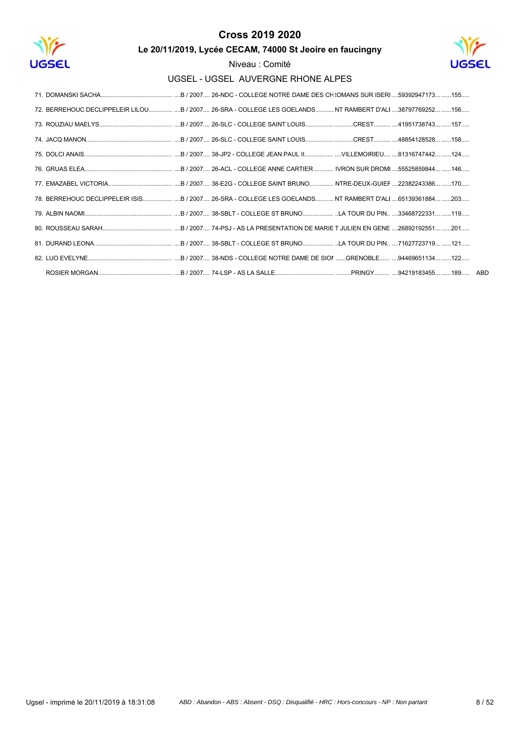# Cross 2019 2020

## Le 20/11/2019, Lycée CECAM, 74000 St Jeoire en faucingny

Niveau : Comité

### UGSEL - UGSEL AUVERGNE RHONE ALPES

| Rang | Nom | Cat. / Année | Établissement | Ville | N° licence | Dossard | |
|---|---|---|---|---|---|---|---|
| 71. | DOMANSKI SACHA | B / 2007 | 26-NDC - COLLEGE NOTRE DAME DES CH | ROMANS SUR ISERI | 59392947173 | 155 | |
| 72. | BERREHOUC DECLIPPELEIR LILOU | B / 2007 | 26-SRA - COLLEGE LES GOELANDS | NT RAMBERT D'ALI | 38797769252 | 156 | |
| 73. | ROUZIAU MAELYS | B / 2007 | 26-SLC - COLLEGE SAINT LOUIS | CREST | 41951738743 | 157 | |
| 74. | JACQ MANON | B / 2007 | 26-SLC - COLLEGE SAINT LOUIS | CREST | 48854128528 | 158 | |
| 75. | DOLCI ANAIS | B / 2007 | 38-JP2 - COLLEGE JEAN PAUL II | VILLEMOIRIEU | 81316747442 | 124 | |
| 76. | GRUAS ELEA | B / 2007 | 26-ACL - COLLEGE ANNE CARTIER | IVRON SUR DROMI | 55525859844 | 146 | |
| 77. | EMAZABEL VICTORIA | B / 2007 | 38-E2G - COLLEGE SAINT BRUNO | NTRE-DEUX-GUIEF | 22382243386 | 170 | |
| 78. | BERREHOUC DECLIPPELEIR ISIS | B / 2007 | 26-SRA - COLLEGE LES GOELANDS | NT RAMBERT D'ALI | 65139361884 | 203 | |
| 79. | ALBIN NAOMI | B / 2007 | 38-SBLT - COLLEGE ST BRUNO | LA TOUR DU PIN | 33468722331 | 119 | |
| 80. | ROUSSEAU SARAH | B / 2007 | 74-PSJ - AS LA PRESENTATION DE MARIE | T JULIEN EN GENE | 26892192551 | 201 | |
| 81. | DURAND LEONA | B / 2007 | 38-SBLT - COLLEGE ST BRUNO | LA TOUR DU PIN | 71627723719 | 121 | |
| 82. | LUO EVELYNE | B / 2007 | 38-NDS - COLLEGE NOTRE DAME DE SIOI | GRENOBLE | 94469651134 | 122 | |
| | ROSIER MORGAN | B / 2007 | 74-LSP - AS LA SALLE | PRINGY | 94219183455 | 189 | ABD |

Ugsel - imprimé le 20/11/2019 à 18:31:08

*ABD : Abandon - ABS : Absent - DSQ : Disqualifié - HRC : Hors-concours - NP : Non partant*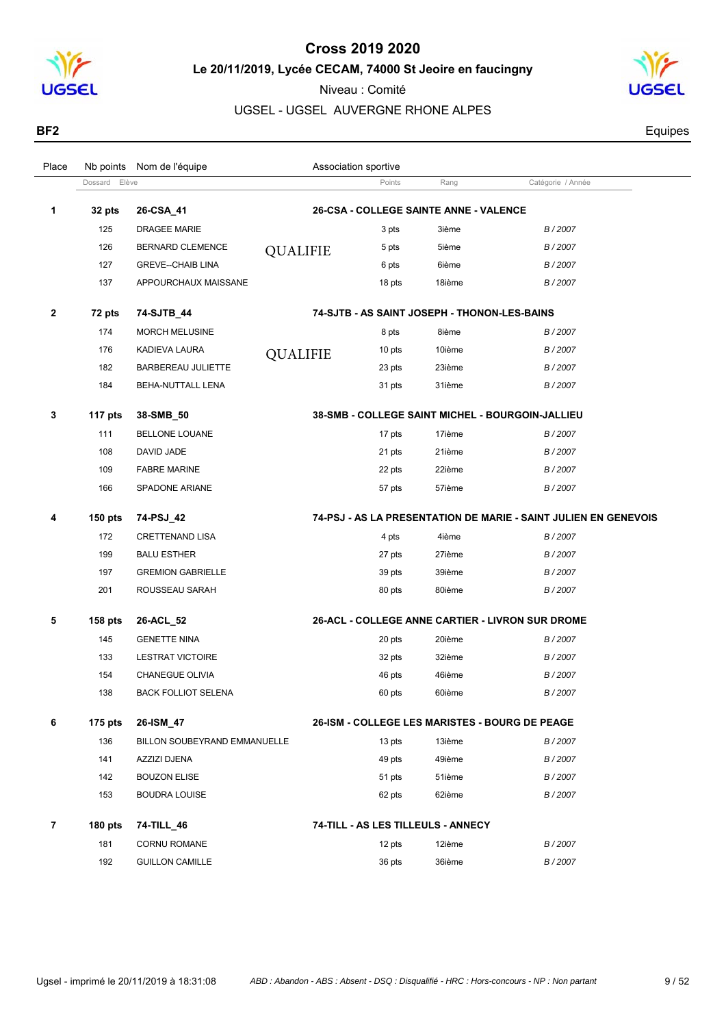# Cross 2019 2020

**Le 20/11/2019, Lycée CECAM, 74000 St Jeoire en faucingny**

Niveau : Comité

UGSEL - UGSEL AUVERGNE RHONE ALPES

**BF2** Equipes

| Place | Nb points | Nom de l'équipe | | Association sportive | | |
|---|---|---|---|---|---|---|
| | Dossard | Elève | | Points | Rang | Catégorie / Année |
| **1** | **32 pts** | **26-CSA_41** | | **26-CSA - COLLEGE SAINTE ANNE - VALENCE** | | |
| | 125 | DRAGEE MARIE | | 3 pts | 3ième | B / 2007 |
| | 126 | BERNARD CLEMENCE | QUALIFIE | 5 pts | 5ième | B / 2007 |
| | 127 | GREVE--CHAIB LINA | | 6 pts | 6ième | B / 2007 |
| | 137 | APPOURCHAUX MAISSANE | | 18 pts | 18ième | B / 2007 |
| **2** | **72 pts** | **74-SJTB_44** | | **74-SJTB - AS SAINT JOSEPH - THONON-LES-BAINS** | | |
| | 174 | MORCH MELUSINE | | 8 pts | 8ième | B / 2007 |
| | 176 | KADIEVA LAURA | QUALIFIE | 10 pts | 10ième | B / 2007 |
| | 182 | BARBEREAU JULIETTE | | 23 pts | 23ième | B / 2007 |
| | 184 | BEHA-NUTTALL LENA | | 31 pts | 31ième | B / 2007 |
| **3** | **117 pts** | **38-SMB_50** | | **38-SMB - COLLEGE SAINT MICHEL - BOURGOIN-JALLIEU** | | |
| | 111 | BELLONE LOUANE | | 17 pts | 17ième | B / 2007 |
| | 108 | DAVID JADE | | 21 pts | 21ième | B / 2007 |
| | 109 | FABRE MARINE | | 22 pts | 22ième | B / 2007 |
| | 166 | SPADONE ARIANE | | 57 pts | 57ième | B / 2007 |
| **4** | **150 pts** | **74-PSJ_42** | | **74-PSJ - AS LA PRESENTATION DE MARIE - SAINT JULIEN EN GENEVOIS** | | |
| | 172 | CRETTENAND LISA | | 4 pts | 4ième | B / 2007 |
| | 199 | BALU ESTHER | | 27 pts | 27ième | B / 2007 |
| | 197 | GREMION GABRIELLE | | 39 pts | 39ième | B / 2007 |
| | 201 | ROUSSEAU SARAH | | 80 pts | 80ième | B / 2007 |
| **5** | **158 pts** | **26-ACL_52** | | **26-ACL - COLLEGE ANNE CARTIER - LIVRON SUR DROME** | | |
| | 145 | GENETTE NINA | | 20 pts | 20ième | B / 2007 |
| | 133 | LESTRAT VICTOIRE | | 32 pts | 32ième | B / 2007 |
| | 154 | CHANEGUE OLIVIA | | 46 pts | 46ième | B / 2007 |
| | 138 | BACK FOLLIOT SELENA | | 60 pts | 60ième | B / 2007 |
| **6** | **175 pts** | **26-ISM_47** | | **26-ISM - COLLEGE LES MARISTES - BOURG DE PEAGE** | | |
| | 136 | BILLON SOUBEYRAND EMMANUELLE | | 13 pts | 13ième | B / 2007 |
| | 141 | AZZIZI DJENA | | 49 pts | 49ième | B / 2007 |
| | 142 | BOUZON ELISE | | 51 pts | 51ième | B / 2007 |
| | 153 | BOUDRA LOUISE | | 62 pts | 62ième | B / 2007 |
| **7** | **180 pts** | **74-TILL_46** | | **74-TILL - AS LES TILLEULS - ANNECY** | | |
| | 181 | CORNU ROMANE | | 12 pts | 12ième | B / 2007 |
| | 192 | GUILLON CAMILLE | | 36 pts | 36ième | B / 2007 |

Ugsel - imprimé le 20/11/2019 à 18:31:08 — *ABD : Abandon - ABS : Absent - DSQ : Disqualifié - HRC : Hors-concours - NP : Non partant*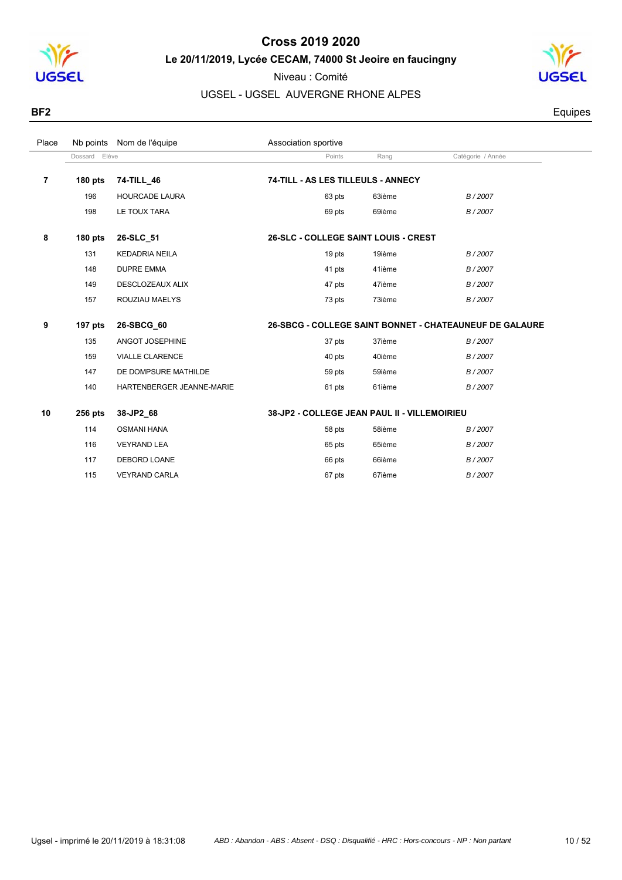# Cross 2019 2020

**Le 20/11/2019, Lycée CECAM, 74000 St Jeoire en faucingny**

Niveau : Comité

UGSEL - UGSEL AUVERGNE RHONE ALPES

**BF2** — Equipes

| Place | Nb points | Nom de l'équipe | Association sportive | | |
|---|---|---|---|---|---|
| | Dossard | Elève | Points | Rang | Catégorie / Année |
| **7** | **180 pts** | **74-TILL_46** | **74-TILL - AS LES TILLEULS - ANNECY** | | |
| | 196 | HOURCADE LAURA | 63 pts | 63ième | *B / 2007* |
| | 198 | LE TOUX TARA | 69 pts | 69ième | *B / 2007* |
| **8** | **180 pts** | **26-SLC_51** | **26-SLC - COLLEGE SAINT LOUIS - CREST** | | |
| | 131 | KEDADRIA NEILA | 19 pts | 19ième | *B / 2007* |
| | 148 | DUPRE EMMA | 41 pts | 41ième | *B / 2007* |
| | 149 | DESCLOZEAUX ALIX | 47 pts | 47ième | *B / 2007* |
| | 157 | ROUZIAU MAELYS | 73 pts | 73ième | *B / 2007* |
| **9** | **197 pts** | **26-SBCG_60** | **26-SBCG - COLLEGE SAINT BONNET - CHATEAUNEUF DE GALAURE** | | |
| | 135 | ANGOT JOSEPHINE | 37 pts | 37ième | *B / 2007* |
| | 159 | VIALLE CLARENCE | 40 pts | 40ième | *B / 2007* |
| | 147 | DE DOMPSURE MATHILDE | 59 pts | 59ième | *B / 2007* |
| | 140 | HARTENBERGER JEANNE-MARIE | 61 pts | 61ième | *B / 2007* |
| **10** | **256 pts** | **38-JP2_68** | **38-JP2 - COLLEGE JEAN PAUL II - VILLEMOIRIEU** | | |
| | 114 | OSMANI HANA | 58 pts | 58ième | *B / 2007* |
| | 116 | VEYRAND LEA | 65 pts | 65ième | *B / 2007* |
| | 117 | DEBORD LOANE | 66 pts | 66ième | *B / 2007* |
| | 115 | VEYRAND CARLA | 67 pts | 67ième | *B / 2007* |

Ugsel - imprimé le 20/11/2019 à 18:31:08

*ABD : Abandon - ABS : Absent - DSQ : Disqualifié - HRC : Hors-concours - NP : Non partant*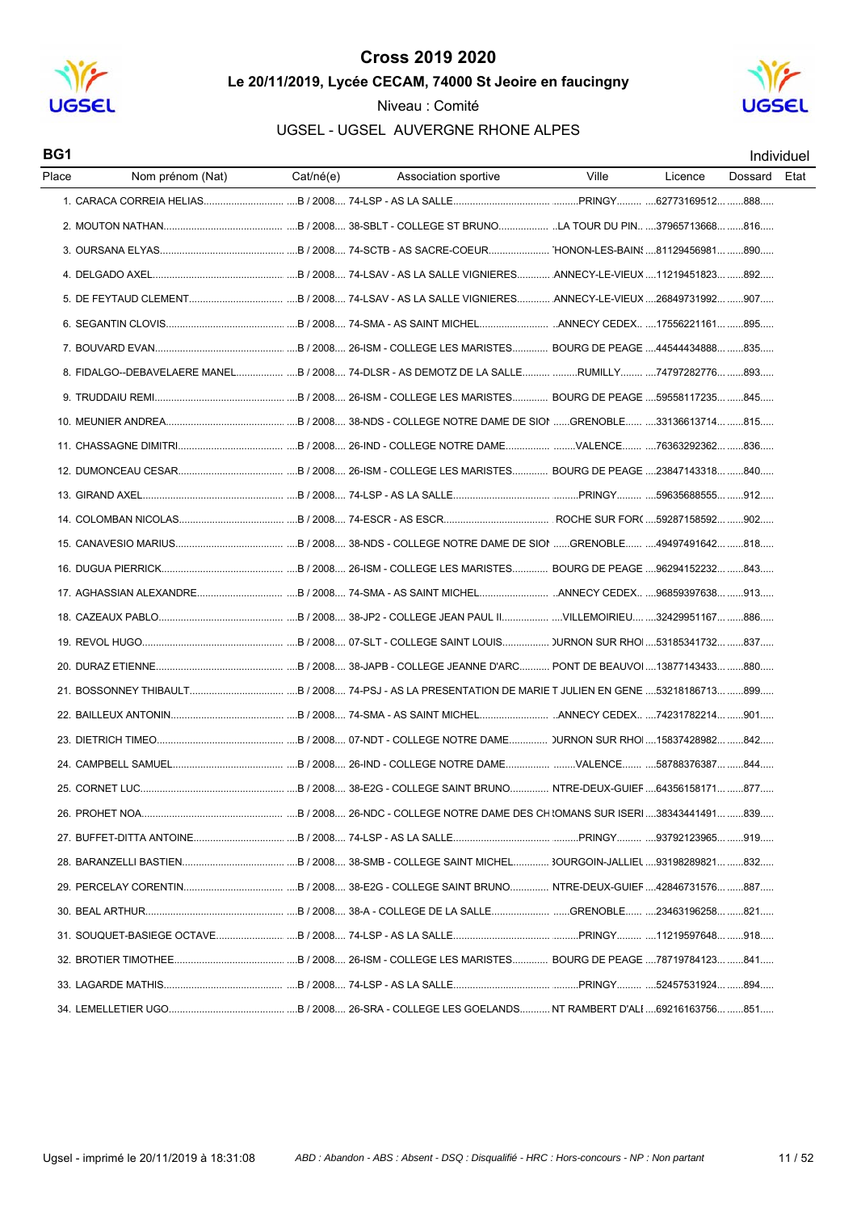# Cross 2019 2020

## Le 20/11/2019, Lycée CECAM, 74000 St Jeoire en faucingny

Niveau : Comité

UGSEL - UGSEL AUVERGNE RHONE ALPES

**BG1** — Individuel

| Place | Nom prénom (Nat) | Cat/né(e) | Association sportive | Ville | Licence | Dossard | Etat |
|---|---|---|---|---|---|---|---|
| 1. | CARACA CORREIA HELIAS | B / 2008 | 74-LSP - AS LA SALLE | PRINGY | 62773169512 | 888 | |
| 2. | MOUTON NATHAN | B / 2008 | 38-SBLT - COLLEGE ST BRUNO | LA TOUR DU PIN | 37965713668 | 816 | |
| 3. | OURSANA ELYAS | B / 2008 | 74-SCTB - AS SACRE-COEUR | 'HONON-LES-BAINS | 81129456981 | 890 | |
| 4. | DELGADO AXEL | B / 2008 | 74-LSAV - AS LA SALLE VIGNIERES | ANNECY-LE-VIEUX | 11219451823 | 892 | |
| 5. | DE FEYTAUD CLEMENT | B / 2008 | 74-LSAV - AS LA SALLE VIGNIERES | ANNECY-LE-VIEUX | 26849731992 | 907 | |
| 6. | SEGANTIN CLOVIS | B / 2008 | 74-SMA - AS SAINT MICHEL | ANNECY CEDEX | 17556221161 | 895 | |
| 7. | BOUVARD EVAN | B / 2008 | 26-ISM - COLLEGE LES MARISTES | BOURG DE PEAGE | 44544434888 | 835 | |
| 8. | FIDALGO--DEBAVELAERE MANEL | B / 2008 | 74-DLSR - AS DEMOTZ DE LA SALLE | RUMILLY | 74797282776 | 893 | |
| 9. | TRUDDAIU REMI | B / 2008 | 26-ISM - COLLEGE LES MARISTES | BOURG DE PEAGE | 59558117235 | 845 | |
| 10. | MEUNIER ANDREA | B / 2008 | 38-NDS - COLLEGE NOTRE DAME DE SION | GRENOBLE | 33136613714 | 815 | |
| 11. | CHASSAGNE DIMITRI | B / 2008 | 26-IND - COLLEGE NOTRE DAME | VALENCE | 76363292362 | 836 | |
| 12. | DUMONCEAU CESAR | B / 2008 | 26-ISM - COLLEGE LES MARISTES | BOURG DE PEAGE | 23847143318 | 840 | |
| 13. | GIRAND AXEL | B / 2008 | 74-LSP - AS LA SALLE | PRINGY | 59635688555 | 912 | |
| 14. | COLOMBAN NICOLAS | B / 2008 | 74-ESCR - AS ESCR | ROCHE SUR FORON | 59287158592 | 902 | |
| 15. | CANAVESIO MARIUS | B / 2008 | 38-NDS - COLLEGE NOTRE DAME DE SION | GRENOBLE | 49497491642 | 818 | |
| 16. | DUGUA PIERRICK | B / 2008 | 26-ISM - COLLEGE LES MARISTES | BOURG DE PEAGE | 96294152232 | 843 | |
| 17. | AGHASSIAN ALEXANDRE | B / 2008 | 74-SMA - AS SAINT MICHEL | ANNECY CEDEX | 96859397638 | 913 | |
| 18. | CAZEAUX PABLO | B / 2008 | 38-JP2 - COLLEGE JEAN PAUL II | VILLEMOIRIEU | 32429951167 | 886 | |
| 19. | REVOL HUGO | B / 2008 | 07-SLT - COLLEGE SAINT LOUIS | TOURNON SUR RHONE | 53185341732 | 837 | |
| 20. | DURAZ ETIENNE | B / 2008 | 38-JAPB - COLLEGE JEANNE D'ARC | PONT DE BEAUVOISIN | 13877143433 | 880 | |
| 21. | BOSSONNEY THIBAULT | B / 2008 | 74-PSJ - AS LA PRESENTATION DE MARIE | T JULIEN EN GENEVOIS | 53218186713 | 899 | |
| 22. | BAILLEUX ANTONIN | B / 2008 | 74-SMA - AS SAINT MICHEL | ANNECY CEDEX | 74231782214 | 901 | |
| 23. | DIETRICH TIMEO | B / 2008 | 07-NDT - COLLEGE NOTRE DAME | TOURNON SUR RHONE | 15837428982 | 842 | |
| 24. | CAMPBELL SAMUEL | B / 2008 | 26-IND - COLLEGE NOTRE DAME | VALENCE | 58788376387 | 844 | |
| 25. | CORNET LUC | B / 2008 | 38-E2G - COLLEGE SAINT BRUNO | NTRE-DEUX-GUIERS | 64356158171 | 877 | |
| 26. | PROHET NOA | B / 2008 | 26-NDC - COLLEGE NOTRE DAME DES CHAMPS | ROMANS SUR ISERE | 38343441491 | 839 | |
| 27. | BUFFET-DITTA ANTOINE | B / 2008 | 74-LSP - AS LA SALLE | PRINGY | 93792123965 | 919 | |
| 28. | BARANZELLI BASTIEN | B / 2008 | 38-SMB - COLLEGE SAINT MICHEL | BOURGOIN-JALLIEU | 93198289821 | 832 | |
| 29. | PERCELAY CORENTIN | B / 2008 | 38-E2G - COLLEGE SAINT BRUNO | NTRE-DEUX-GUIERS | 42846731576 | 887 | |
| 30. | BEAL ARTHUR | B / 2008 | 38-A - COLLEGE DE LA SALLE | GRENOBLE | 23463196258 | 821 | |
| 31. | SOUQUET-BASIEGE OCTAVE | B / 2008 | 74-LSP - AS LA SALLE | PRINGY | 11219597648 | 918 | |
| 32. | BROTIER TIMOTHEE | B / 2008 | 26-ISM - COLLEGE LES MARISTES | BOURG DE PEAGE | 78719784123 | 841 | |
| 33. | LAGARDE MATHIS | B / 2008 | 74-LSP - AS LA SALLE | PRINGY | 52457531924 | 894 | |
| 34. | LEMELLETIER UGO | B / 2008 | 26-SRA - COLLEGE LES GOELANDS | NT RAMBERT D'ALBON | 69216163756 | 851 | |

Ugsel - imprimé le 20/11/2019 à 18:31:08

*ABD : Abandon - ABS : Absent - DSQ : Disqualifié - HRC : Hors-concours - NP : Non partant*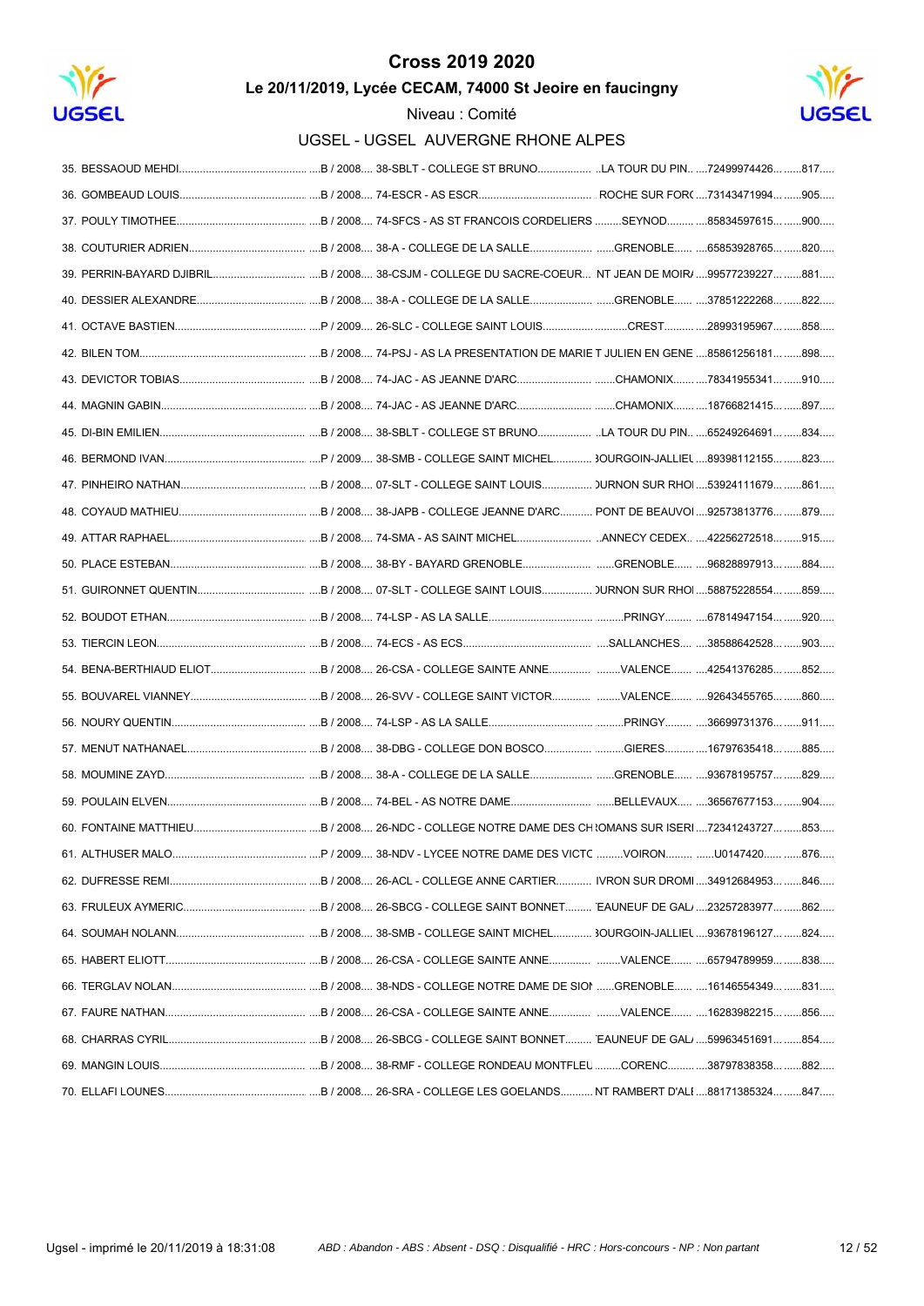# Cross 2019 2020

## Le 20/11/2019, Lycée CECAM, 74000 St Jeoire en faucigny

Niveau : Comité

### UGSEL - UGSEL AUVERGNE RHONE ALPES

| Rang | Nom | Cat. / Année | Établissement | Ville | Licence | Dossard |
|---|---|---|---|---|---|---|
| 35. | BESSAOUD MEHDI | B / 2008 | 38-SBLT - COLLEGE ST BRUNO | LA TOUR DU PIN | 72499974426 | 817 |
| 36. | GOMBEAUD LOUIS | B / 2008 | 74-ESCR - AS ESCR | ROCHE SUR FORO | 73143471994 | 905 |
| 37. | POULY TIMOTHEE | B / 2008 | 74-SFCS - AS ST FRANCOIS CORDELIERS | SEYNOD | 85834597615 | 900 |
| 38. | COUTURIER ADRIEN | B / 2008 | 38-A - COLLEGE DE LA SALLE | GRENOBLE | 65853928765 | 820 |
| 39. | PERRIN-BAYARD DJIBRIL | B / 2008 | 38-CSJM - COLLEGE DU SACRE-COEUR | NT JEAN DE MOIR/ | 99577239227 | 881 |
| 40. | DESSIER ALEXANDRE | B / 2008 | 38-A - COLLEGE DE LA SALLE | GRENOBLE | 37851222268 | 822 |
| 41. | OCTAVE BASTIEN | P / 2009 | 26-SLC - COLLEGE SAINT LOUIS | CREST | 28993195967 | 858 |
| 42. | BILEN TOM | B / 2008 | 74-PSJ - AS LA PRESENTATION DE MARIE T JULIEN EN GENE | | 85861256181 | 898 |
| 43. | DEVICTOR TOBIAS | B / 2008 | 74-JAC - AS JEANNE D'ARC | CHAMONIX | 78341955341 | 910 |
| 44. | MAGNIN GABIN | B / 2008 | 74-JAC - AS JEANNE D'ARC | CHAMONIX | 18766821415 | 897 |
| 45. | DI-BIN EMILIEN | B / 2008 | 38-SBLT - COLLEGE ST BRUNO | LA TOUR DU PIN | 65249264691 | 834 |
| 46. | BERMOND IVAN | P / 2009 | 38-SMB - COLLEGE SAINT MICHEL | 3OURGOIN-JALLIEU | 89398112155 | 823 |
| 47. | PINHEIRO NATHAN | B / 2008 | 07-SLT - COLLEGE SAINT LOUIS | )URNON SUR RHO | 53924111679 | 861 |
| 48. | COYAUD MATHIEU | B / 2008 | 38-JAPB - COLLEGE JEANNE D'ARC | PONT DE BEAUVOI | 92573813776 | 879 |
| 49. | ATTAR RAPHAEL | B / 2008 | 74-SMA - AS SAINT MICHEL | ANNECY CEDEX | 42256272518 | 915 |
| 50. | PLACE ESTEBAN | B / 2008 | 38-BY - BAYARD GRENOBLE | GRENOBLE | 96828897913 | 884 |
| 51. | GUIRONNET QUENTIN | B / 2008 | 07-SLT - COLLEGE SAINT LOUIS | )URNON SUR RHO | 58875228554 | 859 |
| 52. | BOUDOT ETHAN | B / 2008 | 74-LSP - AS LA SALLE | PRINGY | 67814947154 | 920 |
| 53. | TIERCIN LEON | B / 2008 | 74-ECS - AS ECS | SALLANCHES | 38588642528 | 903 |
| 54. | BENA-BERTHIAUD ELIOT | B / 2008 | 26-CSA - COLLEGE SAINTE ANNE | VALENCE | 42541376285 | 852 |
| 55. | BOUVAREL VIANNEY | B / 2008 | 26-SVV - COLLEGE SAINT VICTOR | VALENCE | 92643455765 | 860 |
| 56. | NOURY QUENTIN | B / 2008 | 74-LSP - AS LA SALLE | PRINGY | 36699731376 | 911 |
| 57. | MENUT NATHANAEL | B / 2008 | 38-DBG - COLLEGE DON BOSCO | GIERES | 16797635418 | 885 |
| 58. | MOUMINE ZAYD | B / 2008 | 38-A - COLLEGE DE LA SALLE | GRENOBLE | 93678195757 | 829 |
| 59. | POULAIN ELVEN | B / 2008 | 74-BEL - AS NOTRE DAME | BELLEVAUX | 36567677153 | 904 |
| 60. | FONTAINE MATTHIEU | B / 2008 | 26-NDC - COLLEGE NOTRE DAME DES CH | ROMANS SUR ISERI | 72341243727 | 853 |
| 61. | ALTHUSER MALO | P / 2009 | 38-NDV - LYCEE NOTRE DAME DES VICTC | VOIRON | U0147420 | 876 |
| 62. | DUFRESSE REMI | B / 2008 | 26-ACL - COLLEGE ANNE CARTIER | IVRON SUR DROMI | 34912684953 | 846 |
| 63. | FRULEUX AYMERIC | B / 2008 | 26-SBCG - COLLEGE SAINT BONNET | EAUNEUF DE GAL/ | 23257283977 | 862 |
| 64. | SOUMAH NOLANN | B / 2008 | 38-SMB - COLLEGE SAINT MICHEL | 3OURGOIN-JALLIEU | 93678196127 | 824 |
| 65. | HABERT ELIOTT | B / 2008 | 26-CSA - COLLEGE SAINTE ANNE | VALENCE | 65794789959 | 838 |
| 66. | TERGLAV NOLAN | B / 2008 | 38-NDS - COLLEGE NOTRE DAME DE SIOI | GRENOBLE | 16146554349 | 831 |
| 67. | FAURE NATHAN | B / 2008 | 26-CSA - COLLEGE SAINTE ANNE | VALENCE | 16283982215 | 856 |
| 68. | CHARRAS CYRIL | B / 2008 | 26-SBCG - COLLEGE SAINT BONNET | EAUNEUF DE GAL/ | 59963451691 | 854 |
| 69. | MANGIN LOUIS | B / 2008 | 38-RMF - COLLEGE RONDEAU MONTFLEU | CORENC | 38797838358 | 882 |
| 70. | ELLAFI LOUNES | B / 2008 | 26-SRA - COLLEGE LES GOELANDS | NT RAMBERT D'ALI | 88171385324 | 847 |

Ugsel - imprimé le 20/11/2019 à 18:31:08 — *ABD : Abandon - ABS : Absent - DSQ : Disqualifié - HRC : Hors-concours - NP : Non partant*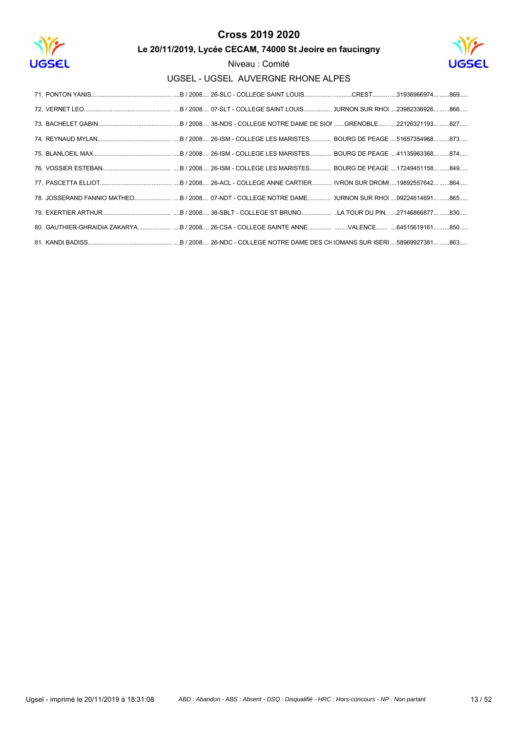# Cross 2019 2020

## Le 20/11/2019, Lycée CECAM, 74000 St Jeoire en faucingny

Niveau : Comité

UGSEL - UGSEL AUVERGNE RHONE ALPES

71. PONTON YANIS................................................ ....B / 2008.... 26-SLC - COLLEGE SAINT LOUIS............... ..........CREST.......... ....31936966974... ......869.....
72. VERNET LEO.................................................... ....B / 2008.... 07-SLT - COLLEGE SAINT LOUIS................ )URNON SUR RHOI ....23982336926... ......866.....
73. BACHELET GABIN............................................ ....B / 2008.... 38-NDS - COLLEGE NOTRE DAME DE SIOI ......GRENOBLE...... ....22126321193... ......827.....
74. REYNAUD MYLAN............................................ ....B / 2008.... 26-ISM - COLLEGE LES MARISTES............ BOURG DE PEAGE ....51657354968... ......873.....
75. BLANLOEIL MAX............................................... ....B / 2008.... 26-ISM - COLLEGE LES MARISTES............ BOURG DE PEAGE ....41135963368... ......874.....
76. VOSSIER ESTEBAN......................................... ....B / 2008.... 26-ISM - COLLEGE LES MARISTES............ BOURG DE PEAGE ....17249451158... ......849.....
77. PASCETTA ELLIOT............................................ ....B / 2008.... 26-ACL - COLLEGE ANNE CARTIER........... IVRON SUR DROMI ....19892557642... ......864.....
78. JOSSERAND FANNIO MATHEO...................... ....B / 2008.... 07-NDT - COLLEGE NOTRE DAME............. )URNON SUR RHOI ....99224614691... ......865.....
79. EXERTIER ARTHUR......................................... ....B / 2008.... 38-SBLT - COLLEGE ST BRUNO.................. ..LA TOUR DU PIN.. ....27146866877... ......830.....
80. GAUTHIER-GHRAIDIA ZAKARYA.................... ....B / 2008.... 26-CSA - COLLEGE SAINTE ANNE............. ........VALENCE....... ....64515619161... ......850.....
81. KANDI BADISS.................................................. ....B / 2008.... 26-NDC - COLLEGE NOTRE DAME DES CH :OMANS SUR ISERI ....58969927381... ......863.....

Ugsel - imprimé le 20/11/2019 à 18:31:08 — *ABD : Abandon - ABS : Absent - DSQ : Disqualifié - HRC : Hors-concours - NP : Non partant*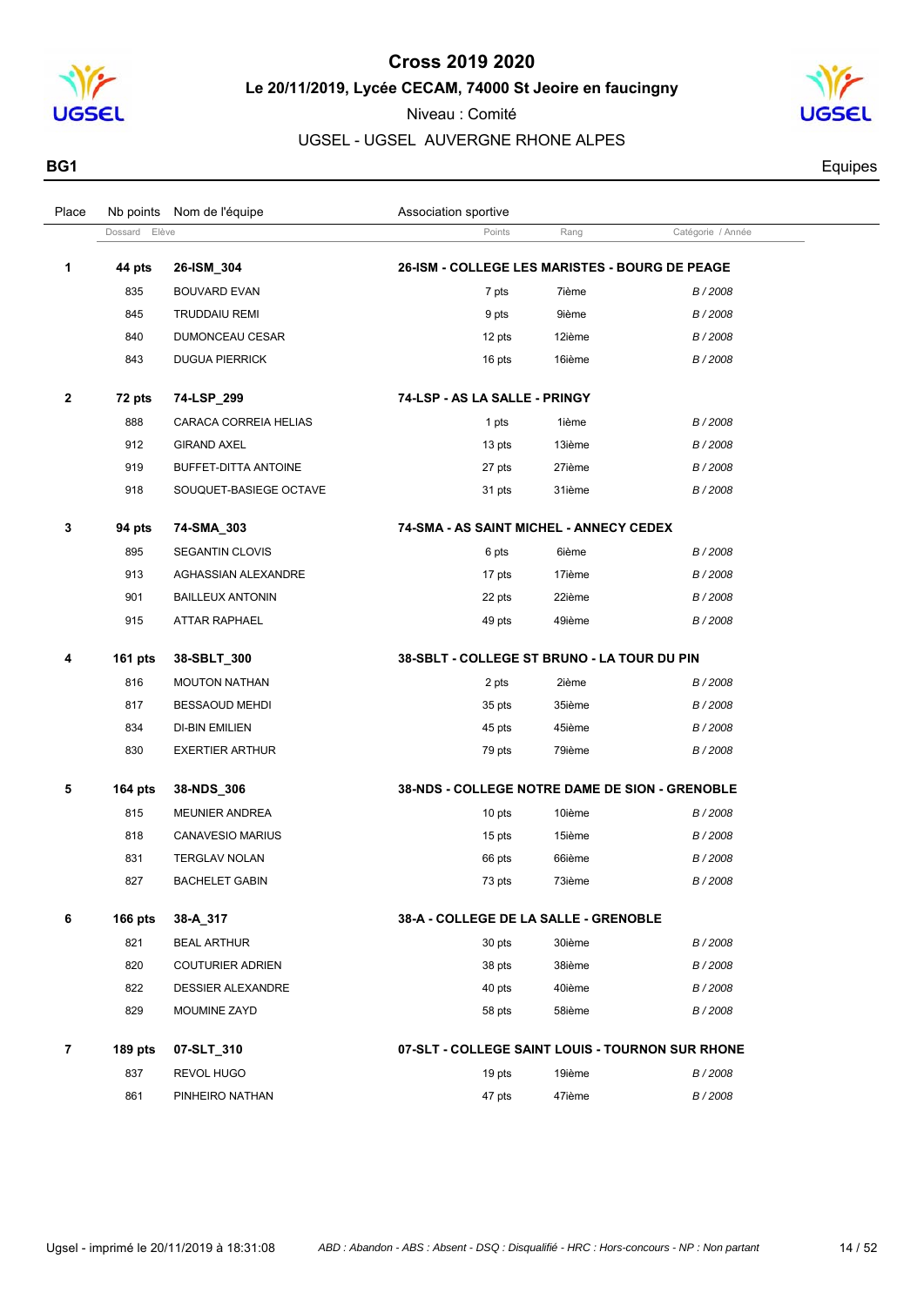# Cross 2019 2020

**Le 20/11/2019, Lycée CECAM, 74000 St Jeoire en faucingny**

Niveau : Comité

UGSEL - UGSEL AUVERGNE RHONE ALPES

**BG1** Equipes

| Place | Nb points | Nom de l'équipe | Association sportive | | |
|---|---|---|---|---|---|
| | Dossard | Elève | Points | Rang | Catégorie / Année |
| **1** | **44 pts** | **26-ISM_304** | **26-ISM - COLLEGE LES MARISTES - BOURG DE PEAGE** | | |
| | 835 | BOUVARD EVAN | 7 pts | 7ième | *B / 2008* |
| | 845 | TRUDDAIU REMI | 9 pts | 9ième | *B / 2008* |
| | 840 | DUMONCEAU CESAR | 12 pts | 12ième | *B / 2008* |
| | 843 | DUGUA PIERRICK | 16 pts | 16ième | *B / 2008* |
| **2** | **72 pts** | **74-LSP_299** | **74-LSP - AS LA SALLE - PRINGY** | | |
| | 888 | CARACA CORREIA HELIAS | 1 pts | 1ième | *B / 2008* |
| | 912 | GIRAND AXEL | 13 pts | 13ième | *B / 2008* |
| | 919 | BUFFET-DITTA ANTOINE | 27 pts | 27ième | *B / 2008* |
| | 918 | SOUQUET-BASIEGE OCTAVE | 31 pts | 31ième | *B / 2008* |
| **3** | **94 pts** | **74-SMA_303** | **74-SMA - AS SAINT MICHEL - ANNECY CEDEX** | | |
| | 895 | SEGANTIN CLOVIS | 6 pts | 6ième | *B / 2008* |
| | 913 | AGHASSIAN ALEXANDRE | 17 pts | 17ième | *B / 2008* |
| | 901 | BAILLEUX ANTONIN | 22 pts | 22ième | *B / 2008* |
| | 915 | ATTAR RAPHAEL | 49 pts | 49ième | *B / 2008* |
| **4** | **161 pts** | **38-SBLT_300** | **38-SBLT - COLLEGE ST BRUNO - LA TOUR DU PIN** | | |
| | 816 | MOUTON NATHAN | 2 pts | 2ième | *B / 2008* |
| | 817 | BESSAOUD MEHDI | 35 pts | 35ième | *B / 2008* |
| | 834 | DI-BIN EMILIEN | 45 pts | 45ième | *B / 2008* |
| | 830 | EXERTIER ARTHUR | 79 pts | 79ième | *B / 2008* |
| **5** | **164 pts** | **38-NDS_306** | **38-NDS - COLLEGE NOTRE DAME DE SION - GRENOBLE** | | |
| | 815 | MEUNIER ANDREA | 10 pts | 10ième | *B / 2008* |
| | 818 | CANAVESIO MARIUS | 15 pts | 15ième | *B / 2008* |
| | 831 | TERGLAV NOLAN | 66 pts | 66ième | *B / 2008* |
| | 827 | BACHELET GABIN | 73 pts | 73ième | *B / 2008* |
| **6** | **166 pts** | **38-A_317** | **38-A - COLLEGE DE LA SALLE - GRENOBLE** | | |
| | 821 | BEAL ARTHUR | 30 pts | 30ième | *B / 2008* |
| | 820 | COUTURIER ADRIEN | 38 pts | 38ième | *B / 2008* |
| | 822 | DESSIER ALEXANDRE | 40 pts | 40ième | *B / 2008* |
| | 829 | MOUMINE ZAYD | 58 pts | 58ième | *B / 2008* |
| **7** | **189 pts** | **07-SLT_310** | **07-SLT - COLLEGE SAINT LOUIS - TOURNON SUR RHONE** | | |
| | 837 | REVOL HUGO | 19 pts | 19ième | *B / 2008* |
| | 861 | PINHEIRO NATHAN | 47 pts | 47ième | *B / 2008* |

Ugsel - imprimé le 20/11/2019 à 18:31:08 *ABD : Abandon - ABS : Absent - DSQ : Disqualifié - HRC : Hors-concours - NP : Non partant*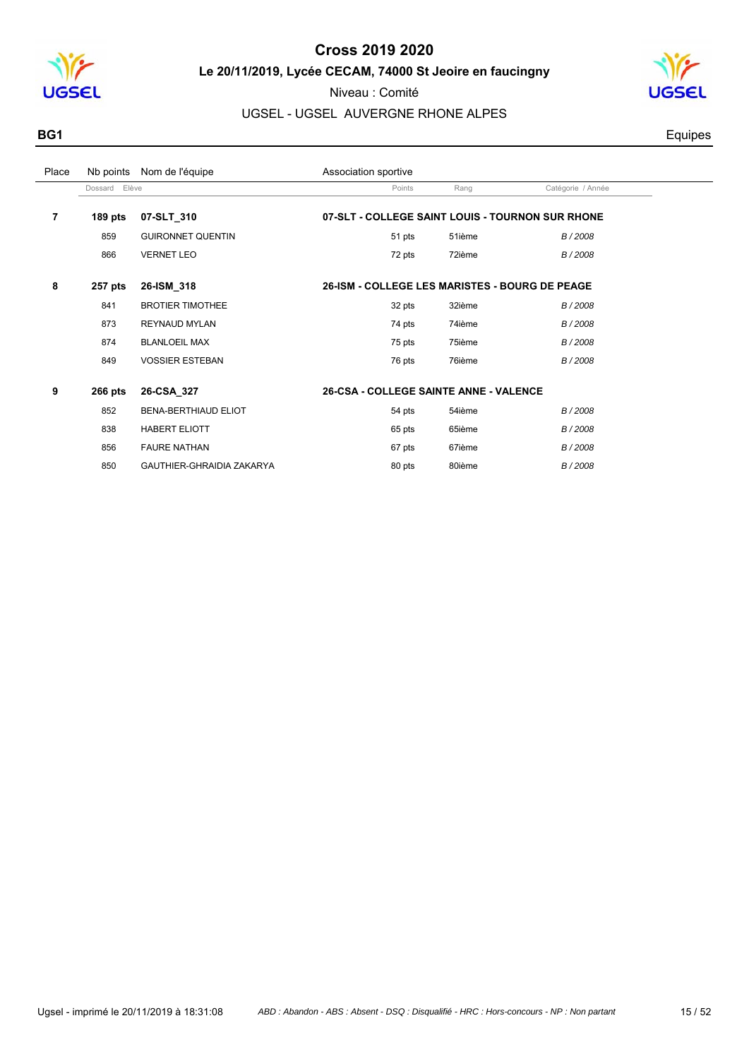# Cross 2019 2020

**Le 20/11/2019, Lycée CECAM, 74000 St Jeoire en faucingny**

Niveau : Comité

UGSEL - UGSEL AUVERGNE RHONE ALPES

**BG1** Equipes

| Place | Nb points | Nom de l'équipe | Association sportive | | |
|---|---|---|---|---|---|
| | Dossard | Elève | Points | Rang | Catégorie / Année |
| **7** | **189 pts** | **07-SLT_310** | **07-SLT - COLLEGE SAINT LOUIS - TOURNON SUR RHONE** | | |
| | 859 | GUIRONNET QUENTIN | 51 pts | 51ième | *B / 2008* |
| | 866 | VERNET LEO | 72 pts | 72ième | *B / 2008* |
| **8** | **257 pts** | **26-ISM_318** | **26-ISM - COLLEGE LES MARISTES - BOURG DE PEAGE** | | |
| | 841 | BROTIER TIMOTHEE | 32 pts | 32ième | *B / 2008* |
| | 873 | REYNAUD MYLAN | 74 pts | 74ième | *B / 2008* |
| | 874 | BLANLOEIL MAX | 75 pts | 75ième | *B / 2008* |
| | 849 | VOSSIER ESTEBAN | 76 pts | 76ième | *B / 2008* |
| **9** | **266 pts** | **26-CSA_327** | **26-CSA - COLLEGE SAINTE ANNE - VALENCE** | | |
| | 852 | BENA-BERTHIAUD ELIOT | 54 pts | 54ième | *B / 2008* |
| | 838 | HABERT ELIOTT | 65 pts | 65ième | *B / 2008* |
| | 856 | FAURE NATHAN | 67 pts | 67ième | *B / 2008* |
| | 850 | GAUTHIER-GHRAIDIA ZAKARYA | 80 pts | 80ième | *B / 2008* |

Ugsel - imprimé le 20/11/2019 à 18:31:08 — *ABD : Abandon - ABS : Absent - DSQ : Disqualifié - HRC : Hors-concours - NP : Non partant*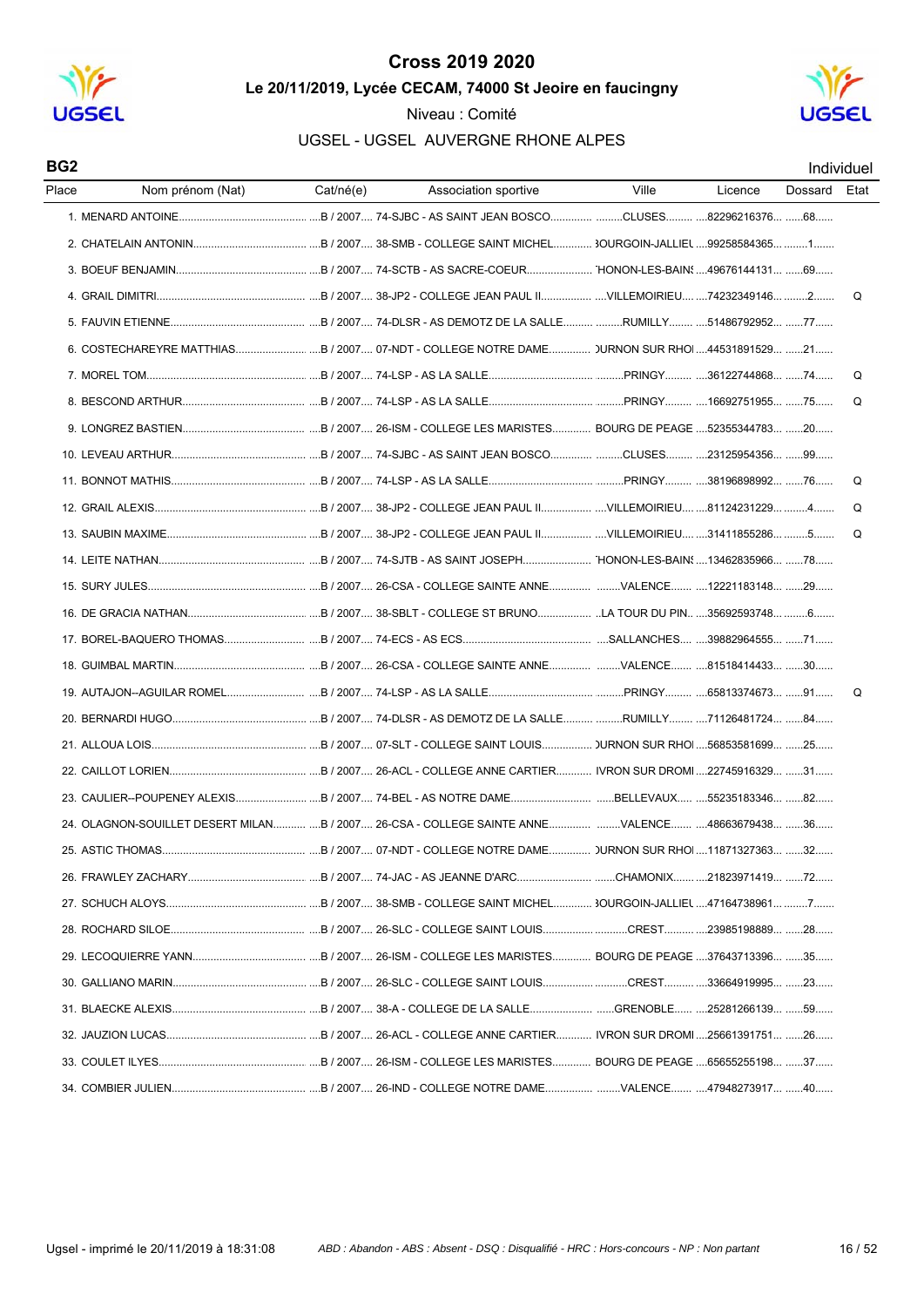# Cross 2019 2020

**Le 20/11/2019, Lycée CECAM, 74000 St Jeoire en faucingny**

Niveau : Comité

UGSEL - UGSEL AUVERGNE RHONE ALPES

**BG2** — Individuel

| Place | Nom prénom (Nat) | Cat/né(e) | Association sportive | Ville | Licence | Dossard | Etat |
|---|---|---|---|---|---|---|---|
| 1. | MENARD ANTOINE | B / 2007 | 74-SJBC - AS SAINT JEAN BOSCO | CLUSES | 82296216376 | 68 | |
| 2. | CHATELAIN ANTONIN | B / 2007 | 38-SMB - COLLEGE SAINT MICHEL | BOURGOIN-JALLIEU | 99258584365 | 1 | |
| 3. | BOEUF BENJAMIN | B / 2007 | 74-SCTB - AS SACRE-COEUR | THONON-LES-BAINS | 49676144131 | 69 | |
| 4. | GRAIL DIMITRI | B / 2007 | 38-JP2 - COLLEGE JEAN PAUL II | VILLEMOIRIEU | 74232349146 | 2 | Q |
| 5. | FAUVIN ETIENNE | B / 2007 | 74-DLSR - AS DEMOTZ DE LA SALLE | RUMILLY | 51486792952 | 77 | |
| 6. | COSTECHAREYRE MATTHIAS | B / 2007 | 07-NDT - COLLEGE NOTRE DAME | TOURNON SUR RHONE | 44531891529 | 21 | |
| 7. | MOREL TOM | B / 2007 | 74-LSP - AS LA SALLE | PRINGY | 36122744868 | 74 | Q |
| 8. | BESCOND ARTHUR | B / 2007 | 74-LSP - AS LA SALLE | PRINGY | 16692751955 | 75 | Q |
| 9. | LONGREZ BASTIEN | B / 2007 | 26-ISM - COLLEGE LES MARISTES | BOURG DE PEAGE | 52355344783 | 20 | |
| 10. | LEVEAU ARTHUR | B / 2007 | 74-SJBC - AS SAINT JEAN BOSCO | CLUSES | 23125954356 | 99 | |
| 11. | BONNOT MATHIS | B / 2007 | 74-LSP - AS LA SALLE | PRINGY | 38196898992 | 76 | Q |
| 12. | GRAIL ALEXIS | B / 2007 | 38-JP2 - COLLEGE JEAN PAUL II | VILLEMOIRIEU | 81124231229 | 4 | Q |
| 13. | SAUBIN MAXIME | B / 2007 | 38-JP2 - COLLEGE JEAN PAUL II | VILLEMOIRIEU | 31411855286 | 5 | Q |
| 14. | LEITE NATHAN | B / 2007 | 74-SJTB - AS SAINT JOSEPH | THONON-LES-BAINS | 13462835966 | 78 | |
| 15. | SURY JULES | B / 2007 | 26-CSA - COLLEGE SAINTE ANNE | VALENCE | 12221183148 | 29 | |
| 16. | DE GRACIA NATHAN | B / 2007 | 38-SBLT - COLLEGE ST BRUNO | LA TOUR DU PIN | 35692593748 | 6 | |
| 17. | BOREL-BAQUERO THOMAS | B / 2007 | 74-ECS - AS ECS | SALLANCHES | 39882964555 | 71 | |
| 18. | GUIMBAL MARTIN | B / 2007 | 26-CSA - COLLEGE SAINTE ANNE | VALENCE | 81518414433 | 30 | |
| 19. | AUTAJON--AGUILAR ROMEL | B / 2007 | 74-LSP - AS LA SALLE | PRINGY | 65813374673 | 91 | Q |
| 20. | BERNARDI HUGO | B / 2007 | 74-DLSR - AS DEMOTZ DE LA SALLE | RUMILLY | 71126481724 | 84 | |
| 21. | ALLOUA LOIS | B / 2007 | 07-SLT - COLLEGE SAINT LOUIS | TOURNON SUR RHONE | 56853581699 | 25 | |
| 22. | CAILLOT LORIEN | B / 2007 | 26-ACL - COLLEGE ANNE CARTIER | LIVRON SUR DROME | 22745916329 | 31 | |
| 23. | CAULIER--POUPENEY ALEXIS | B / 2007 | 74-BEL - AS NOTRE DAME | BELLEVAUX | 55235183346 | 82 | |
| 24. | OLAGNON-SOUILLET DESERT MILAN | B / 2007 | 26-CSA - COLLEGE SAINTE ANNE | VALENCE | 48663679438 | 36 | |
| 25. | ASTIC THOMAS | B / 2007 | 07-NDT - COLLEGE NOTRE DAME | TOURNON SUR RHONE | 11871327363 | 32 | |
| 26. | FRAWLEY ZACHARY | B / 2007 | 74-JAC - AS JEANNE D'ARC | CHAMONIX | 21823971419 | 72 | |
| 27. | SCHUCH ALOYS | B / 2007 | 38-SMB - COLLEGE SAINT MICHEL | BOURGOIN-JALLIEU | 47164738961 | 7 | |
| 28. | ROCHARD SILOE | B / 2007 | 26-SLC - COLLEGE SAINT LOUIS | CREST | 23985198889 | 28 | |
| 29. | LECOQUIERRE YANN | B / 2007 | 26-ISM - COLLEGE LES MARISTES | BOURG DE PEAGE | 37643713396 | 35 | |
| 30. | GALLIANO MARIN | B / 2007 | 26-SLC - COLLEGE SAINT LOUIS | CREST | 33664919995 | 23 | |
| 31. | BLAECKE ALEXIS | B / 2007 | 38-A - COLLEGE DE LA SALLE | GRENOBLE | 25281266139 | 59 | |
| 32. | JAUZION LUCAS | B / 2007 | 26-ACL - COLLEGE ANNE CARTIER | LIVRON SUR DROME | 25661391751 | 26 | |
| 33. | COULET ILYES | B / 2007 | 26-ISM - COLLEGE LES MARISTES | BOURG DE PEAGE | 65655255198 | 37 | |
| 34. | COMBIER JULIEN | B / 2007 | 26-IND - COLLEGE NOTRE DAME | VALENCE | 47948273917 | 40 | |

Ugsel - imprimé le 20/11/2019 à 18:31:08

*ABD : Abandon - ABS : Absent - DSQ : Disqualifié - HRC : Hors-concours - NP : Non partant*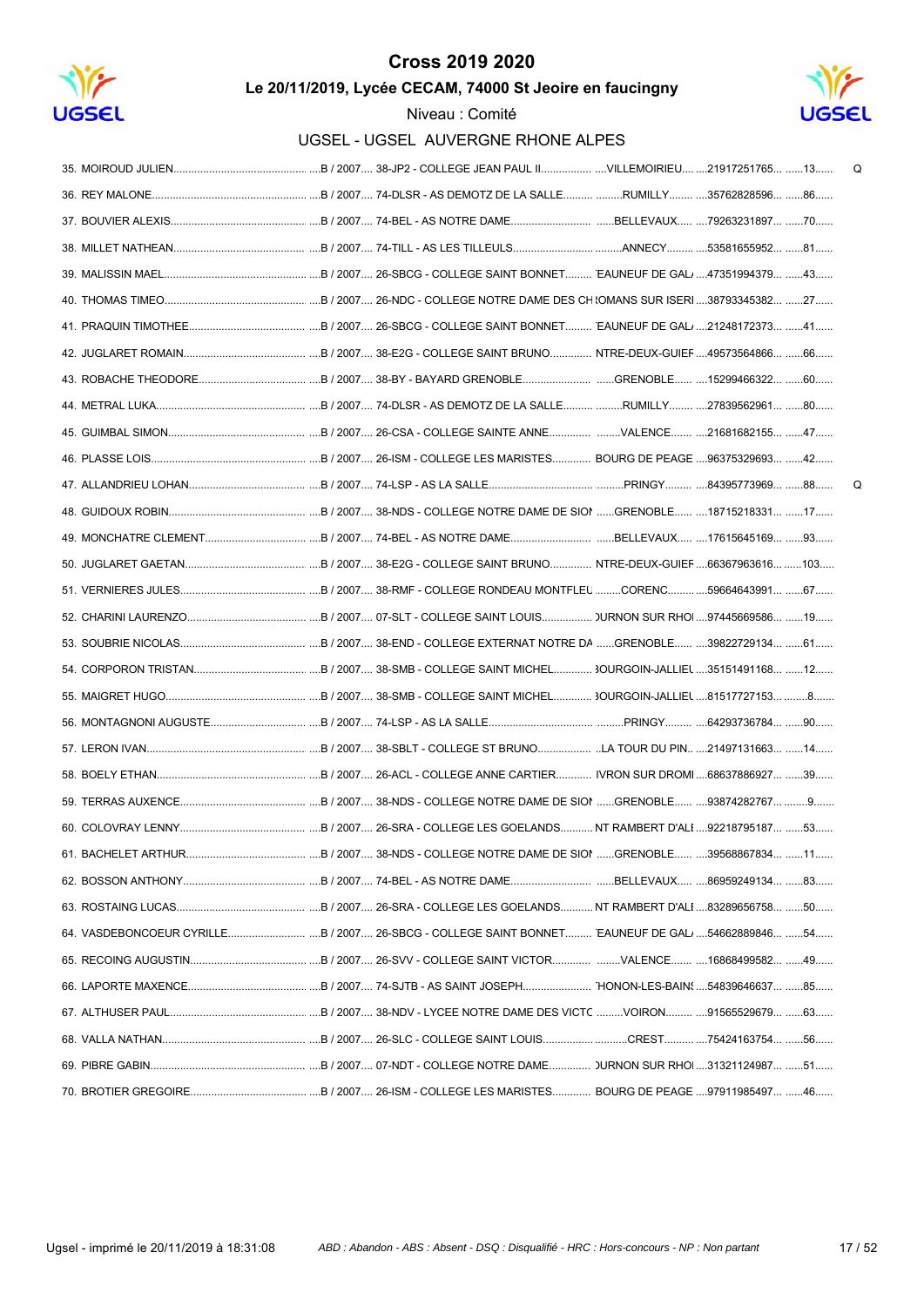# Cross 2019 2020

## Le 20/11/2019, Lycée CECAM, 74000 St Jeoire en faucigny

Niveau : Comité

UGSEL - UGSEL AUVERGNE RHONE ALPES

| Rang | Nom | Cat. | Établissement | Ville | N° | Dossard | |
|---|---|---|---|---|---|---|---|
| 35. | MOIROUD JULIEN | B / 2007 | 38-JP2 - COLLEGE JEAN PAUL II | VILLEMOIRIEU | 21917251765 | 13 | Q |
| 36. | REY MALONE | B / 2007 | 74-DLSR - AS DEMOTZ DE LA SALLE | RUMILLY | 35762828596 | 86 | |
| 37. | BOUVIER ALEXIS | B / 2007 | 74-BEL - AS NOTRE DAME | BELLEVAUX | 79263231897 | 70 | |
| 38. | MILLET NATHEAN | B / 2007 | 74-TILL - AS LES TILLEULS | ANNECY | 53581655952 | 81 | |
| 39. | MALISSIN MAEL | B / 2007 | 26-SBCG - COLLEGE SAINT BONNET | 'EAUNEUF DE GAL | 47351994379 | 43 | |
| 40. | THOMAS TIMEO | B / 2007 | 26-NDC - COLLEGE NOTRE DAME DES CH | 'OMANS SUR ISERI | 38793345382 | 27 | |
| 41. | PRAQUIN TIMOTHEE | B / 2007 | 26-SBCG - COLLEGE SAINT BONNET | 'EAUNEUF DE GAL | 21248172373 | 41 | |
| 42. | JUGLARET ROMAIN | B / 2007 | 38-E2G - COLLEGE SAINT BRUNO | NTRE-DEUX-GUIEF | 49573564866 | 66 | |
| 43. | ROBACHE THEODORE | B / 2007 | 38-BY - BAYARD GRENOBLE | GRENOBLE | 15299466322 | 60 | |
| 44. | METRAL LUKA | B / 2007 | 74-DLSR - AS DEMOTZ DE LA SALLE | RUMILLY | 27839562961 | 80 | |
| 45. | GUIMBAL SIMON | B / 2007 | 26-CSA - COLLEGE SAINTE ANNE | VALENCE | 21681682155 | 47 | |
| 46. | PLASSE LOIS | B / 2007 | 26-ISM - COLLEGE LES MARISTES | BOURG DE PEAGE | 96375329693 | 42 | |
| 47. | ALLANDRIEU LOHAN | B / 2007 | 74-LSP - AS LA SALLE | PRINGY | 84395773969 | 88 | Q |
| 48. | GUIDOUX ROBIN | B / 2007 | 38-NDS - COLLEGE NOTRE DAME DE SION | GRENOBLE | 18715218331 | 17 | |
| 49. | MONCHATRE CLEMENT | B / 2007 | 74-BEL - AS NOTRE DAME | BELLEVAUX | 17615645169 | 93 | |
| 50. | JUGLARET GAETAN | B / 2007 | 38-E2G - COLLEGE SAINT BRUNO | NTRE-DEUX-GUIEF | 66367963616 | 103 | |
| 51. | VERNIERES JULES | B / 2007 | 38-RMF - COLLEGE RONDEAU MONTFLEU | CORENC | 59664643991 | 67 | |
| 52. | CHARINI LAURENZO | B / 2007 | 07-SLT - COLLEGE SAINT LOUIS | )URNON SUR RHOI | 97445669586 | 19 | |
| 53. | SOUBRIE NICOLAS | B / 2007 | 38-END - COLLEGE EXTERNAT NOTRE DA | GRENOBLE | 39822729134 | 61 | |
| 54. | CORPORON TRISTAN | B / 2007 | 38-SMB - COLLEGE SAINT MICHEL | 3OURGOIN-JALLIEU | 35151491168 | 12 | |
| 55. | MAIGRET HUGO | B / 2007 | 38-SMB - COLLEGE SAINT MICHEL | 3OURGOIN-JALLIEU | 81517727153 | 8 | |
| 56. | MONTAGNONI AUGUSTE | B / 2007 | 74-LSP - AS LA SALLE | PRINGY | 64293736784 | 90 | |
| 57. | LERON IVAN | B / 2007 | 38-SBLT - COLLEGE ST BRUNO | LA TOUR DU PIN | 21497131663 | 14 | |
| 58. | BOELY ETHAN | B / 2007 | 26-ACL - COLLEGE ANNE CARTIER | IVRON SUR DROMI | 68637886927 | 39 | |
| 59. | TERRAS AUXENCE | B / 2007 | 38-NDS - COLLEGE NOTRE DAME DE SION | GRENOBLE | 93874282767 | 9 | |
| 60. | COLOVRAY LENNY | B / 2007 | 26-SRA - COLLEGE LES GOELANDS | NT RAMBERT D'ALI | 92218795187 | 53 | |
| 61. | BACHELET ARTHUR | B / 2007 | 38-NDS - COLLEGE NOTRE DAME DE SION | GRENOBLE | 39568867834 | 11 | |
| 62. | BOSSON ANTHONY | B / 2007 | 74-BEL - AS NOTRE DAME | BELLEVAUX | 86959249134 | 83 | |
| 63. | ROSTAING LUCAS | B / 2007 | 26-SRA - COLLEGE LES GOELANDS | NT RAMBERT D'ALI | 83289656758 | 50 | |
| 64. | VASDEBONCOEUR CYRILLE | B / 2007 | 26-SBCG - COLLEGE SAINT BONNET | 'EAUNEUF DE GAL | 54662889846 | 54 | |
| 65. | RECOING AUGUSTIN | B / 2007 | 26-SVV - COLLEGE SAINT VICTOR | VALENCE | 16868499582 | 49 | |
| 66. | LAPORTE MAXENCE | B / 2007 | 74-SJTB - AS SAINT JOSEPH | 'HONON-LES-BAINS | 54839646637 | 85 | |
| 67. | ALTHUSER PAUL | B / 2007 | 38-NDV - LYCEE NOTRE DAME DES VICTC | VOIRON | 91565529679 | 63 | |
| 68. | VALLA NATHAN | B / 2007 | 26-SLC - COLLEGE SAINT LOUIS | CREST | 75424163754 | 56 | |
| 69. | PIBRE GABIN | B / 2007 | 07-NDT - COLLEGE NOTRE DAME | )URNON SUR RHOI | 31321124987 | 51 | |
| 70. | BROTIER GREGOIRE | B / 2007 | 26-ISM - COLLEGE LES MARISTES | BOURG DE PEAGE | 97911985497 | 46 | |

Ugsel - imprimé le 20/11/2019 à 18:31:08

*ABD : Abandon - ABS : Absent - DSQ : Disqualifié - HRC : Hors-concours - NP : Non partant*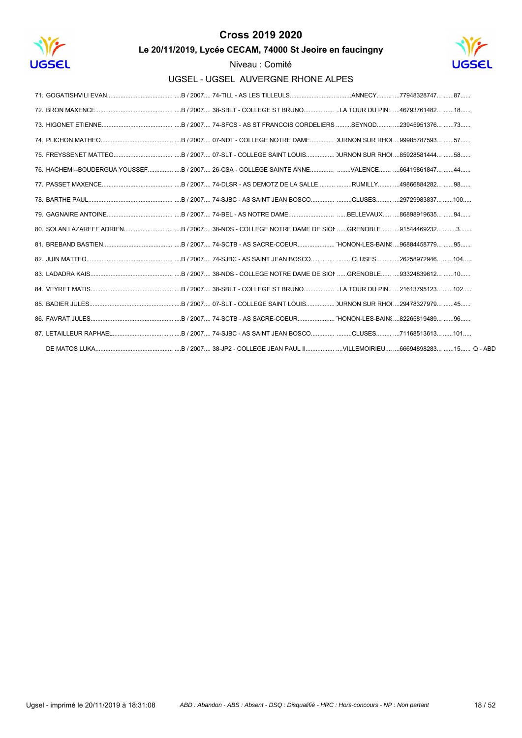# Cross 2019 2020

**Le 20/11/2019, Lycée CECAM, 74000 St Jeoire en faucigny**

Niveau : Comité

## UGSEL - UGSEL AUVERGNE RHONE ALPES

| Rang | Nom | Cat. / Année | Établissement | Ville | N° | Dossard | Statut |
|---|---|---|---|---|---|---|---|
| 71. | GOGATISHVILI EVAN | B / 2007 | 74-TILL - AS LES TILLEULS | ANNECY | 77948328747 | 87 | |
| 72. | BRON MAXENCE | B / 2007 | 38-SBLT - COLLEGE ST BRUNO | LA TOUR DU PIN | 46793761482 | 18 | |
| 73. | HIGONET ETIENNE | B / 2007 | 74-SFCS - AS ST FRANCOIS CORDELIERS | SEYNOD | 23945951376 | 73 | |
| 74. | PLICHON MATHEO | B / 2007 | 07-NDT - COLLEGE NOTRE DAME | )URNON SUR RHO | 99985787593 | 57 | |
| 75. | FREYSSENET MATTEO | B / 2007 | 07-SLT - COLLEGE SAINT LOUIS | )URNON SUR RHO | 85928581444 | 58 | |
| 76. | HACHEMI--BOUDERGUA YOUSSEF | B / 2007 | 26-CSA - COLLEGE SAINTE ANNE | VALENCE | 66419861847 | 44 | |
| 77. | PASSET MAXENCE | B / 2007 | 74-DLSR - AS DEMOTZ DE LA SALLE | RUMILLY | 49866884282 | 98 | |
| 78. | BARTHE PAUL | B / 2007 | 74-SJBC - AS SAINT JEAN BOSCO | CLUSES | 29729983837 | 100 | |
| 79. | GAGNAIRE ANTOINE | B / 2007 | 74-BEL - AS NOTRE DAME | BELLEVAUX | 86898919635 | 94 | |
| 80. | SOLAN LAZAREFF ADRIEN | B / 2007 | 38-NDS - COLLEGE NOTRE DAME DE SION | GRENOBLE | 91544469232 | 3 | |
| 81. | BREBAND BASTIEN | B / 2007 | 74-SCTB - AS SACRE-COEUR | 'HONON-LES-BAINS | 96884458779 | 95 | |
| 82. | JUIN MATTEO | B / 2007 | 74-SJBC - AS SAINT JEAN BOSCO | CLUSES | 26258972946 | 104 | |
| 83. | LADADRA KAIS | B / 2007 | 38-NDS - COLLEGE NOTRE DAME DE SION | GRENOBLE | 93324839612 | 10 | |
| 84. | VEYRET MATIS | B / 2007 | 38-SBLT - COLLEGE ST BRUNO | LA TOUR DU PIN | 21613795123 | 102 | |
| 85. | BADIER JULES | B / 2007 | 07-SLT - COLLEGE SAINT LOUIS | )URNON SUR RHO | 29478327979 | 45 | |
| 86. | FAVRAT JULES | B / 2007 | 74-SCTB - AS SACRE-COEUR | 'HONON-LES-BAINS | 82265819489 | 96 | |
| 87. | LETAILLEUR RAPHAEL | B / 2007 | 74-SJBC - AS SAINT JEAN BOSCO | CLUSES | 71168513613 | 101 | |
| | DE MATOS LUKA | B / 2007 | 38-JP2 - COLLEGE JEAN PAUL II | VILLEMOIRIEU | 66694898283 | 15 | Q - ABD |

*ABD : Abandon - ABS : Absent - DSQ : Disqualifié - HRC : Hors-concours - NP : Non partant*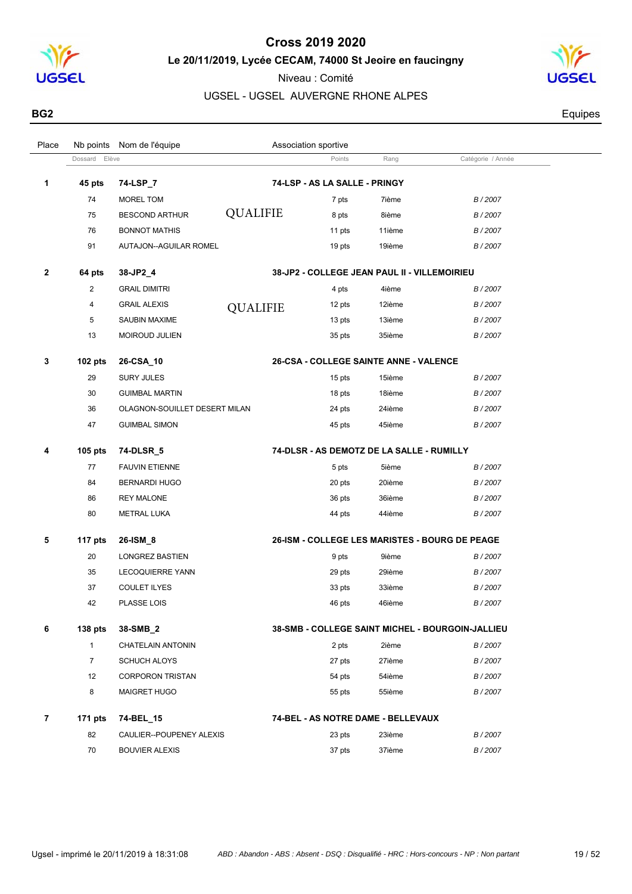# Cross 2019 2020

**Le 20/11/2019, Lycée CECAM, 74000 St Jeoire en faucingny**

Niveau : Comité

UGSEL - UGSEL AUVERGNE RHONE ALPES

**BG2** Equipes

| Place | Nb points | Nom de l'équipe | | Association sportive | | |
|---|---|---|---|---|---|---|
| | Dossard | Elève | | Points | Rang | Catégorie / Année |
| **1** | **45 pts** | **74-LSP_7** | | **74-LSP - AS LA SALLE - PRINGY** | | |
| | 74 | MOREL TOM | | 7 pts | 7ième | *B / 2007* |
| | 75 | BESCOND ARTHUR | QUALIFIE | 8 pts | 8ième | *B / 2007* |
| | 76 | BONNOT MATHIS | | 11 pts | 11ième | *B / 2007* |
| | 91 | AUTAJON--AGUILAR ROMEL | | 19 pts | 19ième | *B / 2007* |
| **2** | **64 pts** | **38-JP2_4** | | **38-JP2 - COLLEGE JEAN PAUL II - VILLEMOIRIEU** | | |
| | 2 | GRAIL DIMITRI | | 4 pts | 4ième | *B / 2007* |
| | 4 | GRAIL ALEXIS | QUALIFIE | 12 pts | 12ième | *B / 2007* |
| | 5 | SAUBIN MAXIME | | 13 pts | 13ième | *B / 2007* |
| | 13 | MOIROUD JULIEN | | 35 pts | 35ième | *B / 2007* |
| **3** | **102 pts** | **26-CSA_10** | | **26-CSA - COLLEGE SAINTE ANNE - VALENCE** | | |
| | 29 | SURY JULES | | 15 pts | 15ième | *B / 2007* |
| | 30 | GUIMBAL MARTIN | | 18 pts | 18ième | *B / 2007* |
| | 36 | OLAGNON-SOUILLET DESERT MILAN | | 24 pts | 24ième | *B / 2007* |
| | 47 | GUIMBAL SIMON | | 45 pts | 45ième | *B / 2007* |
| **4** | **105 pts** | **74-DLSR_5** | | **74-DLSR - AS DEMOTZ DE LA SALLE - RUMILLY** | | |
| | 77 | FAUVIN ETIENNE | | 5 pts | 5ième | *B / 2007* |
| | 84 | BERNARDI HUGO | | 20 pts | 20ième | *B / 2007* |
| | 86 | REY MALONE | | 36 pts | 36ième | *B / 2007* |
| | 80 | METRAL LUKA | | 44 pts | 44ième | *B / 2007* |
| **5** | **117 pts** | **26-ISM_8** | | **26-ISM - COLLEGE LES MARISTES - BOURG DE PEAGE** | | |
| | 20 | LONGREZ BASTIEN | | 9 pts | 9ième | *B / 2007* |
| | 35 | LECOQUIERRE YANN | | 29 pts | 29ième | *B / 2007* |
| | 37 | COULET ILYES | | 33 pts | 33ième | *B / 2007* |
| | 42 | PLASSE LOIS | | 46 pts | 46ième | *B / 2007* |
| **6** | **138 pts** | **38-SMB_2** | | **38-SMB - COLLEGE SAINT MICHEL - BOURGOIN-JALLIEU** | | |
| | 1 | CHATELAIN ANTONIN | | 2 pts | 2ième | *B / 2007* |
| | 7 | SCHUCH ALOYS | | 27 pts | 27ième | *B / 2007* |
| | 12 | CORPORON TRISTAN | | 54 pts | 54ième | *B / 2007* |
| | 8 | MAIGRET HUGO | | 55 pts | 55ième | *B / 2007* |
| **7** | **171 pts** | **74-BEL_15** | | **74-BEL - AS NOTRE DAME - BELLEVAUX** | | |
| | 82 | CAULIER--POUPENEY ALEXIS | | 23 pts | 23ième | *B / 2007* |
| | 70 | BOUVIER ALEXIS | | 37 pts | 37ième | *B / 2007* |

Ugsel - imprimé le 20/11/2019 à 18:31:08 — *ABD : Abandon - ABS : Absent - DSQ : Disqualifié - HRC : Hors-concours - NP : Non partant*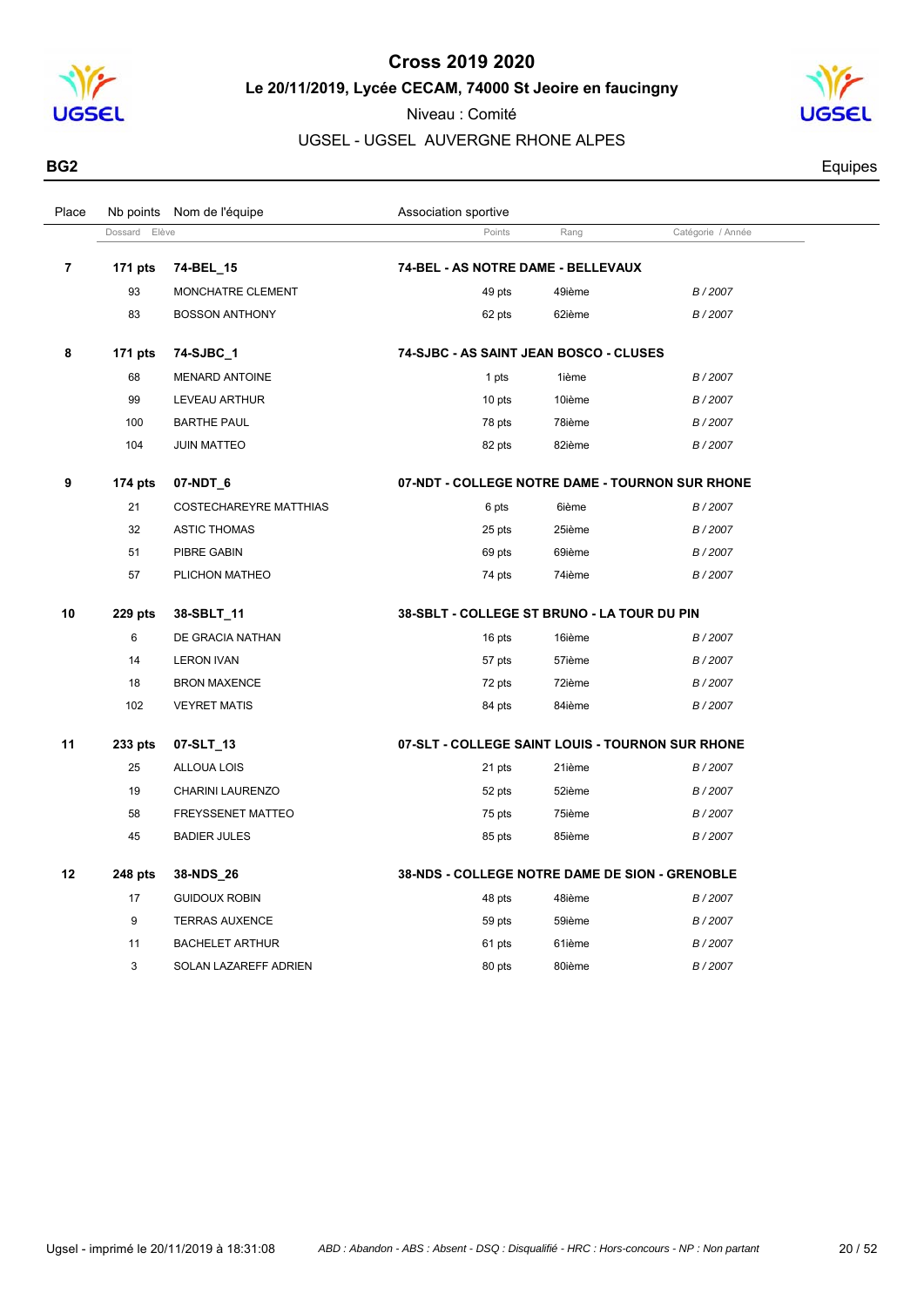# Cross 2019 2020

**Le 20/11/2019, Lycée CECAM, 74000 St Jeoire en faucingny**

Niveau : Comité

UGSEL - UGSEL AUVERGNE RHONE ALPES

**BG2** — Equipes

| Place | Nb points | Nom de l'équipe | Association sportive | | |
|---|---|---|---|---|---|
| | Dossard | Elève | Points | Rang | Catégorie / Année |
| **7** | **171 pts** | **74-BEL_15** | **74-BEL - AS NOTRE DAME - BELLEVAUX** | | |
| | 93 | MONCHATRE CLEMENT | 49 pts | 49ième | *B / 2007* |
| | 83 | BOSSON ANTHONY | 62 pts | 62ième | *B / 2007* |
| **8** | **171 pts** | **74-SJBC_1** | **74-SJBC - AS SAINT JEAN BOSCO - CLUSES** | | |
| | 68 | MENARD ANTOINE | 1 pts | 1ième | *B / 2007* |
| | 99 | LEVEAU ARTHUR | 10 pts | 10ième | *B / 2007* |
| | 100 | BARTHE PAUL | 78 pts | 78ième | *B / 2007* |
| | 104 | JUIN MATTEO | 82 pts | 82ième | *B / 2007* |
| **9** | **174 pts** | **07-NDT_6** | **07-NDT - COLLEGE NOTRE DAME - TOURNON SUR RHONE** | | |
| | 21 | COSTECHAREYRE MATTHIAS | 6 pts | 6ième | *B / 2007* |
| | 32 | ASTIC THOMAS | 25 pts | 25ième | *B / 2007* |
| | 51 | PIBRE GABIN | 69 pts | 69ième | *B / 2007* |
| | 57 | PLICHON MATHEO | 74 pts | 74ième | *B / 2007* |
| **10** | **229 pts** | **38-SBLT_11** | **38-SBLT - COLLEGE ST BRUNO - LA TOUR DU PIN** | | |
| | 6 | DE GRACIA NATHAN | 16 pts | 16ième | *B / 2007* |
| | 14 | LERON IVAN | 57 pts | 57ième | *B / 2007* |
| | 18 | BRON MAXENCE | 72 pts | 72ième | *B / 2007* |
| | 102 | VEYRET MATIS | 84 pts | 84ième | *B / 2007* |
| **11** | **233 pts** | **07-SLT_13** | **07-SLT - COLLEGE SAINT LOUIS - TOURNON SUR RHONE** | | |
| | 25 | ALLOUA LOIS | 21 pts | 21ième | *B / 2007* |
| | 19 | CHARINI LAURENZO | 52 pts | 52ième | *B / 2007* |
| | 58 | FREYSSENET MATTEO | 75 pts | 75ième | *B / 2007* |
| | 45 | BADIER JULES | 85 pts | 85ième | *B / 2007* |
| **12** | **248 pts** | **38-NDS_26** | **38-NDS - COLLEGE NOTRE DAME DE SION - GRENOBLE** | | |
| | 17 | GUIDOUX ROBIN | 48 pts | 48ième | *B / 2007* |
| | 9 | TERRAS AUXENCE | 59 pts | 59ième | *B / 2007* |
| | 11 | BACHELET ARTHUR | 61 pts | 61ième | *B / 2007* |
| | 3 | SOLAN LAZAREFF ADRIEN | 80 pts | 80ième | *B / 2007* |

Ugsel - imprimé le 20/11/2019 à 18:31:08 — *ABD : Abandon - ABS : Absent - DSQ : Disqualifié - HRC : Hors-concours - NP : Non partant*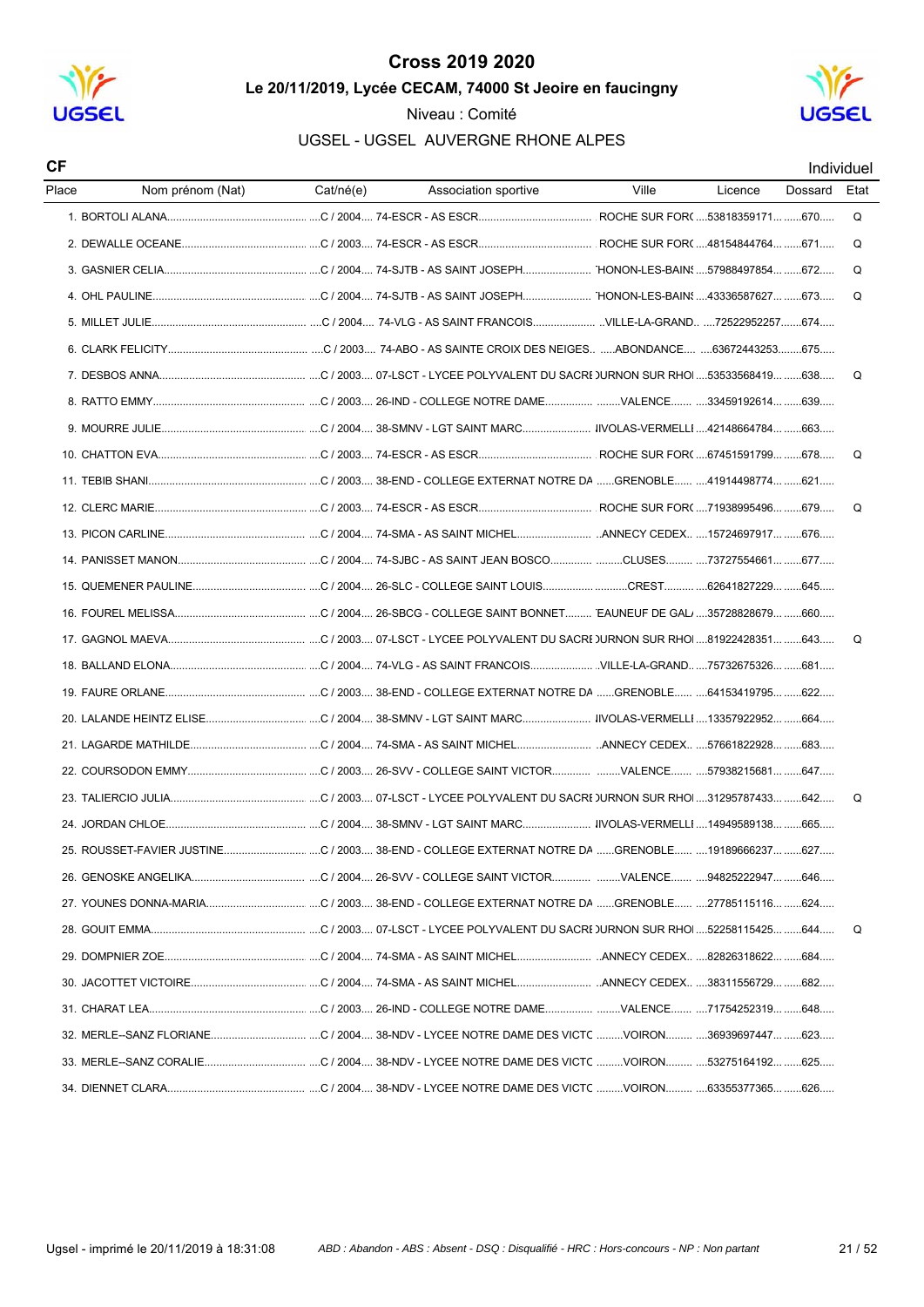# Cross 2019 2020

**Le 20/11/2019, Lycée CECAM, 74000 St Jeoire en faucigny**

Niveau : Comité

UGSEL - UGSEL AUVERGNE RHONE ALPES

**CF** — Individuel

| Place | Nom prénom (Nat) | Cat/né(e) | Association sportive | Ville | Licence | Dossard | Etat |
|---|---|---|---|---|---|---|---|
| 1. | BORTOLI ALANA | C / 2004 | 74-ESCR - AS ESCR | ROCHE SUR FOR( | 53818359171 | 670 | Q |
| 2. | DEWALLE OCEANE | C / 2003 | 74-ESCR - AS ESCR | ROCHE SUR FOR( | 48154844764 | 671 | Q |
| 3. | GASNIER CELIA | C / 2004 | 74-SJTB - AS SAINT JOSEPH | 'HONON-LES-BAINS | 57988497854 | 672 | Q |
| 4. | OHL PAULINE | C / 2004 | 74-SJTB - AS SAINT JOSEPH | 'HONON-LES-BAINS | 43336587627 | 673 | Q |
| 5. | MILLET JULIE | C / 2004 | 74-VLG - AS SAINT FRANCOIS | VILLE-LA-GRAND | 72522952257 | 674 | |
| 6. | CLARK FELICITY | C / 2003 | 74-ABO - AS SAINTE CROIX DES NEIGES | ABONDANCE | 63672443253 | 675 | |
| 7. | DESBOS ANNA | C / 2003 | 07-LSCT - LYCEE POLYVALENT DU SACRE | OURNON SUR RHO | 53533568419 | 638 | Q |
| 8. | RATTO EMMY | C / 2003 | 26-IND - COLLEGE NOTRE DAME | VALENCE | 33459192614 | 639 | |
| 9. | MOURRE JULIE | C / 2004 | 38-SMNV - LGT SAINT MARC | IIVOLAS-VERMELLE | 42148664784 | 663 | |
| 10. | CHATTON EVA | C / 2003 | 74-ESCR - AS ESCR | ROCHE SUR FOR( | 67451591799 | 678 | Q |
| 11. | TEBIB SHANI | C / 2003 | 38-END - COLLEGE EXTERNAT NOTRE DA | GRENOBLE | 41914498774 | 621 | |
| 12. | CLERC MARIE | C / 2003 | 74-ESCR - AS ESCR | ROCHE SUR FOR( | 71938995496 | 679 | Q |
| 13. | PICON CARLINE | C / 2004 | 74-SMA - AS SAINT MICHEL | ANNECY CEDEX | 15724697917 | 676 | |
| 14. | PANISSET MANON | C / 2004 | 74-SJBC - AS SAINT JEAN BOSCO | CLUSES | 73727554661 | 677 | |
| 15. | QUEMENER PAULINE | C / 2004 | 26-SLC - COLLEGE SAINT LOUIS | CREST | 62641827229 | 645 | |
| 16. | FOUREL MELISSA | C / 2004 | 26-SBCG - COLLEGE SAINT BONNET | EAUNEUF DE GAL/ | 35728828679 | 660 | |
| 17. | GAGNOL MAEVA | C / 2003 | 07-LSCT - LYCEE POLYVALENT DU SACRE | OURNON SUR RHO | 81922428351 | 643 | Q |
| 18. | BALLAND ELONA | C / 2004 | 74-VLG - AS SAINT FRANCOIS | VILLE-LA-GRAND | 75732675326 | 681 | |
| 19. | FAURE ORLANE | C / 2003 | 38-END - COLLEGE EXTERNAT NOTRE DA | GRENOBLE | 64153419795 | 622 | |
| 20. | LALANDE HEINTZ ELISE | C / 2004 | 38-SMNV - LGT SAINT MARC | IIVOLAS-VERMELLE | 13357922952 | 664 | |
| 21. | LAGARDE MATHILDE | C / 2004 | 74-SMA - AS SAINT MICHEL | ANNECY CEDEX | 57661822928 | 683 | |
| 22. | COURSODON EMMY | C / 2003 | 26-SVV - COLLEGE SAINT VICTOR | VALENCE | 57938215681 | 647 | |
| 23. | TALIERCIO JULIA | C / 2003 | 07-LSCT - LYCEE POLYVALENT DU SACRE | OURNON SUR RHO | 31295787433 | 642 | Q |
| 24. | JORDAN CHLOE | C / 2004 | 38-SMNV - LGT SAINT MARC | IIVOLAS-VERMELLE | 14949589138 | 665 | |
| 25. | ROUSSET-FAVIER JUSTINE | C / 2003 | 38-END - COLLEGE EXTERNAT NOTRE DA | GRENOBLE | 19189666237 | 627 | |
| 26. | GENOSKE ANGELIKA | C / 2004 | 26-SVV - COLLEGE SAINT VICTOR | VALENCE | 94825222947 | 646 | |
| 27. | YOUNES DONNA-MARIA | C / 2003 | 38-END - COLLEGE EXTERNAT NOTRE DA | GRENOBLE | 27785116116 | 624 | |
| 28. | GOUIT EMMA | C / 2003 | 07-LSCT - LYCEE POLYVALENT DU SACRE | OURNON SUR RHO | 52258115425 | 644 | Q |
| 29. | DOMPNIER ZOE | C / 2004 | 74-SMA - AS SAINT MICHEL | ANNECY CEDEX | 82826318622 | 684 | |
| 30. | JACOTTET VICTOIRE | C / 2004 | 74-SMA - AS SAINT MICHEL | ANNECY CEDEX | 38311556729 | 682 | |
| 31. | CHARAT LEA | C / 2003 | 26-IND - COLLEGE NOTRE DAME | VALENCE | 71754252319 | 648 | |
| 32. | MERLE--SANZ FLORIANE | C / 2004 | 38-NDV - LYCEE NOTRE DAME DES VICTC | VOIRON | 36939697447 | 623 | |
| 33. | MERLE--SANZ CORALIE | C / 2004 | 38-NDV - LYCEE NOTRE DAME DES VICTC | VOIRON | 53275164192 | 625 | |
| 34. | DIENNET CLARA | C / 2004 | 38-NDV - LYCEE NOTRE DAME DES VICTC | VOIRON | 63355377365 | 626 | |

Ugsel - imprimé le 20/11/2019 à 18:31:08

*ABD : Abandon - ABS : Absent - DSQ : Disqualifié - HRC : Hors-concours - NP : Non partant*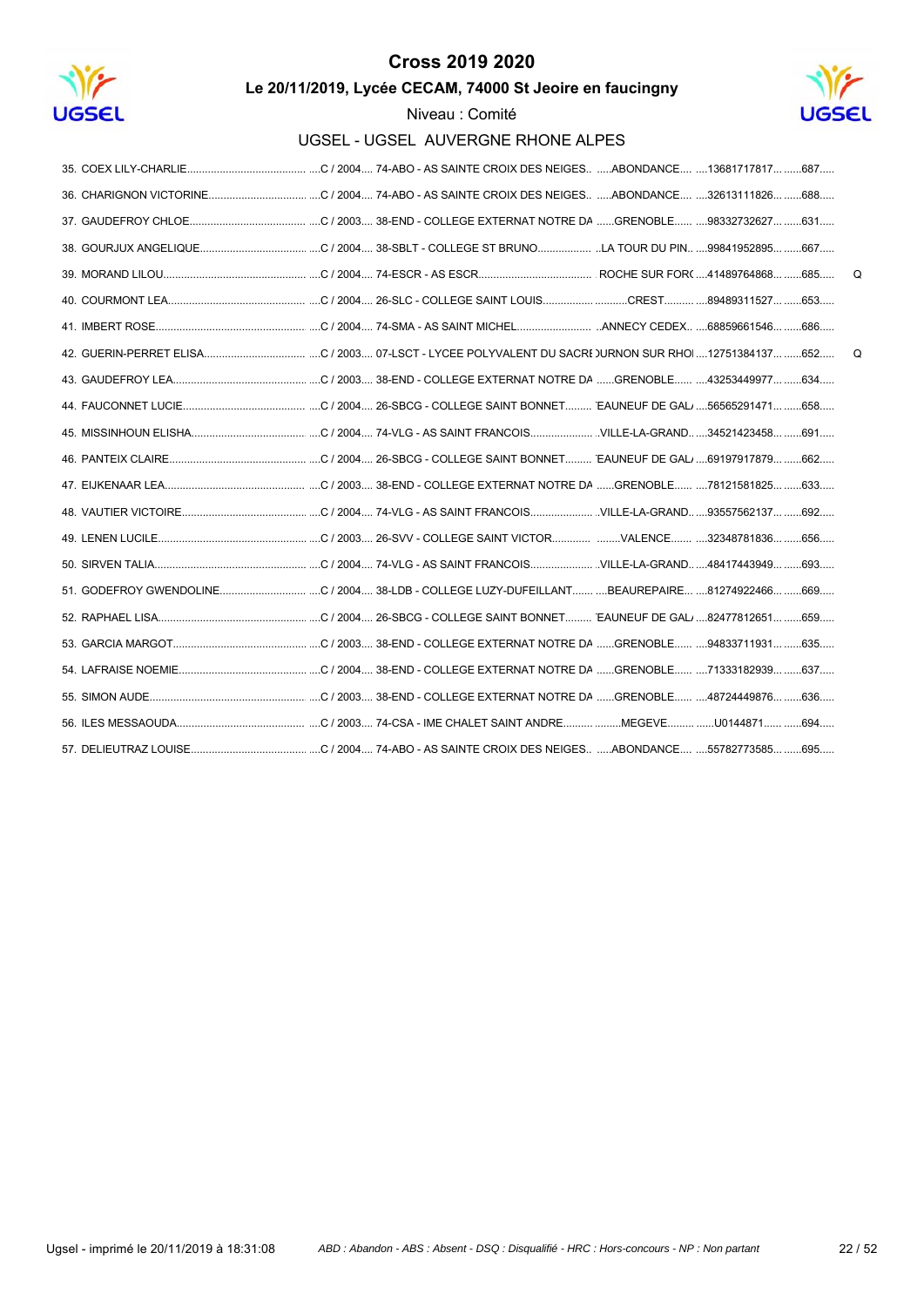# Cross 2019 2020

## Le 20/11/2019, Lycée CECAM, 74000 St Jeoire en faucingny

Niveau : Comité

### UGSEL - UGSEL AUVERGNE RHONE ALPES

| Rang | Nom | Cat / Année | Établissement | Ville | Licence | Dossard | |
|---|---|---|---|---|---|---|---|
| 35. | COEX LILY-CHARLIE | C / 2004 | 74-ABO - AS SAINTE CROIX DES NEIGES | ABONDANCE | 13681717817 | 687 | |
| 36. | CHARIGNON VICTORINE | C / 2004 | 74-ABO - AS SAINTE CROIX DES NEIGES | ABONDANCE | 32613111826 | 688 | |
| 37. | GAUDEFROY CHLOE | C / 2003 | 38-END - COLLEGE EXTERNAT NOTRE DA | GRENOBLE | 98332732627 | 631 | |
| 38. | GOURJUX ANGELIQUE | C / 2004 | 38-SBLT - COLLEGE ST BRUNO | LA TOUR DU PIN | 99841952895 | 667 | |
| 39. | MORAND LILOU | C / 2004 | 74-ESCR - AS ESCR | ROCHE SUR FOR( | 41489764868 | 685 | Q |
| 40. | COURMONT LEA | C / 2004 | 26-SLC - COLLEGE SAINT LOUIS | CREST | 89489311527 | 653 | |
| 41. | IMBERT ROSE | C / 2004 | 74-SMA - AS SAINT MICHEL | ANNECY CEDEX | 68859661546 | 686 | |
| 42. | GUERIN-PERRET ELISA | C / 2003 | 07-LSCT - LYCEE POLYVALENT DU SACRI | )URNON SUR RHOI | 12751384137 | 652 | Q |
| 43. | GAUDEFROY LEA | C / 2003 | 38-END - COLLEGE EXTERNAT NOTRE DA | GRENOBLE | 43253449977 | 634 | |
| 44. | FAUCONNET LUCIE | C / 2004 | 26-SBCG - COLLEGE SAINT BONNET | 'EAUNEUF DE GAL/ | 56565291471 | 658 | |
| 45. | MISSINHOUN ELISHA | C / 2004 | 74-VLG - AS SAINT FRANCOIS | VILLE-LA-GRAND | 34521423458 | 691 | |
| 46. | PANTEIX CLAIRE | C / 2004 | 26-SBCG - COLLEGE SAINT BONNET | 'EAUNEUF DE GAL/ | 69197917879 | 662 | |
| 47. | EIJKENAAR LEA | C / 2003 | 38-END - COLLEGE EXTERNAT NOTRE DA | GRENOBLE | 78121581825 | 633 | |
| 48. | VAUTIER VICTOIRE | C / 2004 | 74-VLG - AS SAINT FRANCOIS | VILLE-LA-GRAND | 93557562137 | 692 | |
| 49. | LENEN LUCILE | C / 2003 | 26-SVV - COLLEGE SAINT VICTOR | VALENCE | 32348781836 | 656 | |
| 50. | SIRVEN TALIA | C / 2004 | 74-VLG - AS SAINT FRANCOIS | VILLE-LA-GRAND | 48417443949 | 693 | |
| 51. | GODEFROY GWENDOLINE | C / 2004 | 38-LDB - COLLEGE LUZY-DUFEILLANT | BEAUREPAIRE | 81274922466 | 669 | |
| 52. | RAPHAEL LISA | C / 2004 | 26-SBCG - COLLEGE SAINT BONNET | 'EAUNEUF DE GAL/ | 82477812651 | 659 | |
| 53. | GARCIA MARGOT | C / 2003 | 38-END - COLLEGE EXTERNAT NOTRE DA | GRENOBLE | 94833711931 | 635 | |
| 54. | LAFRAISE NOEMIE | C / 2004 | 38-END - COLLEGE EXTERNAT NOTRE DA | GRENOBLE | 71333182939 | 637 | |
| 55. | SIMON AUDE | C / 2003 | 38-END - COLLEGE EXTERNAT NOTRE DA | GRENOBLE | 48724449876 | 636 | |
| 56. | ILES MESSAOUDA | C / 2003 | 74-CSA - IME CHALET SAINT ANDRE | MEGEVE | U0144871 | 694 | |
| 57. | DELIEUTRAZ LOUISE | C / 2004 | 74-ABO - AS SAINTE CROIX DES NEIGES | ABONDANCE | 55782773585 | 695 | |

Ugsel - imprimé le 20/11/2019 à 18:31:08 — *ABD : Abandon - ABS : Absent - DSQ : Disqualifié - HRC : Hors-concours - NP : Non partant*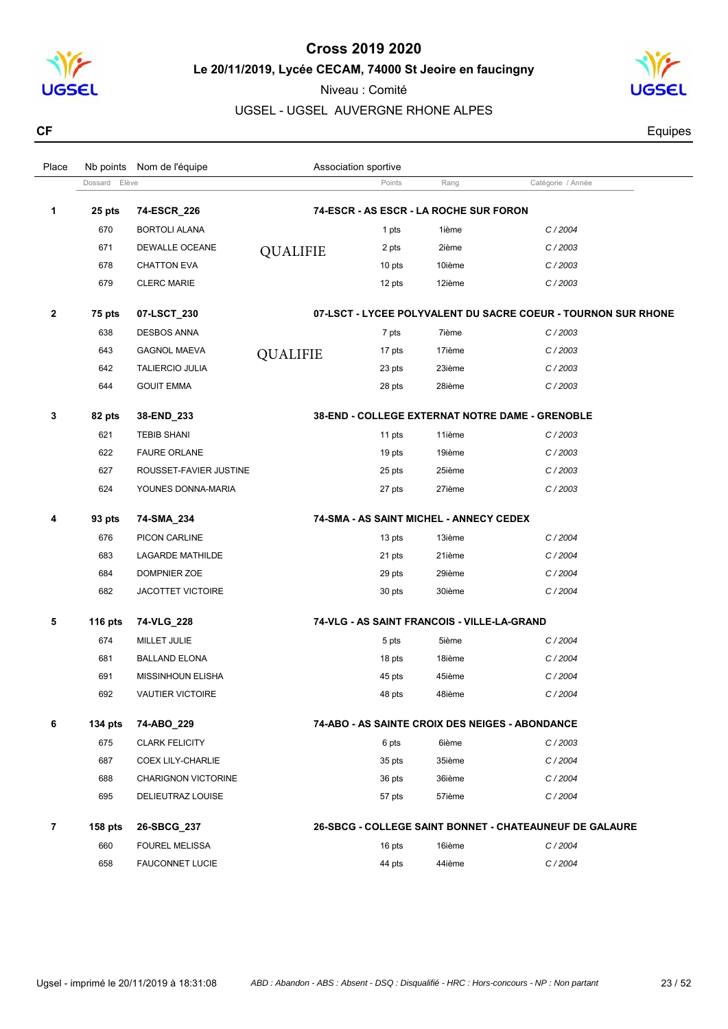# Cross 2019 2020

**Le 20/11/2019, Lycée CECAM, 74000 St Jeoire en faucigny**

Niveau : Comité

UGSEL - UGSEL AUVERGNE RHONE ALPES

**CF** — Equipes

| Place | Nb points / Dossard | Nom de l'équipe / Elève | Association sportive | Points | Rang | Catégorie / Année |
|---|---|---|---|---|---|---|
| **1** | **25 pts** | **74-ESCR_226** | **74-ESCR - AS ESCR - LA ROCHE SUR FORON** | | | |
| | 670 | BORTOLI ALANA | | 1 pts | 1ième | C / 2004 |
| | 671 | DEWALLE OCEANE | QUALIFIE | 2 pts | 2ième | C / 2003 |
| | 678 | CHATTON EVA | | 10 pts | 10ième | C / 2003 |
| | 679 | CLERC MARIE | | 12 pts | 12ième | C / 2003 |
| **2** | **75 pts** | **07-LSCT_230** | **07-LSCT - LYCEE POLYVALENT DU SACRE COEUR - TOURNON SUR RHONE** | | | |
| | 638 | DESBOS ANNA | | 7 pts | 7ième | C / 2003 |
| | 643 | GAGNOL MAEVA | QUALIFIE | 17 pts | 17ième | C / 2003 |
| | 642 | TALIERCIO JULIA | | 23 pts | 23ième | C / 2003 |
| | 644 | GOUIT EMMA | | 28 pts | 28ième | C / 2003 |
| **3** | **82 pts** | **38-END_233** | **38-END - COLLEGE EXTERNAT NOTRE DAME - GRENOBLE** | | | |
| | 621 | TEBIB SHANI | | 11 pts | 11ième | C / 2003 |
| | 622 | FAURE ORLANE | | 19 pts | 19ième | C / 2003 |
| | 627 | ROUSSET-FAVIER JUSTINE | | 25 pts | 25ième | C / 2003 |
| | 624 | YOUNES DONNA-MARIA | | 27 pts | 27ième | C / 2003 |
| **4** | **93 pts** | **74-SMA_234** | **74-SMA - AS SAINT MICHEL - ANNECY CEDEX** | | | |
| | 676 | PICON CARLINE | | 13 pts | 13ième | C / 2004 |
| | 683 | LAGARDE MATHILDE | | 21 pts | 21ième | C / 2004 |
| | 684 | DOMPNIER ZOE | | 29 pts | 29ième | C / 2004 |
| | 682 | JACOTTET VICTOIRE | | 30 pts | 30ième | C / 2004 |
| **5** | **116 pts** | **74-VLG_228** | **74-VLG - AS SAINT FRANCOIS - VILLE-LA-GRAND** | | | |
| | 674 | MILLET JULIE | | 5 pts | 5ième | C / 2004 |
| | 681 | BALLAND ELONA | | 18 pts | 18ième | C / 2004 |
| | 691 | MISSINHOUN ELISHA | | 45 pts | 45ième | C / 2004 |
| | 692 | VAUTIER VICTOIRE | | 48 pts | 48ième | C / 2004 |
| **6** | **134 pts** | **74-ABO_229** | **74-ABO - AS SAINTE CROIX DES NEIGES - ABONDANCE** | | | |
| | 675 | CLARK FELICITY | | 6 pts | 6ième | C / 2003 |
| | 687 | COEX LILY-CHARLIE | | 35 pts | 35ième | C / 2004 |
| | 688 | CHARIGNON VICTORINE | | 36 pts | 36ième | C / 2004 |
| | 695 | DELIEUTRAZ LOUISE | | 57 pts | 57ième | C / 2004 |
| **7** | **158 pts** | **26-SBCG_237** | **26-SBCG - COLLEGE SAINT BONNET - CHATEAUNEUF DE GALAURE** | | | |
| | 660 | FOUREL MELISSA | | 16 pts | 16ième | C / 2004 |
| | 658 | FAUCONNET LUCIE | | 44 pts | 44ième | C / 2004 |

*ABD : Abandon - ABS : Absent - DSQ : Disqualifié - HRC : Hors-concours - NP : Non partant*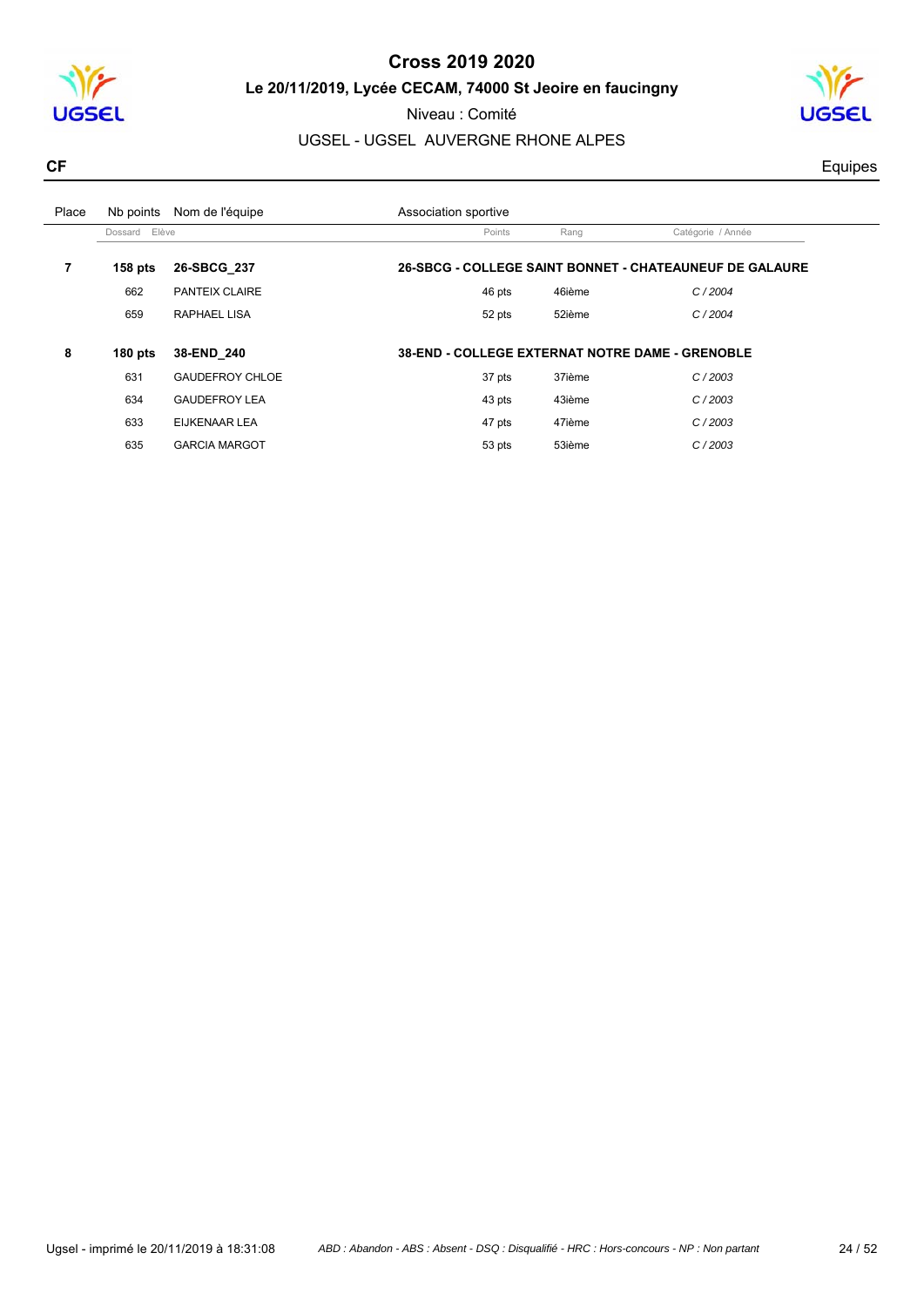# Cross 2019 2020

**Le 20/11/2019, Lycée CECAM, 74000 St Jeoire en faucingny**

Niveau : Comité

UGSEL - UGSEL AUVERGNE RHONE ALPES

**CF** Equipes

| Place | Nb points | Nom de l'équipe | Association sportive | | |
|---|---|---|---|---|---|
| | Dossard | Elève | Points | Rang | Catégorie / Année |
| **7** | **158 pts** | **26-SBCG_237** | **26-SBCG - COLLEGE SAINT BONNET - CHATEAUNEUF DE GALAURE** | | |
| | 662 | PANTEIX CLAIRE | 46 pts | 46ième | *C / 2004* |
| | 659 | RAPHAEL LISA | 52 pts | 52ième | *C / 2004* |
| **8** | **180 pts** | **38-END_240** | **38-END - COLLEGE EXTERNAT NOTRE DAME - GRENOBLE** | | |
| | 631 | GAUDEFROY CHLOE | 37 pts | 37ième | *C / 2003* |
| | 634 | GAUDEFROY LEA | 43 pts | 43ième | *C / 2003* |
| | 633 | EIJKENAAR LEA | 47 pts | 47ième | *C / 2003* |
| | 635 | GARCIA MARGOT | 53 pts | 53ième | *C / 2003* |

Ugsel - imprimé le 20/11/2019 à 18:31:08

*ABD : Abandon - ABS : Absent - DSQ : Disqualifié - HRC : Hors-concours - NP : Non partant*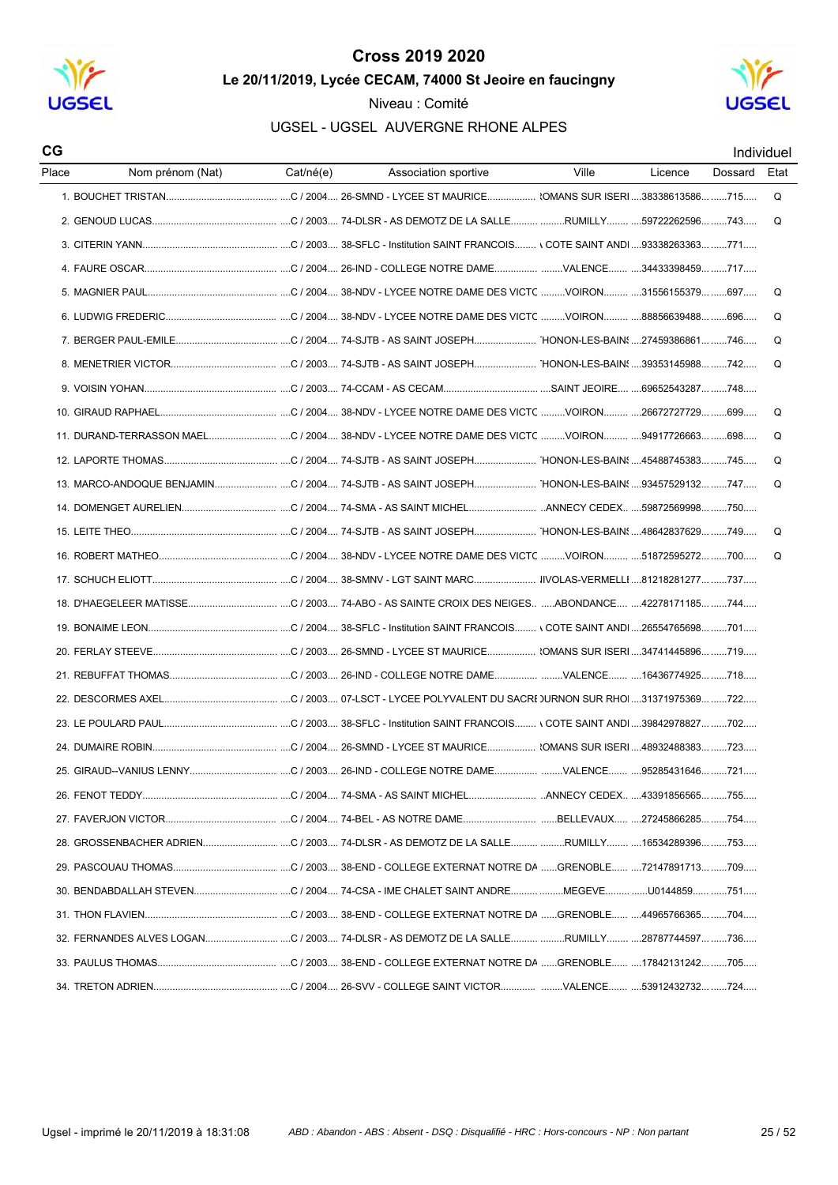# Cross 2019 2020

**Le 20/11/2019, Lycée CECAM, 74000 St Jeoire en faucingny**

Niveau : Comité

UGSEL - UGSEL AUVERGNE RHONE ALPES

**CG** Individuel

| Place | Nom prénom (Nat) | Cat/né(e) | Association sportive | Ville | Licence | Dossard | Etat |
|---|---|---|---|---|---|---|---|
| 1. | BOUCHET TRISTAN | C / 2004 | 26-SMND - LYCEE ST MAURICE | ROMANS SUR ISERE | 38338613586 | 715 | Q |
| 2. | GENOUD LUCAS | C / 2003 | 74-DLSR - AS DEMOTZ DE LA SALLE | RUMILLY | 59722262596 | 743 | Q |
| 3. | CITERIN YANN | C / 2003 | 38-SFLC - Institution SAINT FRANCOIS | LA COTE SAINT ANDRE | 93338263363 | 771 | |
| 4. | FAURE OSCAR | C / 2004 | 26-IND - COLLEGE NOTRE DAME | VALENCE | 34433398459 | 717 | |
| 5. | MAGNIER PAUL | C / 2004 | 38-NDV - LYCEE NOTRE DAME DES VICTC | VOIRON | 31556155379 | 697 | Q |
| 6. | LUDWIG FREDERIC | C / 2004 | 38-NDV - LYCEE NOTRE DAME DES VICTC | VOIRON | 88856639488 | 696 | Q |
| 7. | BERGER PAUL-EMILE | C / 2004 | 74-SJTB - AS SAINT JOSEPH | THONON-LES-BAINS | 27459386861 | 746 | Q |
| 8. | MENETRIER VICTOR | C / 2003 | 74-SJTB - AS SAINT JOSEPH | THONON-LES-BAINS | 39353145988 | 742 | Q |
| 9. | VOISIN YOHAN | C / 2003 | 74-CCAM - AS CECAM | SAINT JEOIRE | 69652543287 | 748 | |
| 10. | GIRAUD RAPHAEL | C / 2004 | 38-NDV - LYCEE NOTRE DAME DES VICTC | VOIRON | 26672727729 | 699 | Q |
| 11. | DURAND-TERRASSON MAEL | C / 2004 | 38-NDV - LYCEE NOTRE DAME DES VICTC | VOIRON | 94917726663 | 698 | Q |
| 12. | LAPORTE THOMAS | C / 2004 | 74-SJTB - AS SAINT JOSEPH | THONON-LES-BAINS | 45488745383 | 745 | Q |
| 13. | MARCO-ANDOQUE BENJAMIN | C / 2004 | 74-SJTB - AS SAINT JOSEPH | THONON-LES-BAINS | 93457529132 | 747 | Q |
| 14. | DOMENGET AURELIEN | C / 2004 | 74-SMA - AS SAINT MICHEL | ANNECY CEDEX | 59872569998 | 750 | |
| 15. | LEITE THEO | C / 2004 | 74-SJTB - AS SAINT JOSEPH | THONON-LES-BAINS | 48642837629 | 749 | Q |
| 16. | ROBERT MATHEO | C / 2004 | 38-NDV - LYCEE NOTRE DAME DES VICTC | VOIRON | 51872595272 | 700 | Q |
| 17. | SCHUCH ELIOTT | C / 2004 | 38-SMNV - LGT SAINT MARC | NIVOLAS-VERMELLE | 81218281277 | 737 | |
| 18. | D'HAEGELEER MATISSE | C / 2003 | 74-ABO - AS SAINTE CROIX DES NEIGES | ABONDANCE | 42278171185 | 744 | |
| 19. | BONAIME LEON | C / 2004 | 38-SFLC - Institution SAINT FRANCOIS | LA COTE SAINT ANDRE | 26554765698 | 701 | |
| 20. | FERLAY STEEVE | C / 2003 | 26-SMND - LYCEE ST MAURICE | ROMANS SUR ISERE | 34741445896 | 719 | |
| 21. | REBUFFAT THOMAS | C / 2003 | 26-IND - COLLEGE NOTRE DAME | VALENCE | 16436774925 | 718 | |
| 22. | DESCORMES AXEL | C / 2003 | 07-LSCT - LYCEE POLYVALENT DU SACRE | TOURNON SUR RHONE | 31371975369 | 722 | |
| 23. | LE POULARD PAUL | C / 2003 | 38-SFLC - Institution SAINT FRANCOIS | LA COTE SAINT ANDRE | 39842978827 | 702 | |
| 24. | DUMAIRE ROBIN | C / 2004 | 26-SMND - LYCEE ST MAURICE | ROMANS SUR ISERE | 48932488383 | 723 | |
| 25. | GIRAUD--VANIUS LENNY | C / 2003 | 26-IND - COLLEGE NOTRE DAME | VALENCE | 95285431646 | 721 | |
| 26. | FENOT TEDDY | C / 2004 | 74-SMA - AS SAINT MICHEL | ANNECY CEDEX | 43391856565 | 755 | |
| 27. | FAVERJON VICTOR | C / 2004 | 74-BEL - AS NOTRE DAME | BELLEVAUX | 27245866285 | 754 | |
| 28. | GROSSENBACHER ADRIEN | C / 2003 | 74-DLSR - AS DEMOTZ DE LA SALLE | RUMILLY | 16534289396 | 753 | |
| 29. | PASCOUAU THOMAS | C / 2003 | 38-END - COLLEGE EXTERNAT NOTRE DA | GRENOBLE | 72147891713 | 709 | |
| 30. | BENDABDALLAH STEVEN | C / 2004 | 74-CSA - IME CHALET SAINT ANDRE | MEGEVE | U0144859 | 751 | |
| 31. | THON FLAVIEN | C / 2003 | 38-END - COLLEGE EXTERNAT NOTRE DA | GRENOBLE | 44965766365 | 704 | |
| 32. | FERNANDES ALVES LOGAN | C / 2003 | 74-DLSR - AS DEMOTZ DE LA SALLE | RUMILLY | 28787744597 | 736 | |
| 33. | PAULUS THOMAS | C / 2003 | 38-END - COLLEGE EXTERNAT NOTRE DA | GRENOBLE | 17842131242 | 705 | |
| 34. | TRETON ADRIEN | C / 2004 | 26-SVV - COLLEGE SAINT VICTOR | VALENCE | 53912432732 | 724 | |

Ugsel - imprimé le 20/11/2019 à 18:31:08

*ABD : Abandon - ABS : Absent - DSQ : Disqualifié - HRC : Hors-concours - NP : Non partant*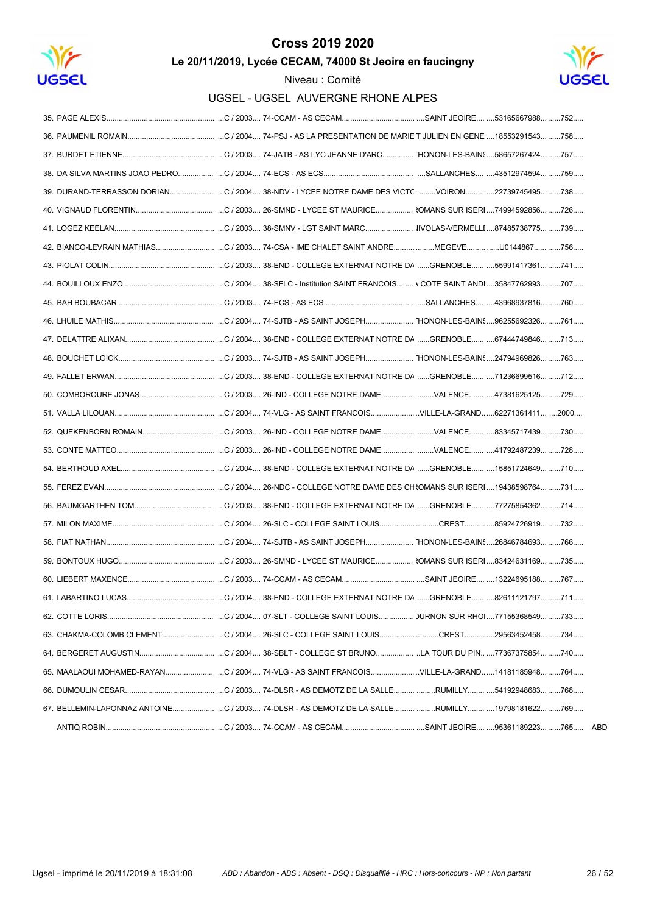# Cross 2019 2020

## Le 20/11/2019, Lycée CECAM, 74000 St Jeoire en faucingny

Niveau : Comité

### UGSEL - UGSEL AUVERGNE RHONE ALPES

| Rang | Nom | Cat. | Établissement | Ville | Licence | Dossard | |
|---|---|---|---|---|---|---|---|
| 35. | PAGE ALEXIS | C / 2003 | 74-CCAM - AS CECAM | SAINT JEOIRE | 53165667988 | 752 | |
| 36. | PAUMENIL ROMAIN | C / 2004 | 74-PSJ - AS LA PRESENTATION DE MARIE T JULIEN EN GENE | | 18553291543 | 758 | |
| 37. | BURDET ETIENNE | C / 2003 | 74-JATB - AS LYC JEANNE D'ARC | 'HONON-LES-BAINS | 58657267424 | 757 | |
| 38. | DA SILVA MARTINS JOAO PEDRO | C / 2004 | 74-ECS - AS ECS | SALLANCHES | 43512974594 | 759 | |
| 39. | DURAND-TERRASSON DORIAN | C / 2004 | 38-NDV - LYCEE NOTRE DAME DES VICTC | VOIRON | 22739745495 | 738 | |
| 40. | VIGNAUD FLORENTIN | C / 2003 | 26-SMND - LYCEE ST MAURICE | ROMANS SUR ISERI | 74994592856 | 726 | |
| 41. | LOGEZ KEELAN | C / 2003 | 38-SMNV - LGT SAINT MARC | RIVOLAS-VERMELLI | 87485738775 | 739 | |
| 42. | BIANCO-LEVRAIN MATHIAS | C / 2003 | 74-CSA - IME CHALET SAINT ANDRE | MEGEVE | U0144867 | 756 | |
| 43. | PIOLAT COLIN | C / 2003 | 38-END - COLLEGE EXTERNAT NOTRE DA | GRENOBLE | 55991417361 | 741 | |
| 44. | BOUILLOUX ENZO | C / 2004 | 38-SFLC - Institution SAINT FRANCOIS | A COTE SAINT ANDI | 35847762993 | 707 | |
| 45. | BAH BOUBACAR | C / 2003 | 74-ECS - AS ECS | SALLANCHES | 43968937816 | 760 | |
| 46. | LHUILE MATHIS | C / 2004 | 74-SJTB - AS SAINT JOSEPH | 'HONON-LES-BAINS | 96255692326 | 761 | |
| 47. | DELATTRE ALIXAN | C / 2004 | 38-END - COLLEGE EXTERNAT NOTRE DA | GRENOBLE | 67444749846 | 713 | |
| 48. | BOUCHET LOICK | C / 2003 | 74-SJTB - AS SAINT JOSEPH | 'HONON-LES-BAINS | 24794969826 | 763 | |
| 49. | FALLET ERWAN | C / 2003 | 38-END - COLLEGE EXTERNAT NOTRE DA | GRENOBLE | 71236699516 | 712 | |
| 50. | COMBOROURE JONAS | C / 2003 | 26-IND - COLLEGE NOTRE DAME | VALENCE | 47381625125 | 729 | |
| 51. | VALLA LILOUAN | C / 2004 | 74-VLG - AS SAINT FRANCOIS | VILLE-LA-GRAND | 62271361411 | 2000 | |
| 52. | QUEKENBORN ROMAIN | C / 2003 | 26-IND - COLLEGE NOTRE DAME | VALENCE | 83345717439 | 730 | |
| 53. | CONTE MATTEO | C / 2003 | 26-IND - COLLEGE NOTRE DAME | VALENCE | 41792487239 | 728 | |
| 54. | BERTHOUD AXEL | C / 2004 | 38-END - COLLEGE EXTERNAT NOTRE DA | GRENOBLE | 15851724649 | 710 | |
| 55. | FEREZ EVAN | C / 2004 | 26-NDC - COLLEGE NOTRE DAME DES CH | ROMANS SUR ISERI | 19438598764 | 731 | |
| 56. | BAUMGARTHEN TOM | C / 2003 | 38-END - COLLEGE EXTERNAT NOTRE DA | GRENOBLE | 77275854362 | 714 | |
| 57. | MILON MAXIME | C / 2004 | 26-SLC - COLLEGE SAINT LOUIS | CREST | 85924726919 | 732 | |
| 58. | FIAT NATHAN | C / 2004 | 74-SJTB - AS SAINT JOSEPH | 'HONON-LES-BAINS | 26846784693 | 766 | |
| 59. | BONTOUX HUGO | C / 2003 | 26-SMND - LYCEE ST MAURICE | ROMANS SUR ISERI | 83424631169 | 735 | |
| 60. | LIEBERT MAXENCE | C / 2003 | 74-CCAM - AS CECAM | SAINT JEOIRE | 13224695188 | 767 | |
| 61. | LABARTINO LUCAS | C / 2004 | 38-END - COLLEGE EXTERNAT NOTRE DA | GRENOBLE | 82611121797 | 711 | |
| 62. | COTTE LORIS | C / 2004 | 07-SLT - COLLEGE SAINT LOUIS | TOURNON SUR RHOI | 77155368549 | 733 | |
| 63. | CHAKMA-COLOMB CLEMENT | C / 2004 | 26-SLC - COLLEGE SAINT LOUIS | CREST | 29563452458 | 734 | |
| 64. | BERGERET AUGUSTIN | C / 2004 | 38-SBLT - COLLEGE ST BRUNO | LA TOUR DU PIN | 77367375854 | 740 | |
| 65. | MAALAOUI MOHAMED-RAYAN | C / 2004 | 74-VLG - AS SAINT FRANCOIS | VILLE-LA-GRAND | 14181185948 | 764 | |
| 66. | DUMOULIN CESAR | C / 2003 | 74-DLSR - AS DEMOTZ DE LA SALLE | RUMILLY | 54192948683 | 768 | |
| 67. | BELLEMIN-LAPONNAZ ANTOINE | C / 2003 | 74-DLSR - AS DEMOTZ DE LA SALLE | RUMILLY | 19798181622 | 769 | |
| | ANTIQ ROBIN | C / 2003 | 74-CCAM - AS CECAM | SAINT JEOIRE | 95361189223 | 765 | ABD |

Ugsel - imprimé le 20/11/2019 à 18:31:08

*ABD : Abandon - ABS : Absent - DSQ : Disqualifié - HRC : Hors-concours - NP : Non partant*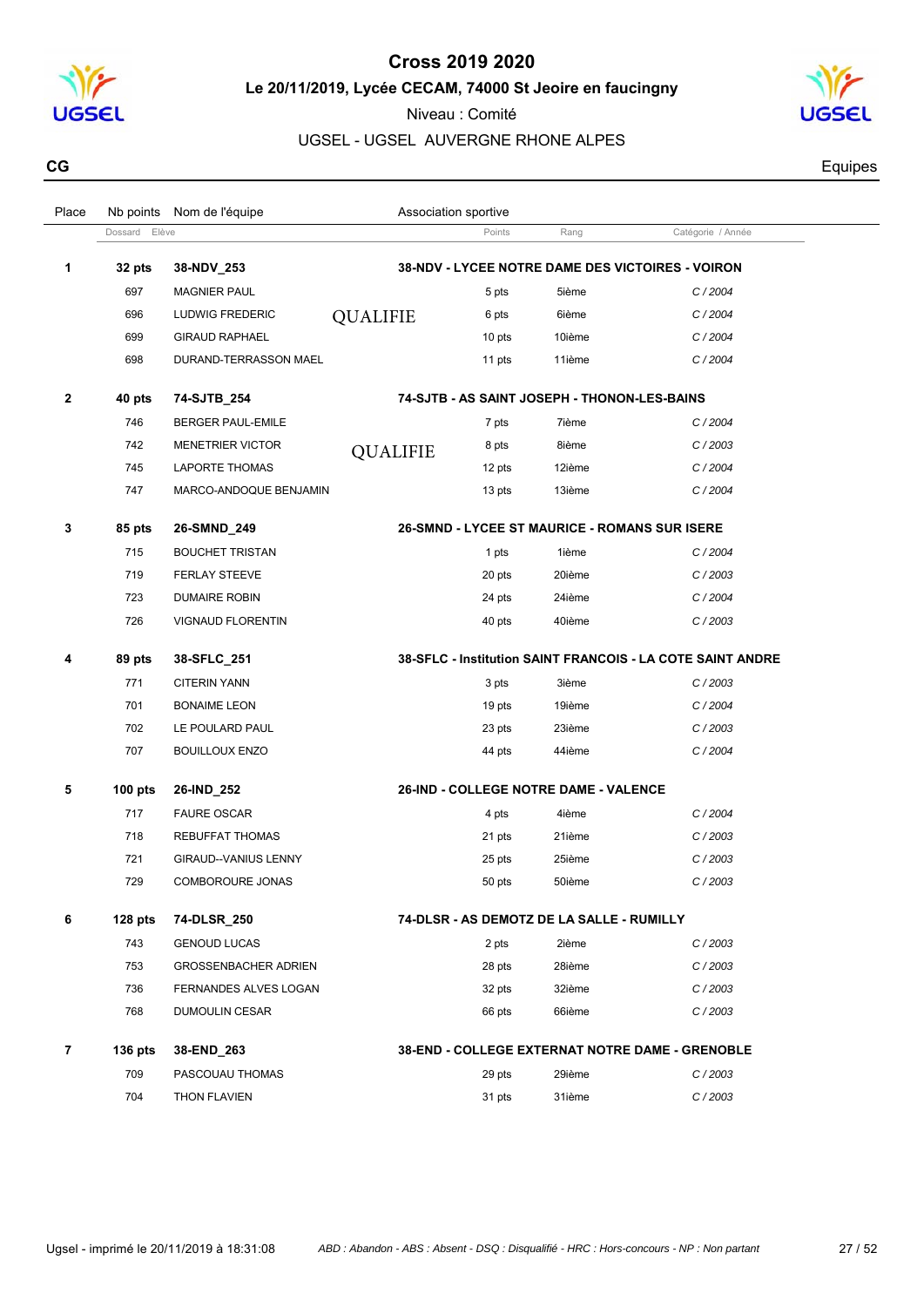# Cross 2019 2020

**Le 20/11/2019, Lycée CECAM, 74000 St Jeoire en faucigny**

Niveau : Comité

UGSEL - UGSEL AUVERGNE RHONE ALPES

**CG** — Equipes

| Place | Nb points / Dossard | Nom de l'équipe / Elève | Association sportive | Points | Rang | Catégorie / Année |
|---|---|---|---|---|---|---|
| **1** | **32 pts** | **38-NDV_253** | **38-NDV - LYCEE NOTRE DAME DES VICTOIRES - VOIRON** | | | |
| | 697 | MAGNIER PAUL | | 5 pts | 5ième | *C / 2004* |
| | 696 | LUDWIG FREDERIC | QUALIFIE | 6 pts | 6ième | *C / 2004* |
| | 699 | GIRAUD RAPHAEL | | 10 pts | 10ième | *C / 2004* |
| | 698 | DURAND-TERRASSON MAEL | | 11 pts | 11ième | *C / 2004* |
| **2** | **40 pts** | **74-SJTB_254** | **74-SJTB - AS SAINT JOSEPH - THONON-LES-BAINS** | | | |
| | 746 | BERGER PAUL-EMILE | | 7 pts | 7ième | *C / 2004* |
| | 742 | MENETRIER VICTOR | QUALIFIE | 8 pts | 8ième | *C / 2003* |
| | 745 | LAPORTE THOMAS | | 12 pts | 12ième | *C / 2004* |
| | 747 | MARCO-ANDOQUE BENJAMIN | | 13 pts | 13ième | *C / 2004* |
| **3** | **85 pts** | **26-SMND_249** | **26-SMND - LYCEE ST MAURICE - ROMANS SUR ISERE** | | | |
| | 715 | BOUCHET TRISTAN | | 1 pts | 1ième | *C / 2004* |
| | 719 | FERLAY STEEVE | | 20 pts | 20ième | *C / 2003* |
| | 723 | DUMAIRE ROBIN | | 24 pts | 24ième | *C / 2004* |
| | 726 | VIGNAUD FLORENTIN | | 40 pts | 40ième | *C / 2003* |
| **4** | **89 pts** | **38-SFLC_251** | **38-SFLC - Institution SAINT FRANCOIS - LA COTE SAINT ANDRE** | | | |
| | 771 | CITERIN YANN | | 3 pts | 3ième | *C / 2003* |
| | 701 | BONAIME LEON | | 19 pts | 19ième | *C / 2004* |
| | 702 | LE POULARD PAUL | | 23 pts | 23ième | *C / 2003* |
| | 707 | BOUILLOUX ENZO | | 44 pts | 44ième | *C / 2004* |
| **5** | **100 pts** | **26-IND_252** | **26-IND - COLLEGE NOTRE DAME - VALENCE** | | | |
| | 717 | FAURE OSCAR | | 4 pts | 4ième | *C / 2004* |
| | 718 | REBUFFAT THOMAS | | 21 pts | 21ième | *C / 2003* |
| | 721 | GIRAUD--VANIUS LENNY | | 25 pts | 25ième | *C / 2003* |
| | 729 | COMBOROURE JONAS | | 50 pts | 50ième | *C / 2003* |
| **6** | **128 pts** | **74-DLSR_250** | **74-DLSR - AS DEMOTZ DE LA SALLE - RUMILLY** | | | |
| | 743 | GENOUD LUCAS | | 2 pts | 2ième | *C / 2003* |
| | 753 | GROSSENBACHER ADRIEN | | 28 pts | 28ième | *C / 2003* |
| | 736 | FERNANDES ALVES LOGAN | | 32 pts | 32ième | *C / 2003* |
| | 768 | DUMOULIN CESAR | | 66 pts | 66ième | *C / 2003* |
| **7** | **136 pts** | **38-END_263** | **38-END - COLLEGE EXTERNAT NOTRE DAME - GRENOBLE** | | | |
| | 709 | PASCOUAU THOMAS | | 29 pts | 29ième | *C / 2003* |
| | 704 | THON FLAVIEN | | 31 pts | 31ième | *C / 2003* |

Ugsel - imprimé le 20/11/2019 à 18:31:08 — *ABD : Abandon - ABS : Absent - DSQ : Disqualifié - HRC : Hors-concours - NP : Non partant*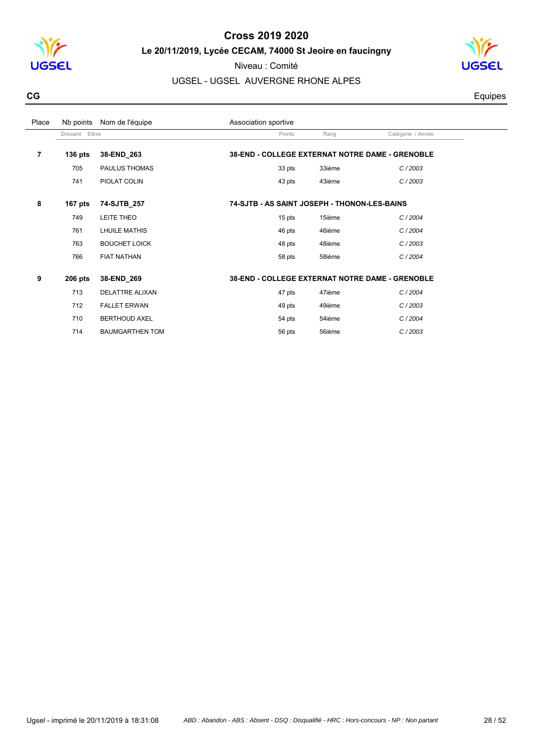# Cross 2019 2020

**Le 20/11/2019, Lycée CECAM, 74000 St Jeoire en faucingny**

Niveau : Comité

UGSEL - UGSEL AUVERGNE RHONE ALPES

**CG** Equipes

| Place | Nb points | Nom de l'équipe | Association sportive | | |
|---|---|---|---|---|---|
| | Dossard | Elève | Points | Rang | Catégorie / Année |
| **7** | **136 pts** | **38-END_263** | **38-END - COLLEGE EXTERNAT NOTRE DAME - GRENOBLE** | | |
| | 705 | PAULUS THOMAS | 33 pts | 33ième | *C / 2003* |
| | 741 | PIOLAT COLIN | 43 pts | 43ième | *C / 2003* |
| **8** | **167 pts** | **74-SJTB_257** | **74-SJTB - AS SAINT JOSEPH - THONON-LES-BAINS** | | |
| | 749 | LEITE THEO | 15 pts | 15ième | *C / 2004* |
| | 761 | LHUILE MATHIS | 46 pts | 46ième | *C / 2004* |
| | 763 | BOUCHET LOICK | 48 pts | 48ième | *C / 2003* |
| | 766 | FIAT NATHAN | 58 pts | 58ième | *C / 2004* |
| **9** | **206 pts** | **38-END_269** | **38-END - COLLEGE EXTERNAT NOTRE DAME - GRENOBLE** | | |
| | 713 | DELATTRE ALIXAN | 47 pts | 47ième | *C / 2004* |
| | 712 | FALLET ERWAN | 49 pts | 49ième | *C / 2003* |
| | 710 | BERTHOUD AXEL | 54 pts | 54ième | *C / 2004* |
| | 714 | BAUMGARTHEN TOM | 56 pts | 56ième | *C / 2003* |

Ugsel - imprimé le 20/11/2019 à 18:31:08 — *ABD : Abandon - ABS : Absent - DSQ : Disqualifié - HRC : Hors-concours - NP : Non partant*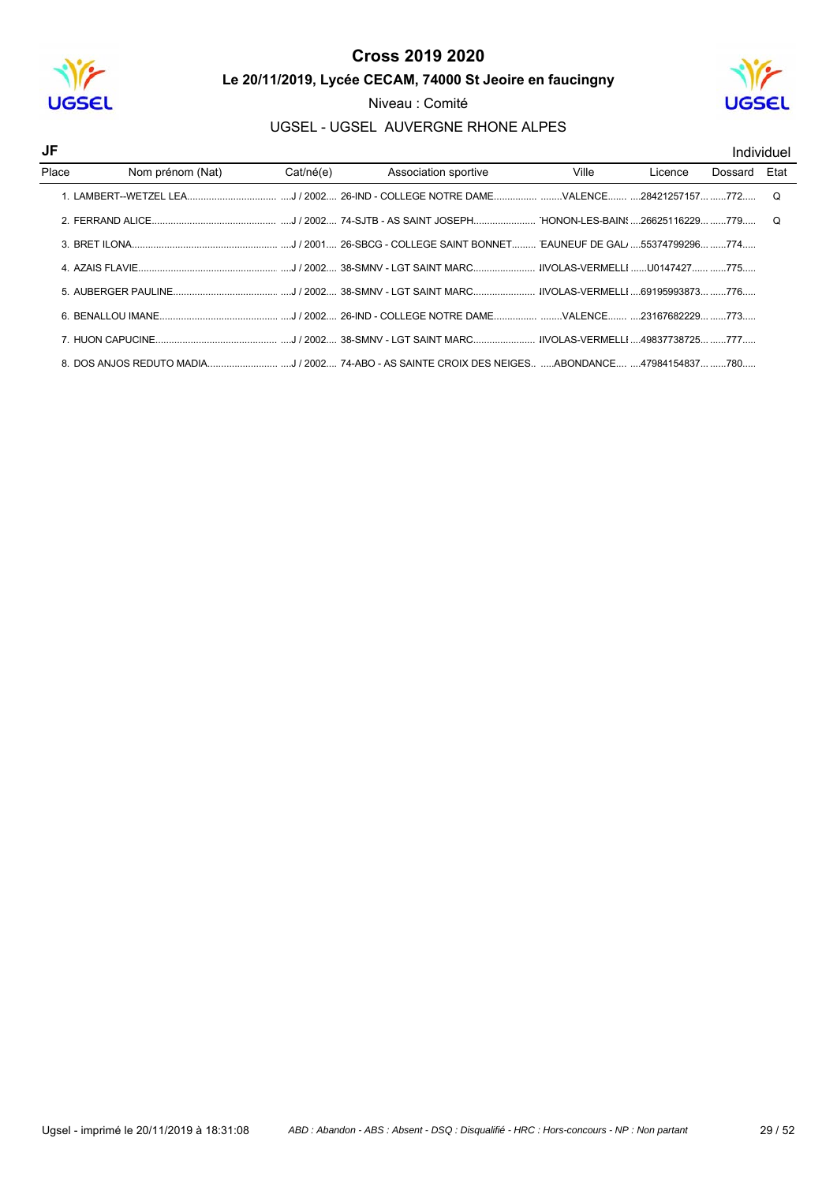# Cross 2019 2020

**Le 20/11/2019, Lycée CECAM, 74000 St Jeoire en faucingny**

Niveau : Comité

UGSEL - UGSEL AUVERGNE RHONE ALPES

**JF** Individuel

| Place | Nom prénom (Nat) | Cat/né(e) | Association sportive | Ville | Licence | Dossard | Etat |
|---|---|---|---|---|---|---|---|
| 1. | LAMBERT--WETZEL LEA | J / 2002 | 26-IND - COLLEGE NOTRE DAME | VALENCE | 28421257157 | 772 | Q |
| 2. | FERRAND ALICE | J / 2002 | 74-SJTB - AS SAINT JOSEPH | 'HONON-LES-BAINS | 26625116229 | 779 | Q |
| 3. | BRET ILONA | J / 2001 | 26-SBCG - COLLEGE SAINT BONNET | 'EAUNEUF DE GAL/ | 55374799296 | 774 | |
| 4. | AZAIS FLAVIE | J / 2002 | 38-SMNV - LGT SAINT MARC | IIVOLAS-VERMELLI | U0147427 | 775 | |
| 5. | AUBERGER PAULINE | J / 2002 | 38-SMNV - LGT SAINT MARC | IIVOLAS-VERMELLI | 69195993873 | 776 | |
| 6. | BENALLOU IMANE | J / 2002 | 26-IND - COLLEGE NOTRE DAME | VALENCE | 23167682229 | 773 | |
| 7. | HUON CAPUCINE | J / 2002 | 38-SMNV - LGT SAINT MARC | IIVOLAS-VERMELLI | 49837738725 | 777 | |
| 8. | DOS ANJOS REDUTO MADIA | J / 2002 | 74-ABO - AS SAINTE CROIX DES NEIGES | ABONDANCE | 47984154837 | 780 | |

Ugsel - imprimé le 20/11/2019 à 18:31:08 *ABD : Abandon - ABS : Absent - DSQ : Disqualifié - HRC : Hors-concours - NP : Non partant*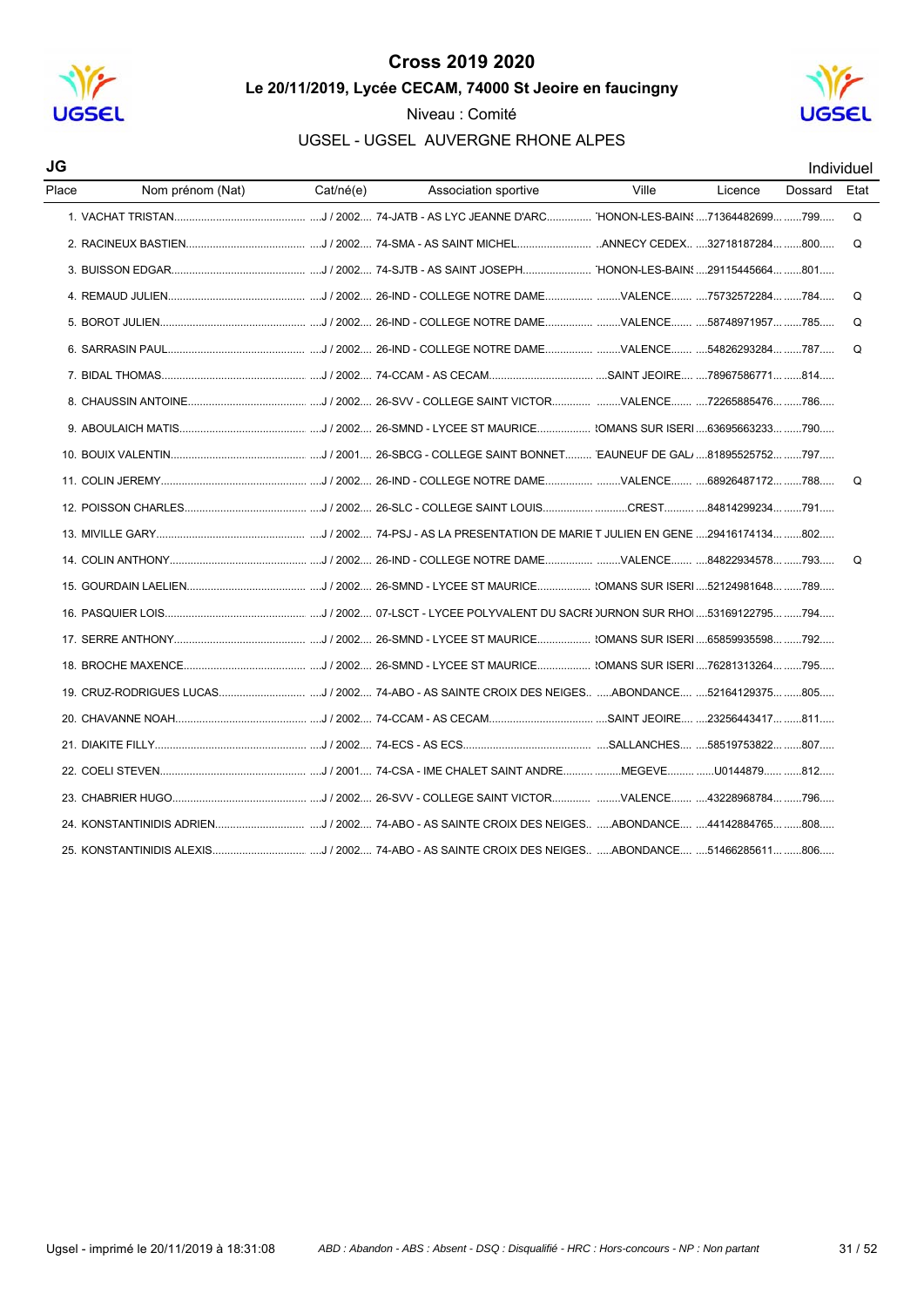# Cross 2019 2020

**Le 20/11/2019, Lycée CECAM, 74000 St Jeoire en faucigny**

Niveau : Comité

UGSEL - UGSEL AUVERGNE RHONE ALPES

**JG** Individuel

| Place | Nom prénom (Nat) | Cat/né(e) | Association sportive | Ville | Licence | Dossard | Etat |
|---|---|---|---|---|---|---|---|
| 1. | VACHAT TRISTAN | J / 2002 | 74-JATB - AS LYC JEANNE D'ARC | 'HONON-LES-BAINS | 71364482699 | 799 | Q |
| 2. | RACINEUX BASTIEN | J / 2002 | 74-SMA - AS SAINT MICHEL | ANNECY CEDEX | 32718187284 | 800 | Q |
| 3. | BUISSON EDGAR | J / 2002 | 74-SJTB - AS SAINT JOSEPH | 'HONON-LES-BAINS | 29115445664 | 801 | |
| 4. | REMAUD JULIEN | J / 2002 | 26-IND - COLLEGE NOTRE DAME | VALENCE | 75732572284 | 784 | Q |
| 5. | BOROT JULIEN | J / 2002 | 26-IND - COLLEGE NOTRE DAME | VALENCE | 58748971957 | 785 | Q |
| 6. | SARRASIN PAUL | J / 2002 | 26-IND - COLLEGE NOTRE DAME | VALENCE | 54826293284 | 787 | Q |
| 7. | BIDAL THOMAS | J / 2002 | 74-CCAM - AS CECAM | SAINT JEOIRE | 78967586771 | 814 | |
| 8. | CHAUSSIN ANTOINE | J / 2002 | 26-SVV - COLLEGE SAINT VICTOR | VALENCE | 72265885476 | 786 | |
| 9. | ABOULAICH MATIS | J / 2002 | 26-SMND - LYCEE ST MAURICE | ROMANS SUR ISERE | 63695663233 | 790 | |
| 10. | BOUIX VALENTIN | J / 2001 | 26-SBCG - COLLEGE SAINT BONNET | EAUNEUF DE GAL | 81895525752 | 797 | |
| 11. | COLIN JEREMY | J / 2002 | 26-IND - COLLEGE NOTRE DAME | VALENCE | 68926487172 | 788 | Q |
| 12. | POISSON CHARLES | J / 2002 | 26-SLC - COLLEGE SAINT LOUIS | CREST | 84814299234 | 791 | |
| 13. | MIVILLE GARY | J / 2002 | 74-PSJ - AS LA PRESENTATION DE MARIE | T JULIEN EN GENE | 29416174134 | 802 | |
| 14. | COLIN ANTHONY | J / 2002 | 26-IND - COLLEGE NOTRE DAME | VALENCE | 84822934578 | 793 | Q |
| 15. | GOURDAIN LAELIEN | J / 2002 | 26-SMND - LYCEE ST MAURICE | ROMANS SUR ISERE | 52124981648 | 789 | |
| 16. | PASQUIER LOIS | J / 2002 | 07-LSCT - LYCEE POLYVALENT DU SACRE | TOURNON SUR RHO | 53169122795 | 794 | |
| 17. | SERRE ANTHONY | J / 2002 | 26-SMND - LYCEE ST MAURICE | ROMANS SUR ISERE | 65859935598 | 792 | |
| 18. | BROCHE MAXENCE | J / 2002 | 26-SMND - LYCEE ST MAURICE | ROMANS SUR ISERE | 76281313264 | 795 | |
| 19. | CRUZ-RODRIGUES LUCAS | J / 2002 | 74-ABO - AS SAINTE CROIX DES NEIGES | ABONDANCE | 52164129375 | 805 | |
| 20. | CHAVANNE NOAH | J / 2002 | 74-CCAM - AS CECAM | SAINT JEOIRE | 23256443417 | 811 | |
| 21. | DIAKITE FILLY | J / 2002 | 74-ECS - AS ECS | SALLANCHES | 58519753822 | 807 | |
| 22. | COELI STEVEN | J / 2001 | 74-CSA - IME CHALET SAINT ANDRE | MEGEVE | U0144879 | 812 | |
| 23. | CHABRIER HUGO | J / 2002 | 26-SVV - COLLEGE SAINT VICTOR | VALENCE | 43228968784 | 796 | |
| 24. | KONSTANTINIDIS ADRIEN | J / 2002 | 74-ABO - AS SAINTE CROIX DES NEIGES | ABONDANCE | 44142884765 | 808 | |
| 25. | KONSTANTINIDIS ALEXIS | J / 2002 | 74-ABO - AS SAINTE CROIX DES NEIGES | ABONDANCE | 51466285611 | 806 | |

Ugsel - imprimé le 20/11/2019 à 18:31:08 — *ABD : Abandon - ABS : Absent - DSQ : Disqualifié - HRC : Hors-concours - NP : Non partant*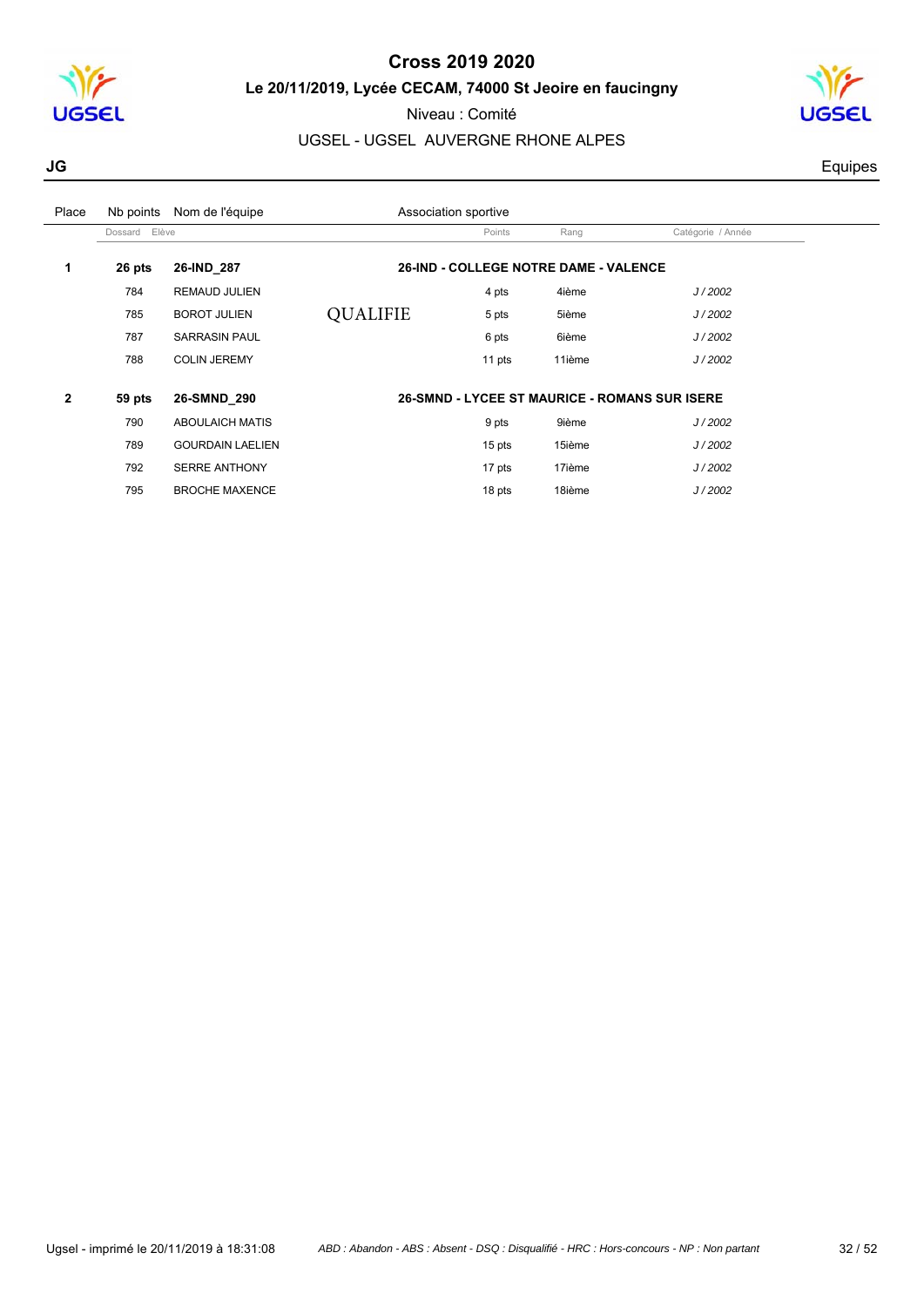# Cross 2019 2020

**Le 20/11/2019, Lycée CECAM, 74000 St Jeoire en faucingny**

Niveau : Comité

UGSEL - UGSEL AUVERGNE RHONE ALPES

**JG** Equipes

| Place | Nb points | Nom de l'équipe | | Association sportive | | |
|---|---|---|---|---|---|---|
| | Dossard | Elève | | Points | Rang | Catégorie / Année |
| **1** | **26 pts** | **26-IND_287** | | **26-IND - COLLEGE NOTRE DAME - VALENCE** | | |
| | 784 | REMAUD JULIEN | | 4 pts | 4ième | *J / 2002* |
| | 785 | BOROT JULIEN | QUALIFIE | 5 pts | 5ième | *J / 2002* |
| | 787 | SARRASIN PAUL | | 6 pts | 6ième | *J / 2002* |
| | 788 | COLIN JEREMY | | 11 pts | 11ième | *J / 2002* |
| **2** | **59 pts** | **26-SMND_290** | | **26-SMND - LYCEE ST MAURICE - ROMANS SUR ISERE** | | |
| | 790 | ABOULAICH MATIS | | 9 pts | 9ième | *J / 2002* |
| | 789 | GOURDAIN LAELIEN | | 15 pts | 15ième | *J / 2002* |
| | 792 | SERRE ANTHONY | | 17 pts | 17ième | *J / 2002* |
| | 795 | BROCHE MAXENCE | | 18 pts | 18ième | *J / 2002* |

Ugsel - imprimé le 20/11/2019 à 18:31:08 — *ABD : Abandon - ABS : Absent - DSQ : Disqualifié - HRC : Hors-concours - NP : Non partant*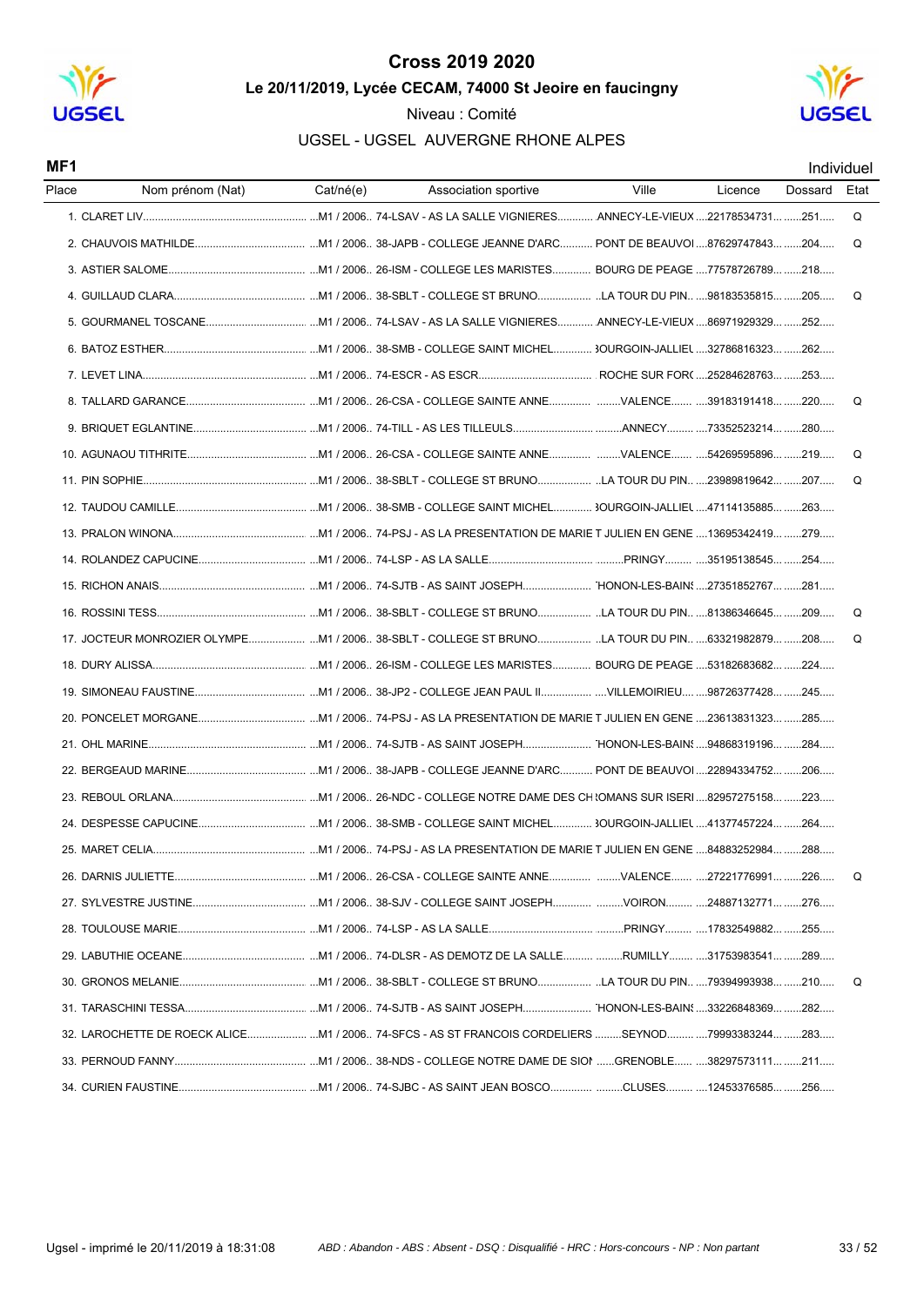# Cross 2019 2020

**Le 20/11/2019, Lycée CECAM, 74000 St Jeoire en faucingny**

Niveau : Comité

UGSEL - UGSEL AUVERGNE RHONE ALPES

**MF1** — Individuel

| Place | Nom prénom (Nat) | Cat/né(e) | Association sportive | Ville | Licence | Dossard | Etat |
|---|---|---|---|---|---|---|---|
| 1. | CLARET LIV | M1 / 2006 | 74-LSAV - AS LA SALLE VIGNIERES | ANNECY-LE-VIEUX | 22178534731 | 251 | Q |
| 2. | CHAUVOIS MATHILDE | M1 / 2006 | 38-JAPB - COLLEGE JEANNE D'ARC | PONT DE BEAUVOI | 87629747843 | 204 | Q |
| 3. | ASTIER SALOME | M1 / 2006 | 26-ISM - COLLEGE LES MARISTES | BOURG DE PEAGE | 77578726789 | 218 | |
| 4. | GUILLAUD CLARA | M1 / 2006 | 38-SBLT - COLLEGE ST BRUNO | LA TOUR DU PIN | 98183535815 | 205 | Q |
| 5. | GOURMANEL TOSCANE | M1 / 2006 | 74-LSAV - AS LA SALLE VIGNIERES | ANNECY-LE-VIEUX | 86971929329 | 252 | |
| 6. | BATOZ ESTHER | M1 / 2006 | 38-SMB - COLLEGE SAINT MICHEL | BOURGOIN-JALLIEU | 32786816323 | 262 | |
| 7. | LEVET LINA | M1 / 2006 | 74-ESCR - AS ESCR | ROCHE SUR FORO | 25284628763 | 253 | |
| 8. | TALLARD GARANCE | M1 / 2006 | 26-CSA - COLLEGE SAINTE ANNE | VALENCE | 39183191418 | 220 | Q |
| 9. | BRIQUET EGLANTINE | M1 / 2006 | 74-TILL - AS LES TILLEULS | ANNECY | 73352523214 | 280 | |
| 10. | AGUNAOU TITHRITE | M1 / 2006 | 26-CSA - COLLEGE SAINTE ANNE | VALENCE | 54269595896 | 219 | Q |
| 11. | PIN SOPHIE | M1 / 2006 | 38-SBLT - COLLEGE ST BRUNO | LA TOUR DU PIN | 23989819642 | 207 | Q |
| 12. | TAUDOU CAMILLE | M1 / 2006 | 38-SMB - COLLEGE SAINT MICHEL | BOURGOIN-JALLIEU | 47114135885 | 263 | |
| 13. | PRALON WINONA | M1 / 2006 | 74-PSJ - AS LA PRESENTATION DE MARIE | T JULIEN EN GENE | 13695342419 | 279 | |
| 14. | ROLANDEZ CAPUCINE | M1 / 2006 | 74-LSP - AS LA SALLE | PRINGY | 35195138545 | 254 | |
| 15. | RICHON ANAIS | M1 / 2006 | 74-SJTB - AS SAINT JOSEPH | THONON-LES-BAINS | 27351852767 | 281 | |
| 16. | ROSSINI TESS | M1 / 2006 | 38-SBLT - COLLEGE ST BRUNO | LA TOUR DU PIN | 81386346645 | 209 | Q |
| 17. | JOCTEUR MONROZIER OLYMPE | M1 / 2006 | 38-SBLT - COLLEGE ST BRUNO | LA TOUR DU PIN | 63321982879 | 208 | Q |
| 18. | DURY ALISSA | M1 / 2006 | 26-ISM - COLLEGE LES MARISTES | BOURG DE PEAGE | 53182683682 | 224 | |
| 19. | SIMONEAU FAUSTINE | M1 / 2006 | 38-JP2 - COLLEGE JEAN PAUL II | VILLEMOIRIEU | 98726377428 | 245 | |
| 20. | PONCELET MORGANE | M1 / 2006 | 74-PSJ - AS LA PRESENTATION DE MARIE | T JULIEN EN GENE | 23613831323 | 285 | |
| 21. | OHL MARINE | M1 / 2006 | 74-SJTB - AS SAINT JOSEPH | THONON-LES-BAINS | 94868319196 | 284 | |
| 22. | BERGEAUD MARINE | M1 / 2006 | 38-JAPB - COLLEGE JEANNE D'ARC | PONT DE BEAUVOI | 22894334752 | 206 | |
| 23. | REBOUL ORLANA | M1 / 2006 | 26-NDC - COLLEGE NOTRE DAME DES CH | ROMANS SUR ISERE | 82957275158 | 223 | |
| 24. | DESPESSE CAPUCINE | M1 / 2006 | 38-SMB - COLLEGE SAINT MICHEL | BOURGOIN-JALLIEU | 41377457224 | 264 | |
| 25. | MARET CELIA | M1 / 2006 | 74-PSJ - AS LA PRESENTATION DE MARIE | T JULIEN EN GENE | 84883252984 | 288 | |
| 26. | DARNIS JULIETTE | M1 / 2006 | 26-CSA - COLLEGE SAINTE ANNE | VALENCE | 27221776991 | 226 | Q |
| 27. | SYLVESTRE JUSTINE | M1 / 2006 | 38-SJV - COLLEGE SAINT JOSEPH | VOIRON | 24887132771 | 276 | |
| 28. | TOULOUSE MARIE | M1 / 2006 | 74-LSP - AS LA SALLE | PRINGY | 17832549882 | 255 | |
| 29. | LABUTHIE OCEANE | M1 / 2006 | 74-DLSR - AS DEMOTZ DE LA SALLE | RUMILLY | 31753983541 | 289 | |
| 30. | GRONOS MELANIE | M1 / 2006 | 38-SBLT - COLLEGE ST BRUNO | LA TOUR DU PIN | 79394993938 | 210 | Q |
| 31. | TARASCHINI TESSA | M1 / 2006 | 74-SJTB - AS SAINT JOSEPH | THONON-LES-BAINS | 33226848369 | 282 | |
| 32. | LAROCHETTE DE ROECK ALICE | M1 / 2006 | 74-SFCS - AS ST FRANCOIS CORDELIERS | SEYNOD | 79993383244 | 283 | |
| 33. | PERNOUD FANNY | M1 / 2006 | 38-NDS - COLLEGE NOTRE DAME DE SION | GRENOBLE | 38297573111 | 211 | |
| 34. | CURIEN FAUSTINE | M1 / 2006 | 74-SJBC - AS SAINT JEAN BOSCO | CLUSES | 12453376585 | 256 | |

Ugsel - imprimé le 20/11/2019 à 18:31:08

*ABD : Abandon - ABS : Absent - DSQ : Disqualifié - HRC : Hors-concours - NP : Non partant*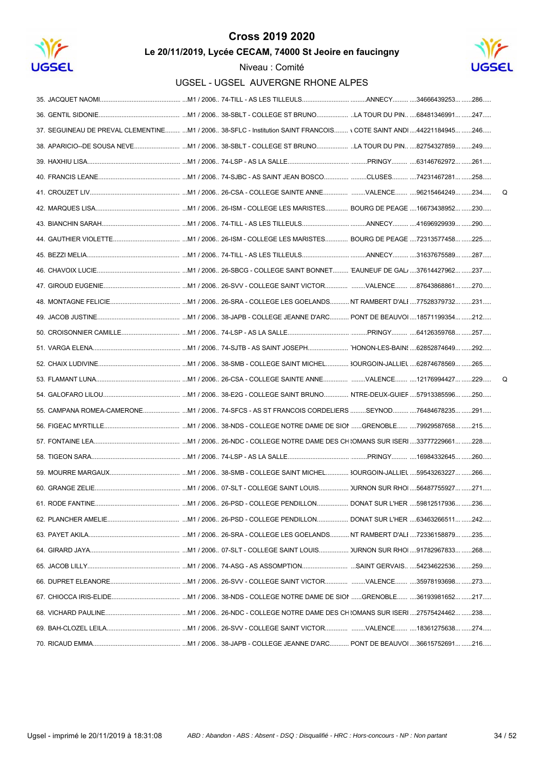# Cross 2019 2020

## Le 20/11/2019, Lycée CECAM, 74000 St Jeoire en faucingny

Niveau : Comité

### UGSEL - UGSEL AUVERGNE RHONE ALPES

| Rang | Nom | Catégorie | Établissement | Ville | Licence | Dossard | |
|---|---|---|---|---|---|---|---|
| 35. | JACQUET NAOMI | M1 / 2006 | 74-TILL - AS LES TILLEULS | ANNECY | 34666439253 | 286 | |
| 36. | GENTIL SIDONIE | M1 / 2006 | 38-SBLT - COLLEGE ST BRUNO | LA TOUR DU PIN | 68481346991 | 247 | |
| 37. | SEGUINEAU DE PREVAL CLEMENTINE | M1 / 2006 | 38-SFLC - Institution SAINT FRANCOIS | COTE SAINT ANDI | 44221184945 | 246 | |
| 38. | APARICIO--DE SOUSA NEVE | M1 / 2006 | 38-SBLT - COLLEGE ST BRUNO | LA TOUR DU PIN | 82754327859 | 249 | |
| 39. | HAXHIU LISA | M1 / 2006 | 74-LSP - AS LA SALLE | PRINGY | 63146762972 | 261 | |
| 40. | FRANCIS LEANE | M1 / 2006 | 74-SJBC - AS SAINT JEAN BOSCO | CLUSES | 74231467281 | 258 | |
| 41. | CROUZET LIV | M1 / 2006 | 26-CSA - COLLEGE SAINTE ANNE | VALENCE | 96215464249 | 234 | Q |
| 42. | MARQUES LISA | M1 / 2006 | 26-ISM - COLLEGE LES MARISTES | BOURG DE PEAGE | 16673438952 | 230 | |
| 43. | BIANCHIN SARAH | M1 / 2006 | 74-TILL - AS LES TILLEULS | ANNECY | 41696929939 | 290 | |
| 44. | GAUTHIER VIOLETTE | M1 / 2006 | 26-ISM - COLLEGE LES MARISTES | BOURG DE PEAGE | 72313577458 | 225 | |
| 45. | BEZZI MELIA | M1 / 2006 | 74-TILL - AS LES TILLEULS | ANNECY | 31637675589 | 287 | |
| 46. | CHAVOIX LUCIE | M1 / 2006 | 26-SBCG - COLLEGE SAINT BONNET | EAUNEUF DE GAL | 37614427962 | 237 | |
| 47. | GIROUD EUGENIE | M1 / 2006 | 26-SVV - COLLEGE SAINT VICTOR | VALENCE | 87643868861 | 270 | |
| 48. | MONTAGNE FELICIE | M1 / 2006 | 26-SRA - COLLEGE LES GOELANDS | NT RAMBERT D'ALI | 77528379732 | 231 | |
| 49. | JACOB JUSTINE | M1 / 2006 | 38-JAPB - COLLEGE JEANNE D'ARC | PONT DE BEAUVOI | 18571199354 | 212 | |
| 50. | CROISONNIER CAMILLE | M1 / 2006 | 74-LSP - AS LA SALLE | PRINGY | 64126359768 | 257 | |
| 51. | VARGA ELENA | M1 / 2006 | 74-SJTB - AS SAINT JOSEPH | HONON-LES-BAINS | 62852874649 | 292 | |
| 52. | CHAIX LUDIVINE | M1 / 2006 | 38-SMB - COLLEGE SAINT MICHEL | BOURGOIN-JALLIEU | 62874678569 | 265 | |
| 53. | FLAMANT LUNA | M1 / 2006 | 26-CSA - COLLEGE SAINTE ANNE | VALENCE | 12176994427 | 229 | Q |
| 54. | GALOFARO LILOU | M1 / 2006 | 38-E2G - COLLEGE SAINT BRUNO | NTRE-DEUX-GUIEF | 57913385596 | 250 | |
| 55. | CAMPANA ROMEA-CAMERONE | M1 / 2006 | 74-SFCS - AS ST FRANCOIS CORDELIERS | SEYNOD | 76484678235 | 291 | |
| 56. | FIGEAC MYRTILLE | M1 / 2006 | 38-NDS - COLLEGE NOTRE DAME DE SION | GRENOBLE | 79929587658 | 215 | |
| 57. | FONTAINE LEA | M1 / 2006 | 26-NDC - COLLEGE NOTRE DAME DES CH | ROMANS SUR ISERE | 33777229661 | 228 | |
| 58. | TIGEON SARA | M1 / 2006 | 74-LSP - AS LA SALLE | PRINGY | 16984332645 | 260 | |
| 59. | MOURRE MARGAUX | M1 / 2006 | 38-SMB - COLLEGE SAINT MICHEL | BOURGOIN-JALLIEU | 59543263227 | 266 | |
| 60. | GRANGE ZELIE | M1 / 2006 | 07-SLT - COLLEGE SAINT LOUIS | TOURNON SUR RHOI | 56487755927 | 271 | |
| 61. | RODE FANTINE | M1 / 2006 | 26-PSD - COLLEGE PENDILLON | DONAT SUR L'HER | 59812517936 | 236 | |
| 62. | PLANCHER AMELIE | M1 / 2006 | 26-PSD - COLLEGE PENDILLON | DONAT SUR L'HER | 63463266511 | 242 | |
| 63. | PAYET AKILA | M1 / 2006 | 26-SRA - COLLEGE LES GOELANDS | NT RAMBERT D'ALI | 72336158879 | 235 | |
| 64. | GIRARD JAYA | M1 / 2006 | 07-SLT - COLLEGE SAINT LOUIS | TOURNON SUR RHOI | 91782967833 | 268 | |
| 65. | JACOB LILLY | M1 / 2006 | 74-ASG - AS ASSOMPTION | SAINT GERVAIS | 54234622536 | 259 | |
| 66. | DUPRET ELEANORE | M1 / 2006 | 26-SVV - COLLEGE SAINT VICTOR | VALENCE | 35978193698 | 273 | |
| 67. | CHIOCCA IRIS-ELIDE | M1 / 2006 | 38-NDS - COLLEGE NOTRE DAME DE SION | GRENOBLE | 36193981652 | 217 | |
| 68. | VICHARD PAULINE | M1 / 2006 | 26-NDC - COLLEGE NOTRE DAME DES CH | ROMANS SUR ISERE | 27575424462 | 238 | |
| 69. | BAH-CLOZEL LEILA | M1 / 2006 | 26-SVV - COLLEGE SAINT VICTOR | VALENCE | 18361275638 | 274 | |
| 70. | RICAUD EMMA | M1 / 2006 | 38-JAPB - COLLEGE JEANNE D'ARC | PONT DE BEAUVOI | 36615752691 | 216 | |

Ugsel - imprimé le 20/11/2019 à 18:31:08

*ABD : Abandon - ABS : Absent - DSQ : Disqualifié - HRC : Hors-concours - NP : Non partant*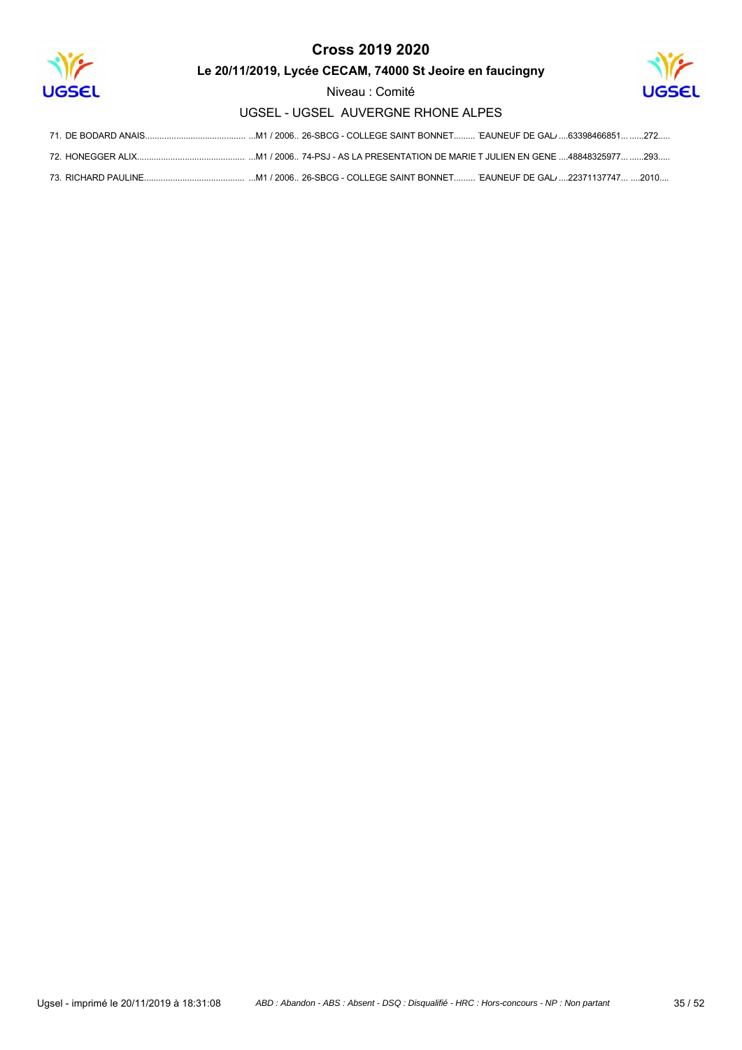# Cross 2019 2020

**Le 20/11/2019, Lycée CECAM, 74000 St Jeoire en faucingny**

Niveau : Comité

UGSEL - UGSEL AUVERGNE RHONE ALPES

71. DE BODARD ANAIS.......................................... ...M1 / 2006.. 26-SBCG - COLLEGE SAINT BONNET......... 'EAUNEUF DE GAL/ ....63398466851... ......272.....

72. HONEGGER ALIX............................................. ...M1 / 2006.. 74-PSJ - AS LA PRESENTATION DE MARIE T JULIEN EN GENE ....48848325977... ......293.....

73. RICHARD PAULINE......................................... ...M1 / 2006.. 26-SBCG - COLLEGE SAINT BONNET......... 'EAUNEUF DE GAL/ ....22371137747... ....2010....

*ABD : Abandon - ABS : Absent - DSQ : Disqualifié - HRC : Hors-concours - NP : Non partant*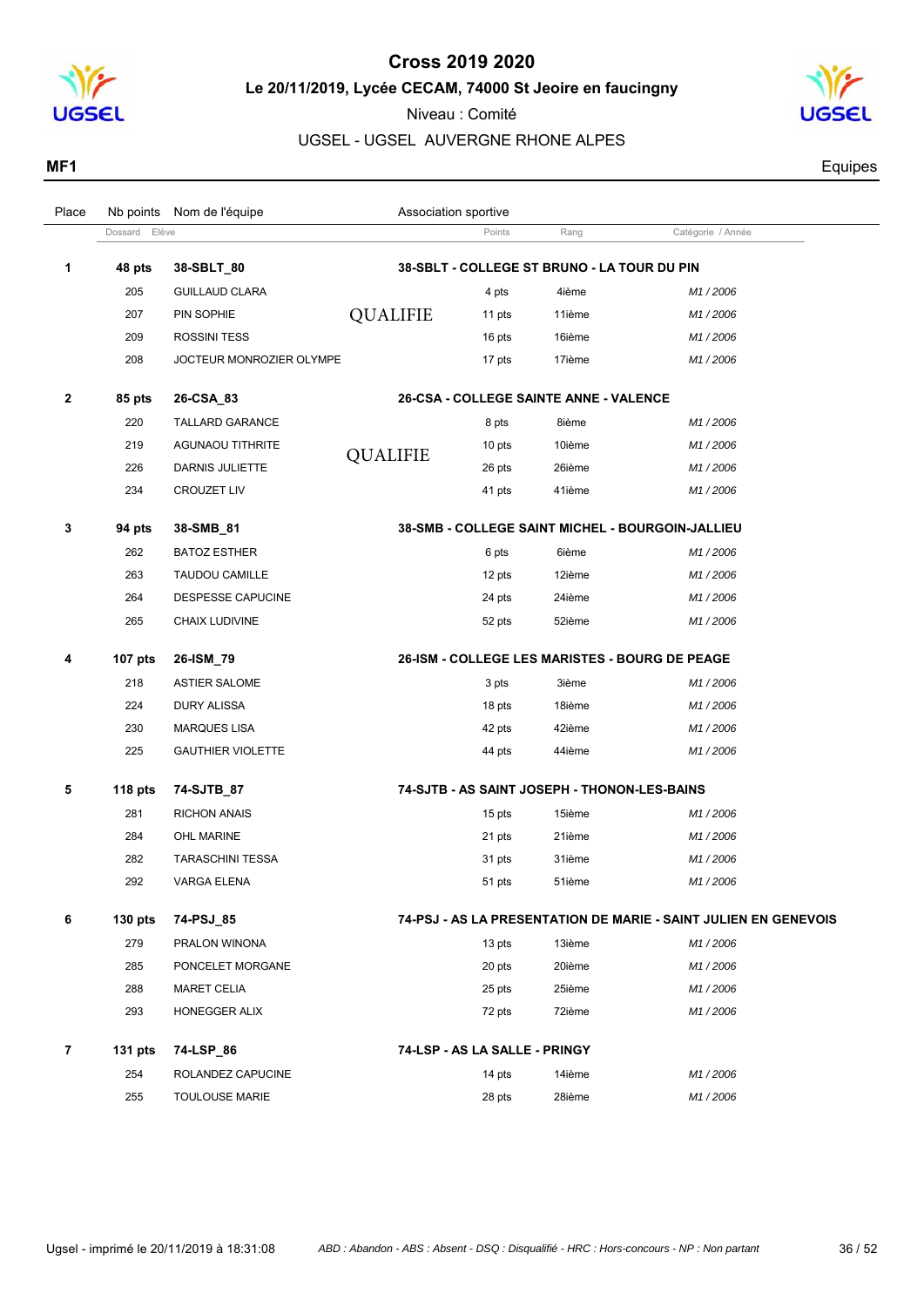# Cross 2019 2020

## Le 20/11/2019, Lycée CECAM, 74000 St Jeoire en faucigny

Niveau : Comité

UGSEL - UGSEL AUVERGNE RHONE ALPES

**MF1** Equipes

| Place | Nb points / Dossard | Nom de l'équipe / Elève | | Association sportive / Points | Rang | Catégorie / Année |
|---|---|---|---|---|---|---|
| **1** | **48 pts** | **38-SBLT_80** | | **38-SBLT - COLLEGE ST BRUNO - LA TOUR DU PIN** | | |
| | 205 | GUILLAUD CLARA | | 4 pts | 4ième | *M1 / 2006* |
| | 207 | PIN SOPHIE | QUALIFIE | 11 pts | 11ième | *M1 / 2006* |
| | 209 | ROSSINI TESS | | 16 pts | 16ième | *M1 / 2006* |
| | 208 | JOCTEUR MONROZIER OLYMPE | | 17 pts | 17ième | *M1 / 2006* |
| **2** | **85 pts** | **26-CSA_83** | | **26-CSA - COLLEGE SAINTE ANNE - VALENCE** | | |
| | 220 | TALLARD GARANCE | | 8 pts | 8ième | *M1 / 2006* |
| | 219 | AGUNAOU TITHRITE | QUALIFIE | 10 pts | 10ième | *M1 / 2006* |
| | 226 | DARNIS JULIETTE | | 26 pts | 26ième | *M1 / 2006* |
| | 234 | CROUZET LIV | | 41 pts | 41ième | *M1 / 2006* |
| **3** | **94 pts** | **38-SMB_81** | | **38-SMB - COLLEGE SAINT MICHEL - BOURGOIN-JALLIEU** | | |
| | 262 | BATOZ ESTHER | | 6 pts | 6ième | *M1 / 2006* |
| | 263 | TAUDOU CAMILLE | | 12 pts | 12ième | *M1 / 2006* |
| | 264 | DESPESSE CAPUCINE | | 24 pts | 24ième | *M1 / 2006* |
| | 265 | CHAIX LUDIVINE | | 52 pts | 52ième | *M1 / 2006* |
| **4** | **107 pts** | **26-ISM_79** | | **26-ISM - COLLEGE LES MARISTES - BOURG DE PEAGE** | | |
| | 218 | ASTIER SALOME | | 3 pts | 3ième | *M1 / 2006* |
| | 224 | DURY ALISSA | | 18 pts | 18ième | *M1 / 2006* |
| | 230 | MARQUES LISA | | 42 pts | 42ième | *M1 / 2006* |
| | 225 | GAUTHIER VIOLETTE | | 44 pts | 44ième | *M1 / 2006* |
| **5** | **118 pts** | **74-SJTB_87** | | **74-SJTB - AS SAINT JOSEPH - THONON-LES-BAINS** | | |
| | 281 | RICHON ANAIS | | 15 pts | 15ième | *M1 / 2006* |
| | 284 | OHL MARINE | | 21 pts | 21ième | *M1 / 2006* |
| | 282 | TARASCHINI TESSA | | 31 pts | 31ième | *M1 / 2006* |
| | 292 | VARGA ELENA | | 51 pts | 51ième | *M1 / 2006* |
| **6** | **130 pts** | **74-PSJ_85** | | **74-PSJ - AS LA PRESENTATION DE MARIE - SAINT JULIEN EN GENEVOIS** | | |
| | 279 | PRALON WINONA | | 13 pts | 13ième | *M1 / 2006* |
| | 285 | PONCELET MORGANE | | 20 pts | 20ième | *M1 / 2006* |
| | 288 | MARET CELIA | | 25 pts | 25ième | *M1 / 2006* |
| | 293 | HONEGGER ALIX | | 72 pts | 72ième | *M1 / 2006* |
| **7** | **131 pts** | **74-LSP_86** | | **74-LSP - AS LA SALLE - PRINGY** | | |
| | 254 | ROLANDEZ CAPUCINE | | 14 pts | 14ième | *M1 / 2006* |
| | 255 | TOULOUSE MARIE | | 28 pts | 28ième | *M1 / 2006* |

Ugsel - imprimé le 20/11/2019 à 18:31:08 — *ABD : Abandon - ABS : Absent - DSQ : Disqualifié - HRC : Hors-concours - NP : Non partant*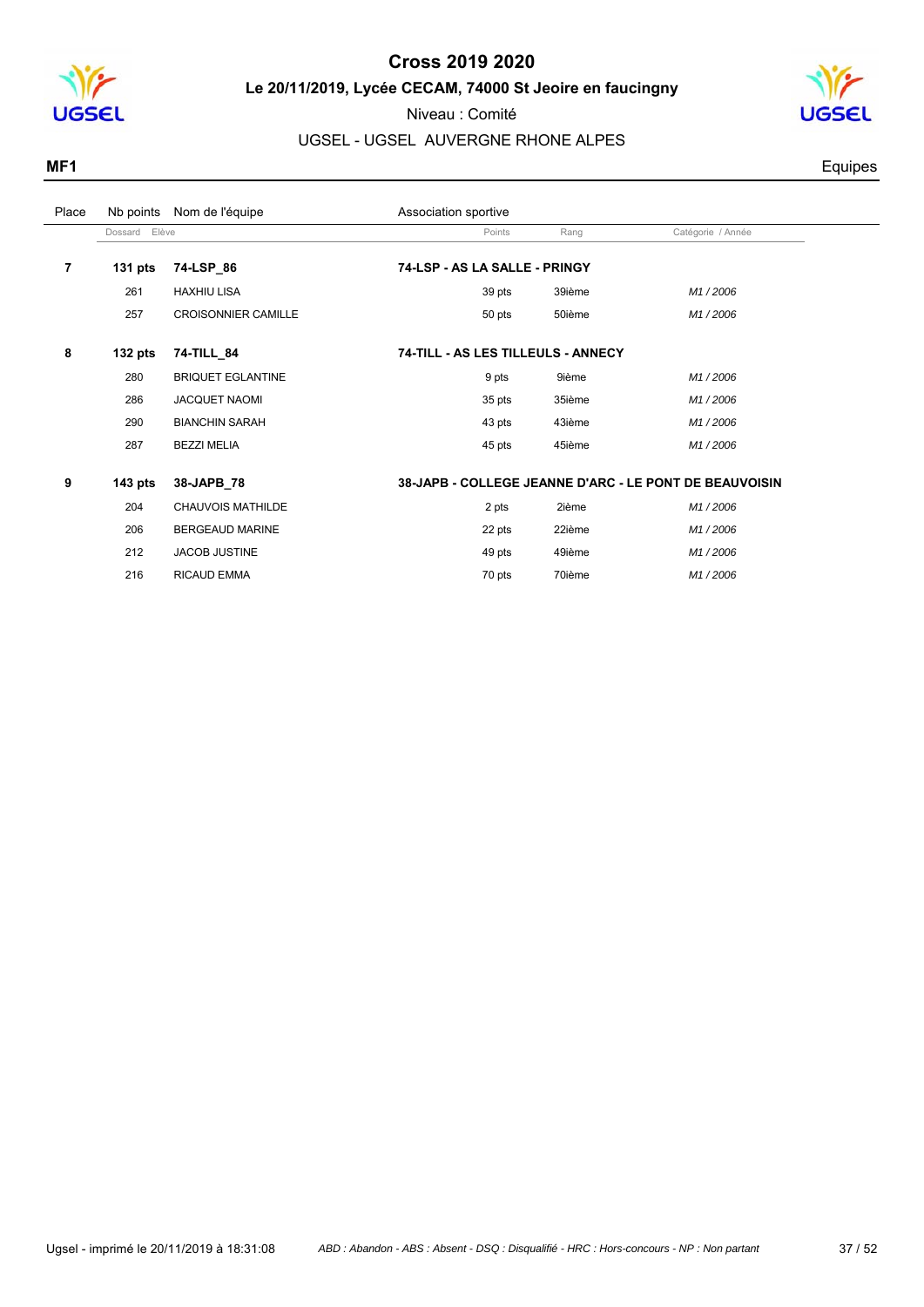# Cross 2019 2020

**Le 20/11/2019, Lycée CECAM, 74000 St Jeoire en faucingny**

Niveau : Comité

UGSEL - UGSEL AUVERGNE RHONE ALPES

**MF1** Equipes

| Place | Nb points | Nom de l'équipe | Association sportive | | |
|---|---|---|---|---|---|
| | Dossard | Elève | Points | Rang | Catégorie / Année |
| **7** | **131 pts** | **74-LSP_86** | **74-LSP - AS LA SALLE - PRINGY** | | |
| | 261 | HAXHIU LISA | 39 pts | 39ième | *M1 / 2006* |
| | 257 | CROISONNIER CAMILLE | 50 pts | 50ième | *M1 / 2006* |
| **8** | **132 pts** | **74-TILL_84** | **74-TILL - AS LES TILLEULS - ANNECY** | | |
| | 280 | BRIQUET EGLANTINE | 9 pts | 9ième | *M1 / 2006* |
| | 286 | JACQUET NAOMI | 35 pts | 35ième | *M1 / 2006* |
| | 290 | BIANCHIN SARAH | 43 pts | 43ième | *M1 / 2006* |
| | 287 | BEZZI MELIA | 45 pts | 45ième | *M1 / 2006* |
| **9** | **143 pts** | **38-JAPB_78** | **38-JAPB - COLLEGE JEANNE D'ARC - LE PONT DE BEAUVOISIN** | | |
| | 204 | CHAUVOIS MATHILDE | 2 pts | 2ième | *M1 / 2006* |
| | 206 | BERGEAUD MARINE | 22 pts | 22ième | *M1 / 2006* |
| | 212 | JACOB JUSTINE | 49 pts | 49ième | *M1 / 2006* |
| | 216 | RICAUD EMMA | 70 pts | 70ième | *M1 / 2006* |

Ugsel - imprimé le 20/11/2019 à 18:31:08 — *ABD : Abandon - ABS : Absent - DSQ : Disqualifié - HRC : Hors-concours - NP : Non partant*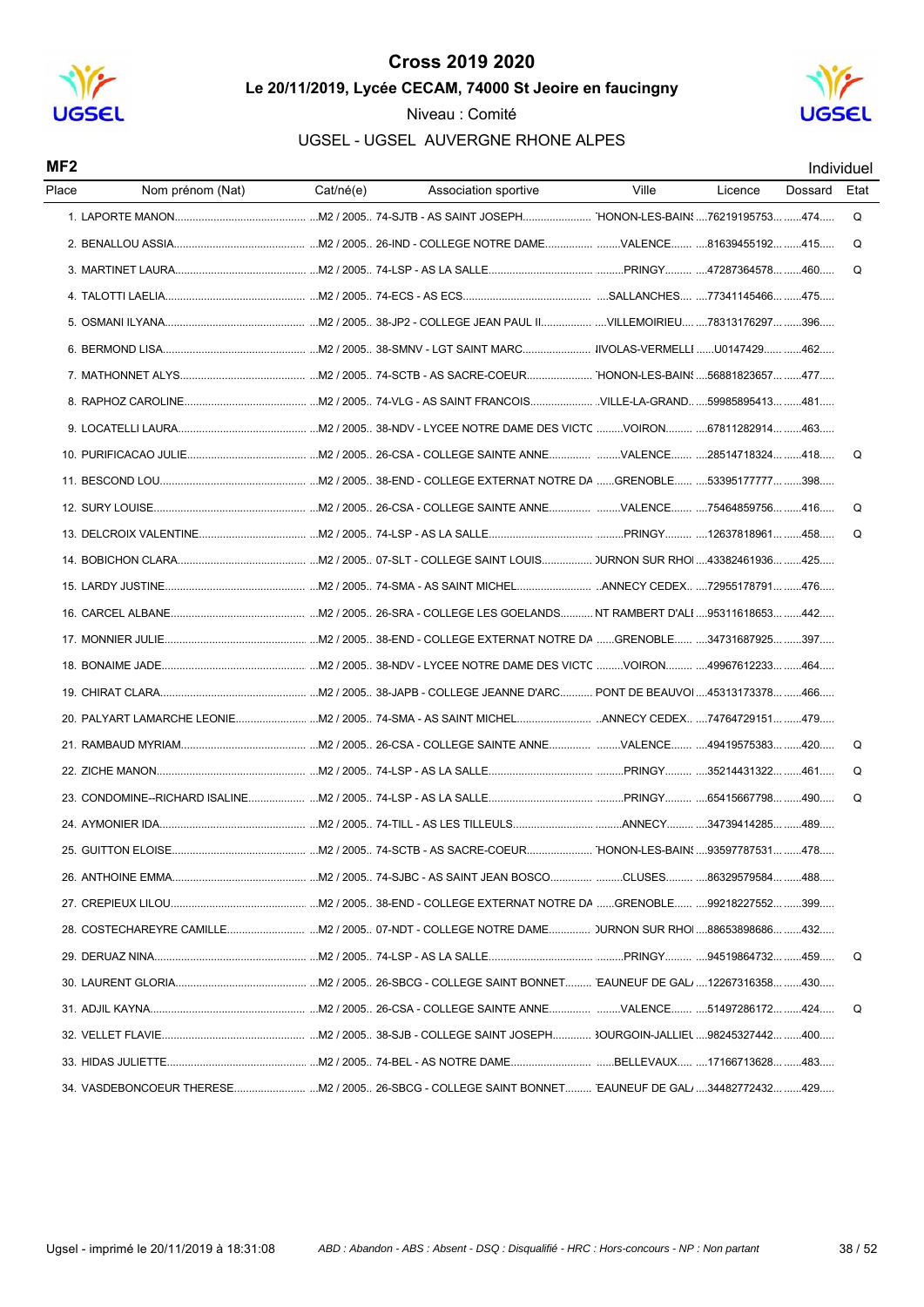# Cross 2019 2020

## Le 20/11/2019, Lycée CECAM, 74000 St Jeoire en faucingny

Niveau : Comité

UGSEL - UGSEL AUVERGNE RHONE ALPES

**MF2** Individuel

| Place | Nom prénom (Nat) | Cat/né(e) | Association sportive | Ville | Licence | Dossard | Etat |
|---|---|---|---|---|---|---|---|
| 1. | LAPORTE MANON | M2 / 2005 | 74-SJTB - AS SAINT JOSEPH | 'HONON-LES-BAINS | 76219195753 | 474 | Q |
| 2. | BENALLOU ASSIA | M2 / 2005 | 26-IND - COLLEGE NOTRE DAME | VALENCE | 81639455192 | 415 | Q |
| 3. | MARTINET LAURA | M2 / 2005 | 74-LSP - AS LA SALLE | PRINGY | 47287364578 | 460 | Q |
| 4. | TALOTTI LAELIA | M2 / 2005 | 74-ECS - AS ECS | SALLANCHES | 77341145466 | 475 | |
| 5. | OSMANI ILYANA | M2 / 2005 | 38-JP2 - COLLEGE JEAN PAUL II | VILLEMOIRIEU | 78313176297 | 396 | |
| 6. | BERMOND LISA | M2 / 2005 | 38-SMNV - LGT SAINT MARC | IIVOLAS-VERMELLI | U0147429 | 462 | |
| 7. | MATHONNET ALYS | M2 / 2005 | 74-SCTB - AS SACRE-COEUR | 'HONON-LES-BAINS | 56881823657 | 477 | |
| 8. | RAPHOZ CAROLINE | M2 / 2005 | 74-VLG - AS SAINT FRANCOIS | VILLE-LA-GRAND | 59985895413 | 481 | |
| 9. | LOCATELLI LAURA | M2 / 2005 | 38-NDV - LYCEE NOTRE DAME DES VICTC | VOIRON | 67811282914 | 463 | |
| 10. | PURIFICACAO JULIE | M2 / 2005 | 26-CSA - COLLEGE SAINTE ANNE | VALENCE | 28514718324 | 418 | Q |
| 11. | BESCOND LOU | M2 / 2005 | 38-END - COLLEGE EXTERNAT NOTRE DA | GRENOBLE | 53395177777 | 398 | |
| 12. | SURY LOUISE | M2 / 2005 | 26-CSA - COLLEGE SAINTE ANNE | VALENCE | 75464859756 | 416 | Q |
| 13. | DELCROIX VALENTINE | M2 / 2005 | 74-LSP - AS LA SALLE | PRINGY | 12637818961 | 458 | Q |
| 14. | BOBICHON CLARA | M2 / 2005 | 07-SLT - COLLEGE SAINT LOUIS | )URNON SUR RHOI | 43382461936 | 425 | |
| 15. | LARDY JUSTINE | M2 / 2005 | 74-SMA - AS SAINT MICHEL | ANNECY CEDEX | 72955178791 | 476 | |
| 16. | CARCEL ALBANE | M2 / 2005 | 26-SRA - COLLEGE LES GOELANDS | NT RAMBERT D'ALI | 95311618653 | 442 | |
| 17. | MONNIER JULIE | M2 / 2005 | 38-END - COLLEGE EXTERNAT NOTRE DA | GRENOBLE | 34731687925 | 397 | |
| 18. | BONAIME JADE | M2 / 2005 | 38-NDV - LYCEE NOTRE DAME DES VICTC | VOIRON | 49967612233 | 464 | |
| 19. | CHIRAT CLARA | M2 / 2005 | 38-JAPB - COLLEGE JEANNE D'ARC | PONT DE BEAUVOI | 45313173378 | 466 | |
| 20. | PALYART LAMARCHE LEONIE | M2 / 2005 | 74-SMA - AS SAINT MICHEL | ANNECY CEDEX | 74764729151 | 479 | |
| 21. | RAMBAUD MYRIAM | M2 / 2005 | 26-CSA - COLLEGE SAINTE ANNE | VALENCE | 49419575383 | 420 | Q |
| 22. | ZICHE MANON | M2 / 2005 | 74-LSP - AS LA SALLE | PRINGY | 35214431322 | 461 | Q |
| 23. | CONDOMINE--RICHARD ISALINE | M2 / 2005 | 74-LSP - AS LA SALLE | PRINGY | 65415667798 | 490 | Q |
| 24. | AYMONIER IDA | M2 / 2005 | 74-TILL - AS LES TILLEULS | ANNECY | 34739414285 | 489 | |
| 25. | GUITTON ELOISE | M2 / 2005 | 74-SCTB - AS SACRE-COEUR | 'HONON-LES-BAINS | 93597787531 | 478 | |
| 26. | ANTHOINE EMMA | M2 / 2005 | 74-SJBC - AS SAINT JEAN BOSCO | CLUSES | 86329579584 | 488 | |
| 27. | CREPIEUX LILOU | M2 / 2005 | 38-END - COLLEGE EXTERNAT NOTRE DA | GRENOBLE | 99218227552 | 399 | |
| 28. | COSTECHAREYRE CAMILLE | M2 / 2005 | 07-NDT - COLLEGE NOTRE DAME | )URNON SUR RHOI | 88653898686 | 432 | |
| 29. | DERUAZ NINA | M2 / 2005 | 74-LSP - AS LA SALLE | PRINGY | 94519864732 | 459 | Q |
| 30. | LAURENT GLORIA | M2 / 2005 | 26-SBCG - COLLEGE SAINT BONNET | 'EAUNEUF DE GAL/ | 12267316358 | 430 | |
| 31. | ADJIL KAYNA | M2 / 2005 | 26-CSA - COLLEGE SAINTE ANNE | VALENCE | 51497286172 | 424 | Q |
| 32. | VELLET FLAVIE | M2 / 2005 | 38-SJB - COLLEGE SAINT JOSEPH | 3OURGOIN-JALLIEL | 98245327442 | 400 | |
| 33. | HIDAS JULIETTE | M2 / 2005 | 74-BEL - AS NOTRE DAME | BELLEVAUX | 17166713628 | 483 | |
| 34. | VASDEBONCOEUR THERESE | M2 / 2005 | 26-SBCG - COLLEGE SAINT BONNET | 'EAUNEUF DE GAL/ | 34482772432 | 429 | |

Ugsel - imprimé le 20/11/2019 à 18:31:08 — *ABD : Abandon - ABS : Absent - DSQ : Disqualifié - HRC : Hors-concours - NP : Non partant*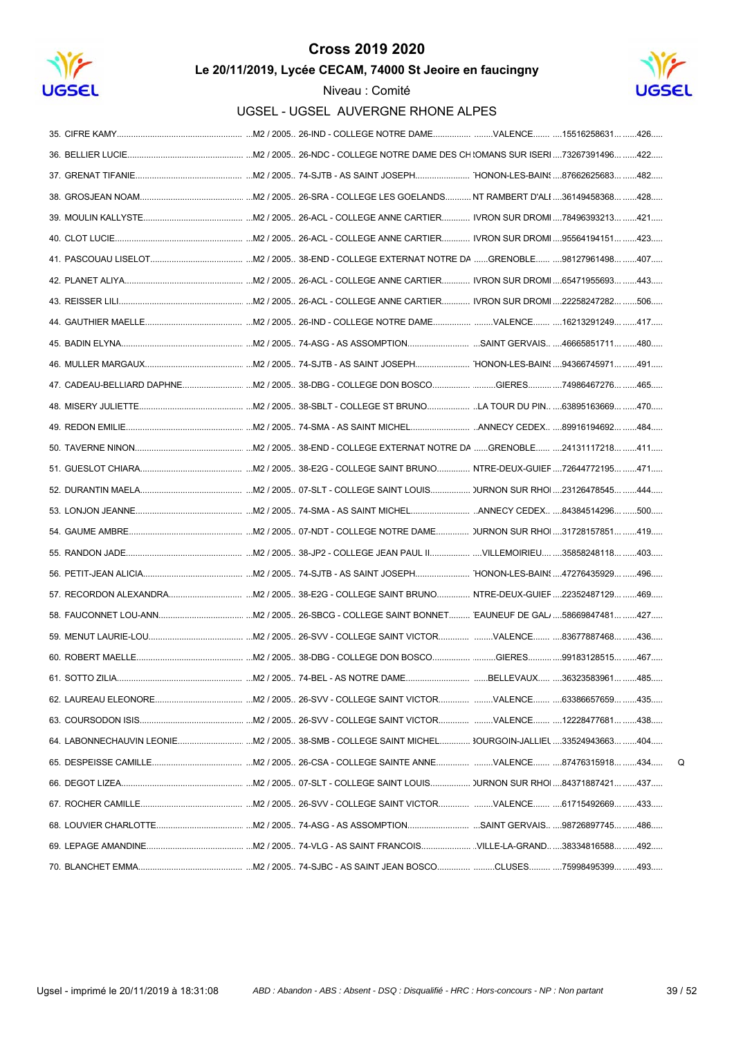# Cross 2019 2020

## Le 20/11/2019, Lycée CECAM, 74000 St Jeoire en faucingny

Niveau : Comité

UGSEL - UGSEL AUVERGNE RHONE ALPES

| Rang | Nom | Cat. | Établissement | Ville | Licence | Dossard | |
|---|---|---|---|---|---|---|---|
| 35. | CIFRE KAMY | M2 / 2005 | 26-IND - COLLEGE NOTRE DAME | VALENCE | 15516258631 | 426 | |
| 36. | BELLIER LUCIE | M2 / 2005 | 26-NDC - COLLEGE NOTRE DAME DES CH | ROMANS SUR ISERE | 73267391496 | 422 | |
| 37. | GRENAT TIFANIE | M2 / 2005 | 74-SJTB - AS SAINT JOSEPH | THONON-LES-BAINS | 87662625683 | 482 | |
| 38. | GROSJEAN NOAM | M2 / 2005 | 26-SRA - COLLEGE LES GOELANDS | NT RAMBERT D'ALI | 36149458368 | 428 | |
| 39. | MOULIN KALLYSTE | M2 / 2005 | 26-ACL - COLLEGE ANNE CARTIER | IVRON SUR DROMI | 78496393213 | 421 | |
| 40. | CLOT LUCIE | M2 / 2005 | 26-ACL - COLLEGE ANNE CARTIER | IVRON SUR DROMI | 95564194151 | 423 | |
| 41. | PASCOUAU LISELOT | M2 / 2005 | 38-END - COLLEGE EXTERNAT NOTRE DA | GRENOBLE | 98127961498 | 407 | |
| 42. | PLANET ALIYA | M2 / 2005 | 26-ACL - COLLEGE ANNE CARTIER | IVRON SUR DROMI | 65471955693 | 443 | |
| 43. | REISSER LILI | M2 / 2005 | 26-ACL - COLLEGE ANNE CARTIER | IVRON SUR DROMI | 22258247282 | 506 | |
| 44. | GAUTHIER MAELLE | M2 / 2005 | 26-IND - COLLEGE NOTRE DAME | VALENCE | 16213291249 | 417 | |
| 45. | BADIN ELYNA | M2 / 2005 | 74-ASG - AS ASSOMPTION | SAINT GERVAIS | 46665851711 | 480 | |
| 46. | MULLER MARGAUX | M2 / 2005 | 74-SJTB - AS SAINT JOSEPH | THONON-LES-BAINS | 94366745971 | 491 | |
| 47. | CADEAU-BELLIARD DAPHNE | M2 / 2005 | 38-DBG - COLLEGE DON BOSCO | GIERES | 74986467276 | 465 | |
| 48. | MISERY JULIETTE | M2 / 2005 | 38-SBLT - COLLEGE ST BRUNO | LA TOUR DU PIN | 63895163669 | 470 | |
| 49. | REDON EMILIE | M2 / 2005 | 74-SMA - AS SAINT MICHEL | ANNECY CEDEX | 89916194692 | 484 | |
| 50. | TAVERNE NINON | M2 / 2005 | 38-END - COLLEGE EXTERNAT NOTRE DA | GRENOBLE | 24131117218 | 411 | |
| 51. | GUESLOT CHIARA | M2 / 2005 | 38-E2G - COLLEGE SAINT BRUNO | NTRE-DEUX-GUIEF | 72644772195 | 471 | |
| 52. | DURANTIN MAELA | M2 / 2005 | 07-SLT - COLLEGE SAINT LOUIS | TOURNON SUR RHOI | 23126478545 | 444 | |
| 53. | LONJON JEANNE | M2 / 2005 | 74-SMA - AS SAINT MICHEL | ANNECY CEDEX | 84384514296 | 500 | |
| 54. | GAUME AMBRE | M2 / 2005 | 07-NDT - COLLEGE NOTRE DAME | TOURNON SUR RHOI | 31728157851 | 419 | |
| 55. | RANDON JADE | M2 / 2005 | 38-JP2 - COLLEGE JEAN PAUL II | VILLEMOIRIEU | 35858248118 | 403 | |
| 56. | PETIT-JEAN ALICIA | M2 / 2005 | 74-SJTB - AS SAINT JOSEPH | THONON-LES-BAINS | 47276435929 | 496 | |
| 57. | RECORDON ALEXANDRA | M2 / 2005 | 38-E2G - COLLEGE SAINT BRUNO | NTRE-DEUX-GUIEF | 22352487129 | 469 | |
| 58. | FAUCONNET LOU-ANN | M2 / 2005 | 26-SBCG - COLLEGE SAINT BONNET | CHATEAUNEUF DE GALA | 58669847481 | 427 | |
| 59. | MENUT LAURIE-LOU | M2 / 2005 | 26-SVV - COLLEGE SAINT VICTOR | VALENCE | 83677887468 | 436 | |
| 60. | ROBERT MAELLE | M2 / 2005 | 38-DBG - COLLEGE DON BOSCO | GIERES | 99183128515 | 467 | |
| 61. | SOTTO ZILIA | M2 / 2005 | 74-BEL - AS NOTRE DAME | BELLEVAUX | 36323583961 | 485 | |
| 62. | LAUREAU ELEONORE | M2 / 2005 | 26-SVV - COLLEGE SAINT VICTOR | VALENCE | 63386657659 | 435 | |
| 63. | COURSODON ISIS | M2 / 2005 | 26-SVV - COLLEGE SAINT VICTOR | VALENCE | 12228477681 | 438 | |
| 64. | LABONNECHAUVIN LEONIE | M2 / 2005 | 38-SMB - COLLEGE SAINT MICHEL | BOURGOIN-JALLIEU | 33524943663 | 404 | |
| 65. | DESPEISSE CAMILLE | M2 / 2005 | 26-CSA - COLLEGE SAINTE ANNE | VALENCE | 87476315918 | 434 | Q |
| 66. | DEGOT LIZEA | M2 / 2005 | 07-SLT - COLLEGE SAINT LOUIS | TOURNON SUR RHOI | 84371887421 | 437 | |
| 67. | ROCHER CAMILLE | M2 / 2005 | 26-SVV - COLLEGE SAINT VICTOR | VALENCE | 61715492669 | 433 | |
| 68. | LOUVIER CHARLOTTE | M2 / 2005 | 74-ASG - AS ASSOMPTION | SAINT GERVAIS | 98726897745 | 486 | |
| 69. | LEPAGE AMANDINE | M2 / 2005 | 74-VLG - AS SAINT FRANCOIS | VILLE-LA-GRAND | 38334816588 | 492 | |
| 70. | BLANCHET EMMA | M2 / 2005 | 74-SJBC - AS SAINT JEAN BOSCO | CLUSES | 75998495399 | 493 | |

Ugsel - imprimé le 20/11/2019 à 18:31:08

*ABD : Abandon - ABS : Absent - DSQ : Disqualifié - HRC : Hors-concours - NP : Non partant*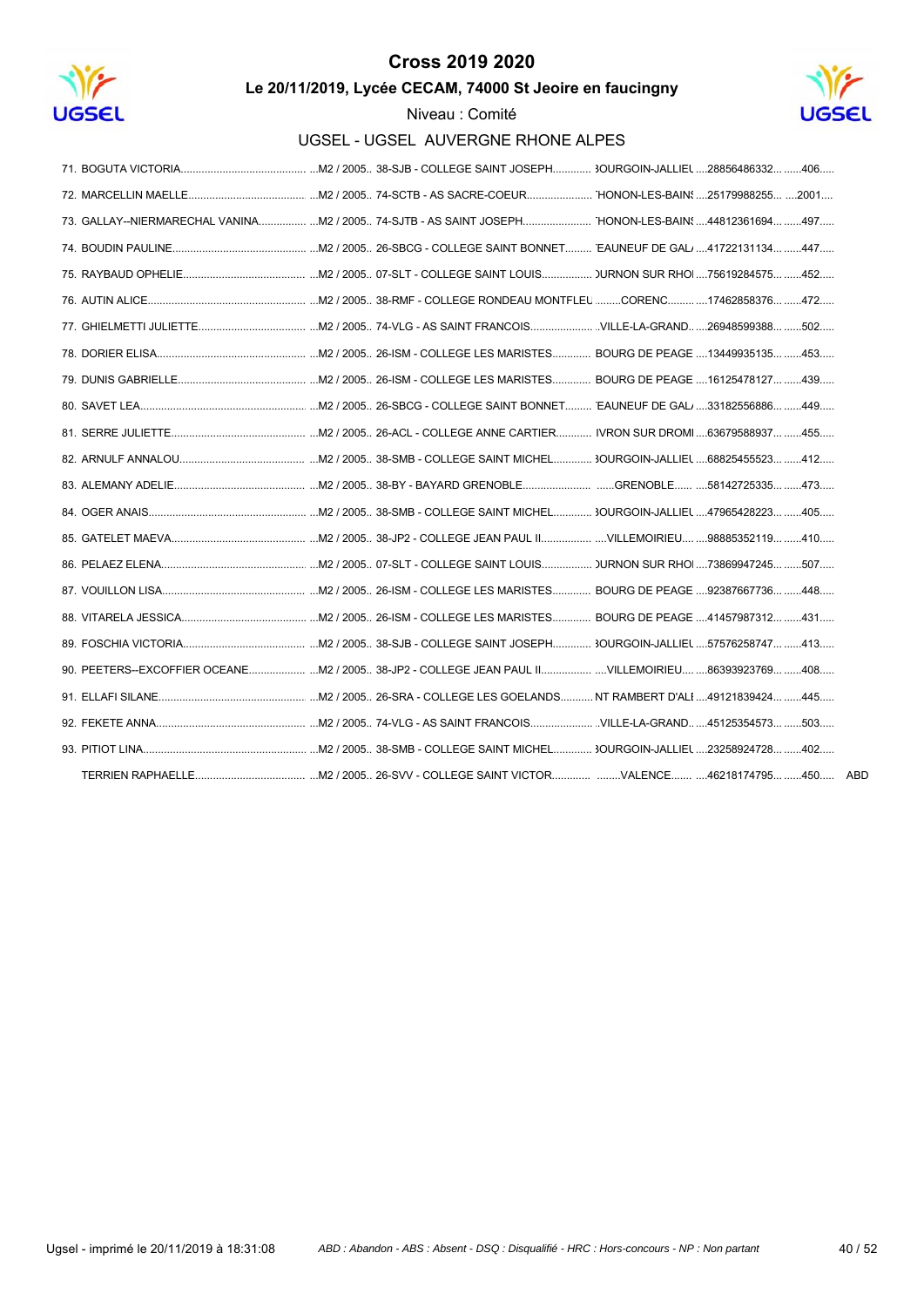# Cross 2019 2020

## Le 20/11/2019, Lycée CECAM, 74000 St Jeoire en faucigny

Niveau : Comité

### UGSEL - UGSEL AUVERGNE RHONE ALPES

| Rang | Nom | Catégorie | Établissement | Ville | Licence | Dossard | |
|---|---|---|---|---|---|---|---|
| 71. | BOGUTA VICTORIA | M2 / 2005 | 38-SJB - COLLEGE SAINT JOSEPH | BOURGOIN-JALLIEU | 28856486332 | 406 | |
| 72. | MARCELLIN MAELLE | M2 / 2005 | 74-SCTB - AS SACRE-COEUR | THONON-LES-BAINS | 25179988255 | 2001 | |
| 73. | GALLAY--NIERMARECHAL VANINA | M2 / 2005 | 74-SJTB - AS SAINT JOSEPH | THONON-LES-BAINS | 44812361694 | 497 | |
| 74. | BOUDIN PAULINE | M2 / 2005 | 26-SBCG - COLLEGE SAINT BONNET | CHATEAUNEUF DE GAL | 41722131134 | 447 | |
| 75. | RAYBAUD OPHELIE | M2 / 2005 | 07-SLT - COLLEGE SAINT LOUIS | TOURNON SUR RHONE | 75619284575 | 452 | |
| 76. | AUTIN ALICE | M2 / 2005 | 38-RMF - COLLEGE RONDEAU MONTFLEURY | CORENC | 17462858376 | 472 | |
| 77. | GHIELMETTI JULIETTE | M2 / 2005 | 74-VLG - AS SAINT FRANCOIS | VILLE-LA-GRAND | 26948599388 | 502 | |
| 78. | DORIER ELISA | M2 / 2005 | 26-ISM - COLLEGE LES MARISTES | BOURG DE PEAGE | 13449935135 | 453 | |
| 79. | DUNIS GABRIELLE | M2 / 2005 | 26-ISM - COLLEGE LES MARISTES | BOURG DE PEAGE | 16125478127 | 439 | |
| 80. | SAVET LEA | M2 / 2005 | 26-SBCG - COLLEGE SAINT BONNET | CHATEAUNEUF DE GAL | 33182556886 | 449 | |
| 81. | SERRE JULIETTE | M2 / 2005 | 26-ACL - COLLEGE ANNE CARTIER | LIVRON SUR DROME | 63679588937 | 455 | |
| 82. | ARNULF ANNALOU | M2 / 2005 | 38-SMB - COLLEGE SAINT MICHEL | BOURGOIN-JALLIEU | 68825455523 | 412 | |
| 83. | ALEMANY ADELIE | M2 / 2005 | 38-BY - BAYARD GRENOBLE | GRENOBLE | 58142725335 | 473 | |
| 84. | OGER ANAIS | M2 / 2005 | 38-SMB - COLLEGE SAINT MICHEL | BOURGOIN-JALLIEU | 47965428223 | 405 | |
| 85. | GATELET MAEVA | M2 / 2005 | 38-JP2 - COLLEGE JEAN PAUL II | VILLEMOIRIEU | 98885352119 | 410 | |
| 86. | PELAEZ ELENA | M2 / 2005 | 07-SLT - COLLEGE SAINT LOUIS | TOURNON SUR RHONE | 73869947245 | 507 | |
| 87. | VOUILLON LISA | M2 / 2005 | 26-ISM - COLLEGE LES MARISTES | BOURG DE PEAGE | 92387667736 | 448 | |
| 88. | VITARELA JESSICA | M2 / 2005 | 26-ISM - COLLEGE LES MARISTES | BOURG DE PEAGE | 41457987312 | 431 | |
| 89. | FOSCHIA VICTORIA | M2 / 2005 | 38-SJB - COLLEGE SAINT JOSEPH | BOURGOIN-JALLIEU | 57576258747 | 413 | |
| 90. | PEETERS--EXCOFFIER OCEANE | M2 / 2005 | 38-JP2 - COLLEGE JEAN PAUL II | VILLEMOIRIEU | 86393923769 | 408 | |
| 91. | ELLAFI SILANE | M2 / 2005 | 26-SRA - COLLEGE LES GOELANDS | SAINT RAMBERT D'ALBON | 49121839424 | 445 | |
| 92. | FEKETE ANNA | M2 / 2005 | 74-VLG - AS SAINT FRANCOIS | VILLE-LA-GRAND | 45125354573 | 503 | |
| 93. | PITIOT LINA | M2 / 2005 | 38-SMB - COLLEGE SAINT MICHEL | BOURGOIN-JALLIEU | 23258924728 | 402 | |
| | TERRIEN RAPHAELLE | M2 / 2005 | 26-SVV - COLLEGE SAINT VICTOR | VALENCE | 46218174795 | 450 | ABD |

*ABD : Abandon - ABS : Absent - DSQ : Disqualifié - HRC : Hors-concours - NP : Non partant*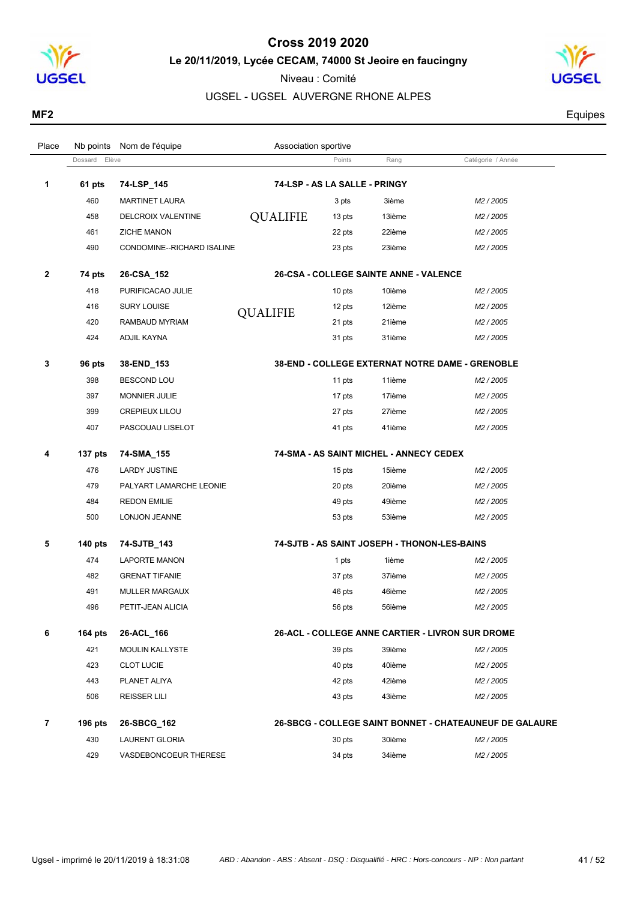# Cross 2019 2020

## Le 20/11/2019, Lycée CECAM, 74000 St Jeoire en faucingny

Niveau : Comité

UGSEL - UGSEL AUVERGNE RHONE ALPES

**MF2** Equipes

| Place | Nb points | Nom de l'équipe | Association sportive | | | |
|---|---|---|---|---|---|---|
| | Dossard | Elève | | Points | Rang | Catégorie / Année |
| **1** | **61 pts** | **74-LSP_145** | **74-LSP - AS LA SALLE - PRINGY** | | | |
| | 460 | MARTINET LAURA | | 3 pts | 3ième | *M2 / 2005* |
| | 458 | DELCROIX VALENTINE | QUALIFIE | 13 pts | 13ième | *M2 / 2005* |
| | 461 | ZICHE MANON | | 22 pts | 22ième | *M2 / 2005* |
| | 490 | CONDOMINE--RICHARD ISALINE | | 23 pts | 23ième | *M2 / 2005* |
| **2** | **74 pts** | **26-CSA_152** | **26-CSA - COLLEGE SAINTE ANNE - VALENCE** | | | |
| | 418 | PURIFICACAO JULIE | | 10 pts | 10ième | *M2 / 2005* |
| | 416 | SURY LOUISE | QUALIFIE | 12 pts | 12ième | *M2 / 2005* |
| | 420 | RAMBAUD MYRIAM | | 21 pts | 21ième | *M2 / 2005* |
| | 424 | ADJIL KAYNA | | 31 pts | 31ième | *M2 / 2005* |
| **3** | **96 pts** | **38-END_153** | **38-END - COLLEGE EXTERNAT NOTRE DAME - GRENOBLE** | | | |
| | 398 | BESCOND LOU | | 11 pts | 11ième | *M2 / 2005* |
| | 397 | MONNIER JULIE | | 17 pts | 17ième | *M2 / 2005* |
| | 399 | CREPIEUX LILOU | | 27 pts | 27ième | *M2 / 2005* |
| | 407 | PASCOUAU LISELOT | | 41 pts | 41ième | *M2 / 2005* |
| **4** | **137 pts** | **74-SMA_155** | **74-SMA - AS SAINT MICHEL - ANNECY CEDEX** | | | |
| | 476 | LARDY JUSTINE | | 15 pts | 15ième | *M2 / 2005* |
| | 479 | PALYART LAMARCHE LEONIE | | 20 pts | 20ième | *M2 / 2005* |
| | 484 | REDON EMILIE | | 49 pts | 49ième | *M2 / 2005* |
| | 500 | LONJON JEANNE | | 53 pts | 53ième | *M2 / 2005* |
| **5** | **140 pts** | **74-SJTB_143** | **74-SJTB - AS SAINT JOSEPH - THONON-LES-BAINS** | | | |
| | 474 | LAPORTE MANON | | 1 pts | 1ième | *M2 / 2005* |
| | 482 | GRENAT TIFANIE | | 37 pts | 37ième | *M2 / 2005* |
| | 491 | MULLER MARGAUX | | 46 pts | 46ième | *M2 / 2005* |
| | 496 | PETIT-JEAN ALICIA | | 56 pts | 56ième | *M2 / 2005* |
| **6** | **164 pts** | **26-ACL_166** | **26-ACL - COLLEGE ANNE CARTIER - LIVRON SUR DROME** | | | |
| | 421 | MOULIN KALLYSTE | | 39 pts | 39ième | *M2 / 2005* |
| | 423 | CLOT LUCIE | | 40 pts | 40ième | *M2 / 2005* |
| | 443 | PLANET ALIYA | | 42 pts | 42ième | *M2 / 2005* |
| | 506 | REISSER LILI | | 43 pts | 43ième | *M2 / 2005* |
| **7** | **196 pts** | **26-SBCG_162** | **26-SBCG - COLLEGE SAINT BONNET - CHATEAUNEUF DE GALAURE** | | | |
| | 430 | LAURENT GLORIA | | 30 pts | 30ième | *M2 / 2005* |
| | 429 | VASDEBONCOEUR THERESE | | 34 pts | 34ième | *M2 / 2005* |

Ugsel - imprimé le 20/11/2019 à 18:31:08 — *ABD : Abandon - ABS : Absent - DSQ : Disqualifié - HRC : Hors-concours - NP : Non partant*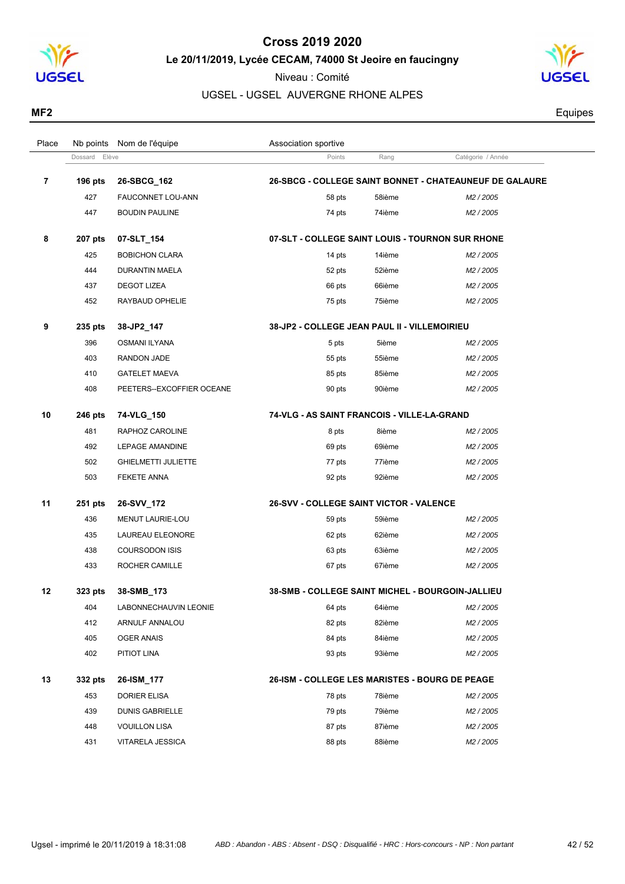# Cross 2019 2020

**Le 20/11/2019, Lycée CECAM, 74000 St Jeoire en faucingny**

Niveau : Comité

UGSEL - UGSEL AUVERGNE RHONE ALPES

**MF2** Equipes

| Place | Nb points | Nom de l'équipe | Association sportive | | |
|---|---|---|---|---|---|
| | Dossard | Elève | Points | Rang | Catégorie / Année |
| **7** | **196 pts** | **26-SBCG_162** | **26-SBCG - COLLEGE SAINT BONNET - CHATEAUNEUF DE GALAURE** | | |
| | 427 | FAUCONNET LOU-ANN | 58 pts | 58ième | *M2 / 2005* |
| | 447 | BOUDIN PAULINE | 74 pts | 74ième | *M2 / 2005* |
| **8** | **207 pts** | **07-SLT_154** | **07-SLT - COLLEGE SAINT LOUIS - TOURNON SUR RHONE** | | |
| | 425 | BOBICHON CLARA | 14 pts | 14ième | *M2 / 2005* |
| | 444 | DURANTIN MAELA | 52 pts | 52ième | *M2 / 2005* |
| | 437 | DEGOT LIZEA | 66 pts | 66ième | *M2 / 2005* |
| | 452 | RAYBAUD OPHELIE | 75 pts | 75ième | *M2 / 2005* |
| **9** | **235 pts** | **38-JP2_147** | **38-JP2 - COLLEGE JEAN PAUL II - VILLEMOIRIEU** | | |
| | 396 | OSMANI ILYANA | 5 pts | 5ième | *M2 / 2005* |
| | 403 | RANDON JADE | 55 pts | 55ième | *M2 / 2005* |
| | 410 | GATELET MAEVA | 85 pts | 85ième | *M2 / 2005* |
| | 408 | PEETERS--EXCOFFIER OCEANE | 90 pts | 90ième | *M2 / 2005* |
| **10** | **246 pts** | **74-VLG_150** | **74-VLG - AS SAINT FRANCOIS - VILLE-LA-GRAND** | | |
| | 481 | RAPHOZ CAROLINE | 8 pts | 8ième | *M2 / 2005* |
| | 492 | LEPAGE AMANDINE | 69 pts | 69ième | *M2 / 2005* |
| | 502 | GHIELMETTI JULIETTE | 77 pts | 77ième | *M2 / 2005* |
| | 503 | FEKETE ANNA | 92 pts | 92ième | *M2 / 2005* |
| **11** | **251 pts** | **26-SVV_172** | **26-SVV - COLLEGE SAINT VICTOR - VALENCE** | | |
| | 436 | MENUT LAURIE-LOU | 59 pts | 59ième | *M2 / 2005* |
| | 435 | LAUREAU ELEONORE | 62 pts | 62ième | *M2 / 2005* |
| | 438 | COURSODON ISIS | 63 pts | 63ième | *M2 / 2005* |
| | 433 | ROCHER CAMILLE | 67 pts | 67ième | *M2 / 2005* |
| **12** | **323 pts** | **38-SMB_173** | **38-SMB - COLLEGE SAINT MICHEL - BOURGOIN-JALLIEU** | | |
| | 404 | LABONNECHAUVIN LEONIE | 64 pts | 64ième | *M2 / 2005* |
| | 412 | ARNULF ANNALOU | 82 pts | 82ième | *M2 / 2005* |
| | 405 | OGER ANAIS | 84 pts | 84ième | *M2 / 2005* |
| | 402 | PITIOT LINA | 93 pts | 93ième | *M2 / 2005* |
| **13** | **332 pts** | **26-ISM_177** | **26-ISM - COLLEGE LES MARISTES - BOURG DE PEAGE** | | |
| | 453 | DORIER ELISA | 78 pts | 78ième | *M2 / 2005* |
| | 439 | DUNIS GABRIELLE | 79 pts | 79ième | *M2 / 2005* |
| | 448 | VOUILLON LISA | 87 pts | 87ième | *M2 / 2005* |
| | 431 | VITARELA JESSICA | 88 pts | 88ième | *M2 / 2005* |

Ugsel - imprimé le 20/11/2019 à 18:31:08 — *ABD : Abandon - ABS : Absent - DSQ : Disqualifié - HRC : Hors-concours - NP : Non partant*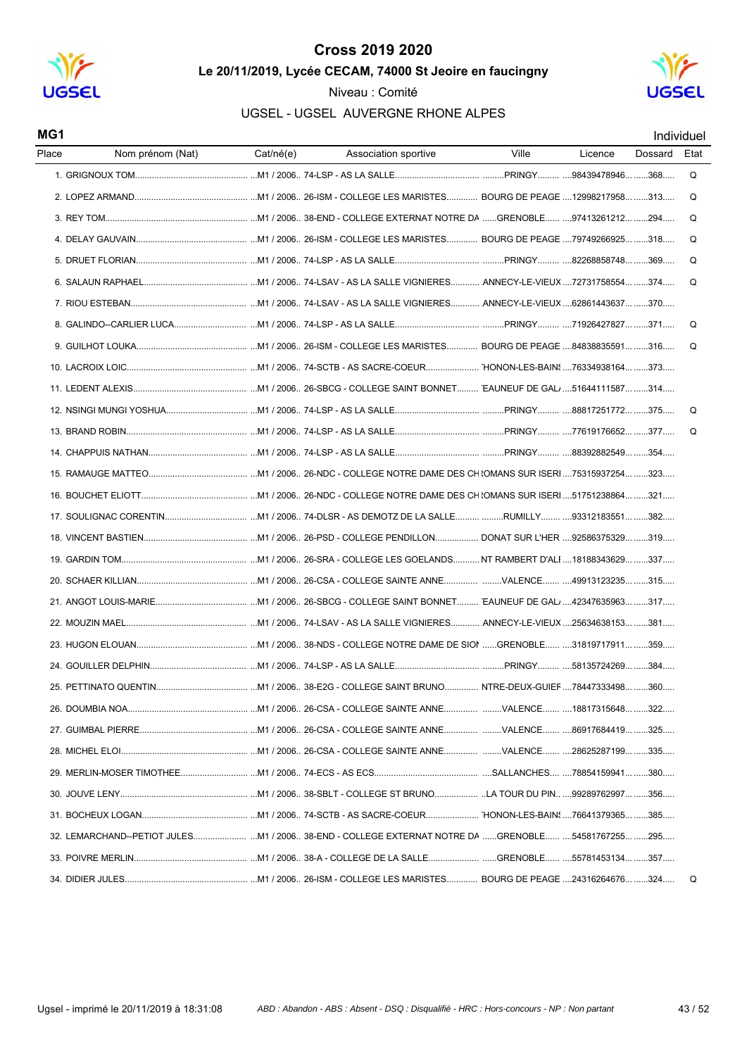# Cross 2019 2020

**Le 20/11/2019, Lycée CECAM, 74000 St Jeoire en faucingny**

Niveau : Comité

UGSEL - UGSEL AUVERGNE RHONE ALPES

**MG1** Individuel

| Place | Nom prénom (Nat) | Cat/né(e) | Association sportive | Ville | Licence | Dossard | Etat |
|---|---|---|---|---|---|---|---|
| 1. | GRIGNOUX TOM | M1 / 2006 | 74-LSP - AS LA SALLE | PRINGY | 98439478946 | 368 | Q |
| 2. | LOPEZ ARMAND | M1 / 2006 | 26-ISM - COLLEGE LES MARISTES | BOURG DE PEAGE | 12998217958 | 313 | Q |
| 3. | REY TOM | M1 / 2006 | 38-END - COLLEGE EXTERNAT NOTRE DA | GRENOBLE | 97413261212 | 294 | Q |
| 4. | DELAY GAUVAIN | M1 / 2006 | 26-ISM - COLLEGE LES MARISTES | BOURG DE PEAGE | 79749266925 | 318 | Q |
| 5. | DRUET FLORIAN | M1 / 2006 | 74-LSP - AS LA SALLE | PRINGY | 82268858748 | 369 | Q |
| 6. | SALAUN RAPHAEL | M1 / 2006 | 74-LSAV - AS LA SALLE VIGNIERES | ANNECY-LE-VIEUX | 72731758554 | 374 | Q |
| 7. | RIOU ESTEBAN | M1 / 2006 | 74-LSAV - AS LA SALLE VIGNIERES | ANNECY-LE-VIEUX | 62861443637 | 370 | |
| 8. | GALINDO--CARLIER LUCA | M1 / 2006 | 74-LSP - AS LA SALLE | PRINGY | 71926427827 | 371 | Q |
| 9. | GUILHOT LOUKA | M1 / 2006 | 26-ISM - COLLEGE LES MARISTES | BOURG DE PEAGE | 84838835591 | 316 | Q |
| 10. | LACROIX LOIC | M1 / 2006 | 74-SCTB - AS SACRE-COEUR | HONON-LES-BAINS | 76334938164 | 373 | |
| 11. | LEDENT ALEXIS | M1 / 2006 | 26-SBCG - COLLEGE SAINT BONNET | EAUNEUF DE GAL | 51644111587 | 314 | |
| 12. | NSINGI MUNGI YOSHUA | M1 / 2006 | 74-LSP - AS LA SALLE | PRINGY | 88817251772 | 375 | Q |
| 13. | BRAND ROBIN | M1 / 2006 | 74-LSP - AS LA SALLE | PRINGY | 77619176652 | 377 | Q |
| 14. | CHAPPUIS NATHAN | M1 / 2006 | 74-LSP - AS LA SALLE | PRINGY | 88392882549 | 354 | |
| 15. | RAMAUGE MATTEO | M1 / 2006 | 26-NDC - COLLEGE NOTRE DAME DES CH | OMANS SUR ISERI | 75315937254 | 323 | |
| 16. | BOUCHET ELIOTT | M1 / 2006 | 26-NDC - COLLEGE NOTRE DAME DES CH | OMANS SUR ISERI | 51751238864 | 321 | |
| 17. | SOULIGNAC CORENTIN | M1 / 2006 | 74-DLSR - AS DEMOTZ DE LA SALLE | RUMILLY | 93312183551 | 382 | |
| 18. | VINCENT BASTIEN | M1 / 2006 | 26-PSD - COLLEGE PENDILLON | DONAT SUR L'HER | 92586375329 | 319 | |
| 19. | GARDIN TOM | M1 / 2006 | 26-SRA - COLLEGE LES GOELANDS | NT RAMBERT D'ALI | 18188343629 | 337 | |
| 20. | SCHAER KILLIAN | M1 / 2006 | 26-CSA - COLLEGE SAINTE ANNE | VALENCE | 49913123235 | 315 | |
| 21. | ANGOT LOUIS-MARIE | M1 / 2006 | 26-SBCG - COLLEGE SAINT BONNET | EAUNEUF DE GAL | 42347635963 | 317 | |
| 22. | MOUZIN MAEL | M1 / 2006 | 74-LSAV - AS LA SALLE VIGNIERES | ANNECY-LE-VIEUX | 25634638153 | 381 | |
| 23. | HUGON ELOUAN | M1 / 2006 | 38-NDS - COLLEGE NOTRE DAME DE SION | GRENOBLE | 31819717911 | 359 | |
| 24. | GOUILLER DELPHIN | M1 / 2006 | 74-LSP - AS LA SALLE | PRINGY | 58135724269 | 384 | |
| 25. | PETTINATO QUENTIN | M1 / 2006 | 38-E2G - COLLEGE SAINT BRUNO | NTRE-DEUX-GUIEF | 78447333498 | 360 | |
| 26. | DOUMBIA NOA | M1 / 2006 | 26-CSA - COLLEGE SAINTE ANNE | VALENCE | 18817315648 | 322 | |
| 27. | GUIMBAL PIERRE | M1 / 2006 | 26-CSA - COLLEGE SAINTE ANNE | VALENCE | 86917684419 | 325 | |
| 28. | MICHEL ELOI | M1 / 2006 | 26-CSA - COLLEGE SAINTE ANNE | VALENCE | 28625287199 | 335 | |
| 29. | MERLIN-MOSER TIMOTHEE | M1 / 2006 | 74-ECS - AS ECS | SALLANCHES | 78854159941 | 380 | |
| 30. | JOUVE LENY | M1 / 2006 | 38-SBLT - COLLEGE ST BRUNO | LA TOUR DU PIN | 99289762997 | 356 | |
| 31. | BOCHEUX LOGAN | M1 / 2006 | 74-SCTB - AS SACRE-COEUR | HONON-LES-BAINS | 76641379365 | 385 | |
| 32. | LEMARCHAND--PETIOT JULES | M1 / 2006 | 38-END - COLLEGE EXTERNAT NOTRE DA | GRENOBLE | 54581767255 | 295 | |
| 33. | POIVRE MERLIN | M1 / 2006 | 38-A - COLLEGE DE LA SALLE | GRENOBLE | 55781453134 | 357 | |
| 34. | DIDIER JULES | M1 / 2006 | 26-ISM - COLLEGE LES MARISTES | BOURG DE PEAGE | 24316264676 | 324 | Q |

Ugsel - imprimé le 20/11/2019 à 18:31:08

*ABD : Abandon - ABS : Absent - DSQ : Disqualifié - HRC : Hors-concours - NP : Non partant*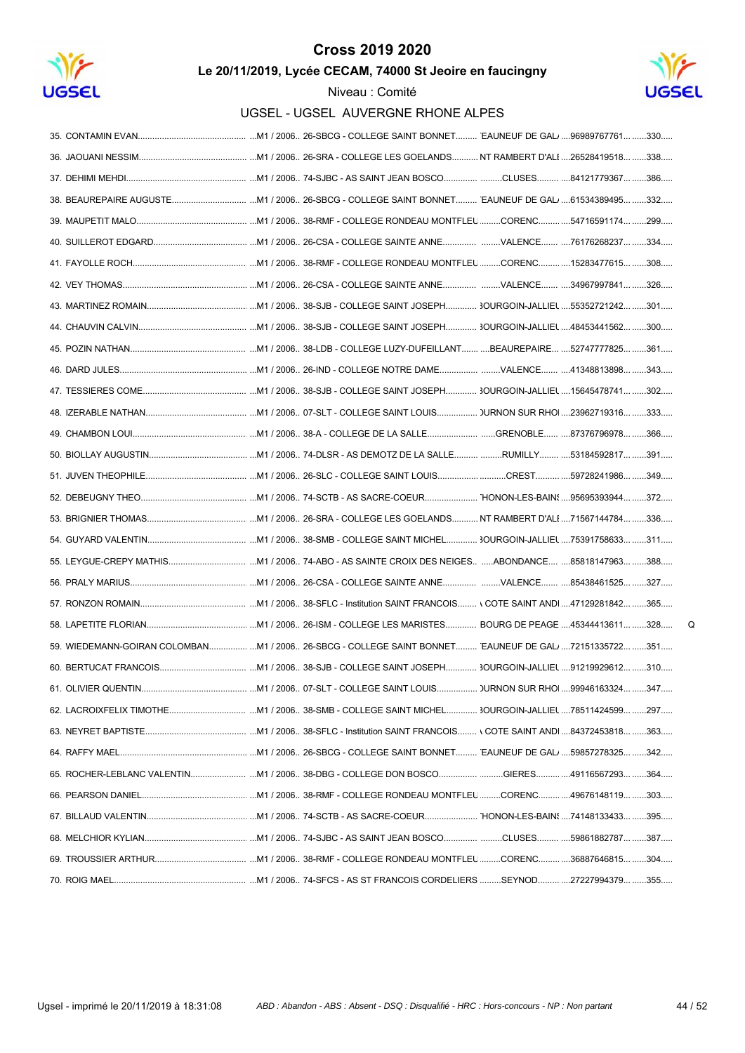# Cross 2019 2020

**Le 20/11/2019, Lycée CECAM, 74000 St Jeoire en faucingny**

Niveau : Comité

UGSEL - UGSEL AUVERGNE RHONE ALPES

| Rang | Nom | Catégorie | Établissement | Ville | Licence | Dossard | |
|---|---|---|---|---|---|---|---|
| 35. | CONTAMIN EVAN | M1 / 2006 | 26-SBCG - COLLEGE SAINT BONNET | ÉAUNEUF DE GAL/ | 96989767761 | 330 | |
| 36. | JAOUANI NESSIM | M1 / 2006 | 26-SRA - COLLEGE LES GOELANDS | NT RAMBERT D'ALI | 26528419518 | 338 | |
| 37. | DEHIMI MEHDI | M1 / 2006 | 74-SJBC - AS SAINT JEAN BOSCO | CLUSES | 84121779367 | 386 | |
| 38. | BEAUREPAIRE AUGUSTE | M1 / 2006 | 26-SBCG - COLLEGE SAINT BONNET | ÉAUNEUF DE GAL/ | 61534389495 | 332 | |
| 39. | MAUPETIT MALO | M1 / 2006 | 38-RMF - COLLEGE RONDEAU MONTFLEU | CORENC | 54716591174 | 299 | |
| 40. | SUILLEROT EDGARD | M1 / 2006 | 26-CSA - COLLEGE SAINTE ANNE | VALENCE | 76176268237 | 334 | |
| 41. | FAYOLLE ROCH | M1 / 2006 | 38-RMF - COLLEGE RONDEAU MONTFLEU | CORENC | 15283477615 | 308 | |
| 42. | VEY THOMAS | M1 / 2006 | 26-CSA - COLLEGE SAINTE ANNE | VALENCE | 34967997841 | 326 | |
| 43. | MARTINEZ ROMAIN | M1 / 2006 | 38-SJB - COLLEGE SAINT JOSEPH | BOURGOIN-JALLIEU | 55352721242 | 301 | |
| 44. | CHAUVIN CALVIN | M1 / 2006 | 38-SJB - COLLEGE SAINT JOSEPH | BOURGOIN-JALLIEU | 48453441562 | 300 | |
| 45. | POZIN NATHAN | M1 / 2006 | 38-LDB - COLLEGE LUZY-DUFEILLANT | BEAUREPAIRE | 52747777825 | 361 | |
| 46. | DARD JULES | M1 / 2006 | 26-IND - COLLEGE NOTRE DAME | VALENCE | 41348813898 | 343 | |
| 47. | TESSIERES COME | M1 / 2006 | 38-SJB - COLLEGE SAINT JOSEPH | BOURGOIN-JALLIEU | 15645478741 | 302 | |
| 48. | IZERABLE NATHAN | M1 / 2006 | 07-SLT - COLLEGE SAINT LOUIS | TOURNON SUR RHOI | 23962719316 | 333 | |
| 49. | CHAMBON LOUI | M1 / 2006 | 38-A - COLLEGE DE LA SALLE | GRENOBLE | 87376796978 | 366 | |
| 50. | BIOLLAY AUGUSTIN | M1 / 2006 | 74-DLSR - AS DEMOTZ DE LA SALLE | RUMILLY | 53184592817 | 391 | |
| 51. | JUVEN THEOPHILE | M1 / 2006 | 26-SLC - COLLEGE SAINT LOUIS | CREST | 59728241986 | 349 | |
| 52. | DEBEUGNY THEO | M1 / 2006 | 74-SCTB - AS SACRE-COEUR | THONON-LES-BAINS | 95695393944 | 372 | |
| 53. | BRIGNIER THOMAS | M1 / 2006 | 26-SRA - COLLEGE LES GOELANDS | NT RAMBERT D'ALI | 71567144784 | 336 | |
| 54. | GUYARD VALENTIN | M1 / 2006 | 38-SMB - COLLEGE SAINT MICHEL | BOURGOIN-JALLIEU | 75391758633 | 311 | |
| 55. | LEYGUE-CREPY MATHIS | M1 / 2006 | 74-ABO - AS SAINTE CROIX DES NEIGES | ABONDANCE | 85818147963 | 388 | |
| 56. | PRALY MARIUS | M1 / 2006 | 26-CSA - COLLEGE SAINTE ANNE | VALENCE | 85438461525 | 327 | |
| 57. | RONZON ROMAIN | M1 / 2006 | 38-SFLC - Institution SAINT FRANCOIS | LA COTE SAINT ANDI | 47129281842 | 365 | |
| 58. | LAPETITE FLORIAN | M1 / 2006 | 26-ISM - COLLEGE LES MARISTES | BOURG DE PEAGE | 45344413611 | 328 | Q |
| 59. | WIEDEMANN-GOIRAN COLOMBAN | M1 / 2006 | 26-SBCG - COLLEGE SAINT BONNET | ÉAUNEUF DE GAL/ | 72151335722 | 351 | |
| 60. | BERTUCAT FRANCOIS | M1 / 2006 | 38-SJB - COLLEGE SAINT JOSEPH | BOURGOIN-JALLIEU | 91219929612 | 310 | |
| 61. | OLIVIER QUENTIN | M1 / 2006 | 07-SLT - COLLEGE SAINT LOUIS | TOURNON SUR RHOI | 99946163324 | 347 | |
| 62. | LACROIXFELIX TIMOTHE | M1 / 2006 | 38-SMB - COLLEGE SAINT MICHEL | BOURGOIN-JALLIEU | 78511424599 | 297 | |
| 63. | NEYRET BAPTISTE | M1 / 2006 | 38-SFLC - Institution SAINT FRANCOIS | LA COTE SAINT ANDI | 84372453818 | 363 | |
| 64. | RAFFY MAEL | M1 / 2006 | 26-SBCG - COLLEGE SAINT BONNET | ÉAUNEUF DE GAL/ | 59857278325 | 342 | |
| 65. | ROCHER-LEBLANC VALENTIN | M1 / 2006 | 38-DBG - COLLEGE DON BOSCO | GIERES | 49116567293 | 364 | |
| 66. | PEARSON DANIEL | M1 / 2006 | 38-RMF - COLLEGE RONDEAU MONTFLEU | CORENC | 49676148119 | 303 | |
| 67. | BILLAUD VALENTIN | M1 / 2006 | 74-SCTB - AS SACRE-COEUR | THONON-LES-BAINS | 74148133433 | 395 | |
| 68. | MELCHIOR KYLIAN | M1 / 2006 | 74-SJBC - AS SAINT JEAN BOSCO | CLUSES | 59861882787 | 387 | |
| 69. | TROUSSIER ARTHUR | M1 / 2006 | 38-RMF - COLLEGE RONDEAU MONTFLEU | CORENC | 36887646815 | 304 | |
| 70. | ROIG MAEL | M1 / 2006 | 74-SFCS - AS ST FRANCOIS CORDELIERS | SEYNOD | 27227994379 | 355 | |

Ugsel - imprimé le 20/11/2019 à 18:31:08

*ABD : Abandon - ABS : Absent - DSQ : Disqualifié - HRC : Hors-concours - NP : Non partant*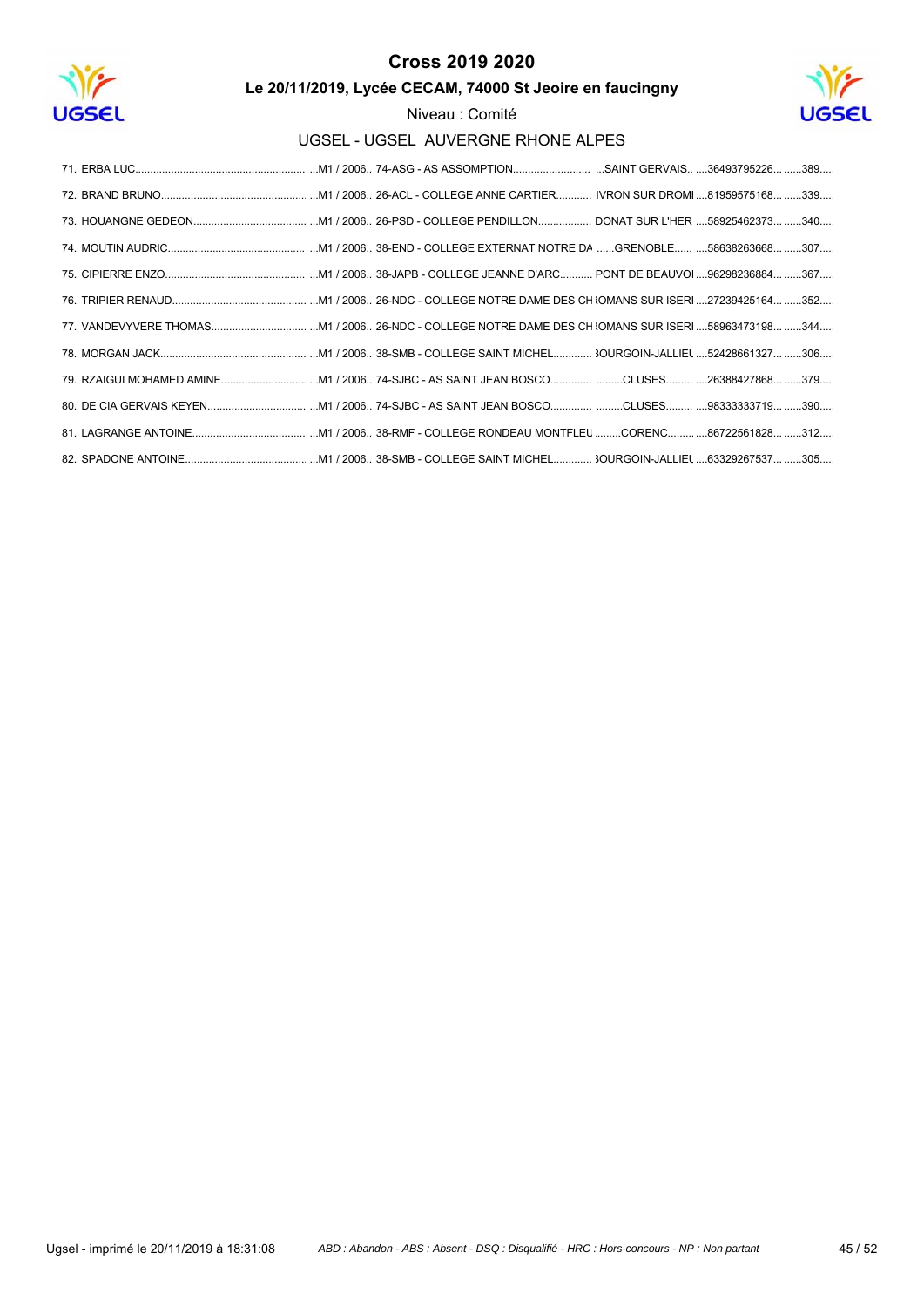# Cross 2019 2020

## Le 20/11/2019, Lycée CECAM, 74000 St Jeoire en faucingny

Niveau : Comité

### UGSEL - UGSEL AUVERGNE RHONE ALPES

| | | | | | | |
|---|---|---|---|---|---|---|
| 71. | ERBA LUC | M1 / 2006 | 74-ASG - AS ASSOMPTION | SAINT GERVAIS | 36493795226 | 389 |
| 72. | BRAND BRUNO | M1 / 2006 | 26-ACL - COLLEGE ANNE CARTIER | IVRON SUR DROMI | 81959575168 | 339 |
| 73. | HOUANGNE GEDEON | M1 / 2006 | 26-PSD - COLLEGE PENDILLON | DONAT SUR L'HER | 58925462373 | 340 |
| 74. | MOUTIN AUDRIC | M1 / 2006 | 38-END - COLLEGE EXTERNAT NOTRE DA | GRENOBLE | 58638263668 | 307 |
| 75. | CIPIERRE ENZO | M1 / 2006 | 38-JAPB - COLLEGE JEANNE D'ARC | PONT DE BEAUVOI | 96298236884 | 367 |
| 76. | TRIPIER RENAUD | M1 / 2006 | 26-NDC - COLLEGE NOTRE DAME DES CH | ROMANS SUR ISERI | 27239425164 | 352 |
| 77. | VANDEVYVERE THOMAS | M1 / 2006 | 26-NDC - COLLEGE NOTRE DAME DES CH | ROMANS SUR ISERI | 58963473198 | 344 |
| 78. | MORGAN JACK | M1 / 2006 | 38-SMB - COLLEGE SAINT MICHEL | BOURGOIN-JALLIEU | 52428661327 | 306 |
| 79. | RZAIGUI MOHAMED AMINE | M1 / 2006 | 74-SJBC - AS SAINT JEAN BOSCO | CLUSES | 26388427868 | 379 |
| 80. | DE CIA GERVAIS KEYEN | M1 / 2006 | 74-SJBC - AS SAINT JEAN BOSCO | CLUSES | 98333333719 | 390 |
| 81. | LAGRANGE ANTOINE | M1 / 2006 | 38-RMF - COLLEGE RONDEAU MONTFLEU | CORENC | 86722561828 | 312 |
| 82. | SPADONE ANTOINE | M1 / 2006 | 38-SMB - COLLEGE SAINT MICHEL | BOURGOIN-JALLIEU | 63329267537 | 305 |

Ugsel - imprimé le 20/11/2019 à 18:31:08

*ABD : Abandon - ABS : Absent - DSQ : Disqualifié - HRC : Hors-concours - NP : Non partant*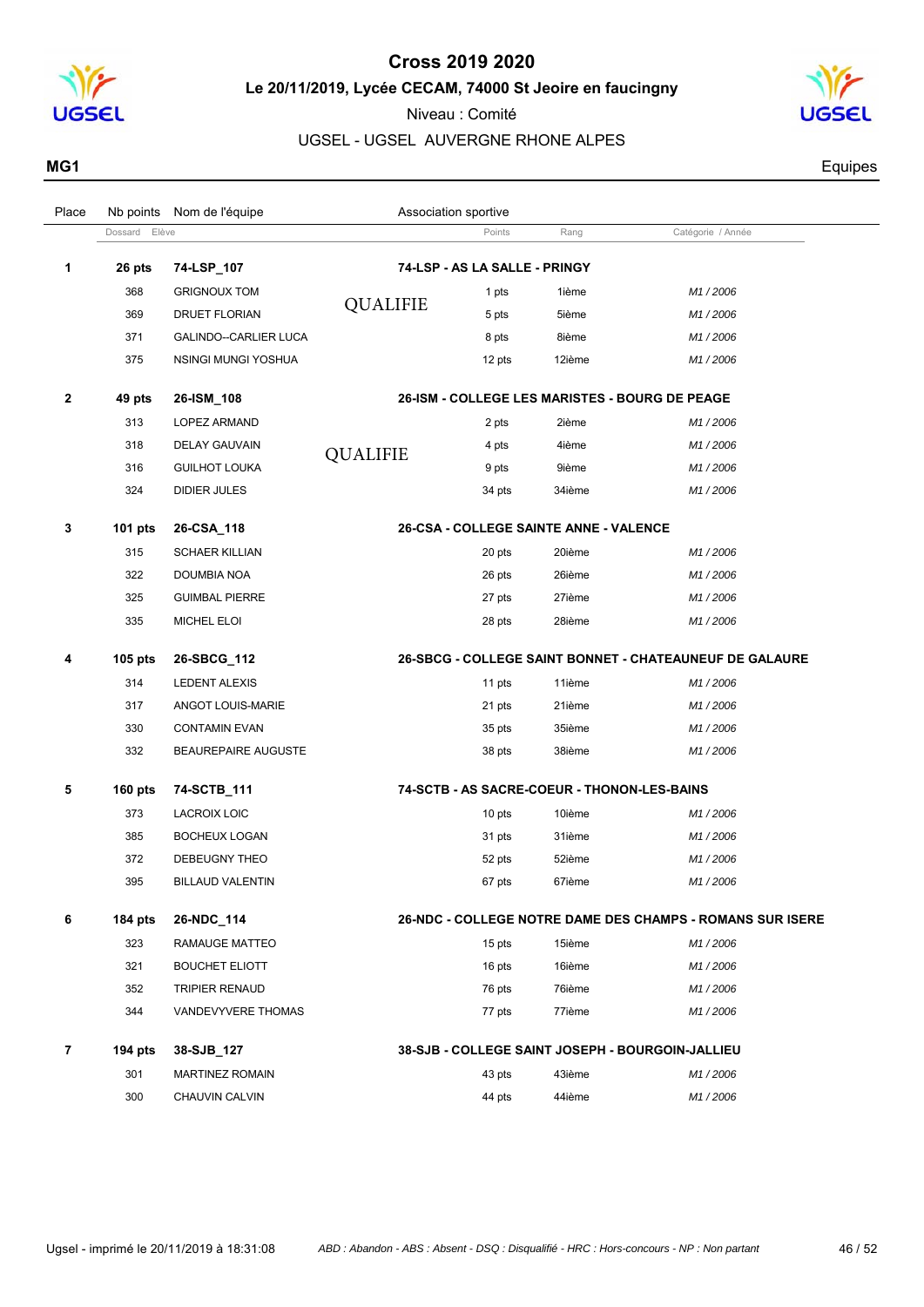# Cross 2019 2020

**Le 20/11/2019, Lycée CECAM, 74000 St Jeoire en faucingny**

Niveau : Comité

UGSEL - UGSEL AUVERGNE RHONE ALPES

**MG1** Equipes

| Place | Nb points / Dossard | Nom de l'équipe / Elève | Association sportive | Points | Rang | Catégorie / Année |
|---|---|---|---|---|---|---|
| **1** | **26 pts** | **74-LSP_107** | **74-LSP - AS LA SALLE - PRINGY** | | | |
| | 368 | GRIGNOUX TOM | QUALIFIE | 1 pts | 1ième | *M1 / 2006* |
| | 369 | DRUET FLORIAN | | 5 pts | 5ième | *M1 / 2006* |
| | 371 | GALINDO--CARLIER LUCA | | 8 pts | 8ième | *M1 / 2006* |
| | 375 | NSINGI MUNGI YOSHUA | | 12 pts | 12ième | *M1 / 2006* |
| **2** | **49 pts** | **26-ISM_108** | **26-ISM - COLLEGE LES MARISTES - BOURG DE PEAGE** | | | |
| | 313 | LOPEZ ARMAND | | 2 pts | 2ième | *M1 / 2006* |
| | 318 | DELAY GAUVAIN | QUALIFIE | 4 pts | 4ième | *M1 / 2006* |
| | 316 | GUILHOT LOUKA | | 9 pts | 9ième | *M1 / 2006* |
| | 324 | DIDIER JULES | | 34 pts | 34ième | *M1 / 2006* |
| **3** | **101 pts** | **26-CSA_118** | **26-CSA - COLLEGE SAINTE ANNE - VALENCE** | | | |
| | 315 | SCHAER KILLIAN | | 20 pts | 20ième | *M1 / 2006* |
| | 322 | DOUMBIA NOA | | 26 pts | 26ième | *M1 / 2006* |
| | 325 | GUIMBAL PIERRE | | 27 pts | 27ième | *M1 / 2006* |
| | 335 | MICHEL ELOI | | 28 pts | 28ième | *M1 / 2006* |
| **4** | **105 pts** | **26-SBCG_112** | **26-SBCG - COLLEGE SAINT BONNET - CHATEAUNEUF DE GALAURE** | | | |
| | 314 | LEDENT ALEXIS | | 11 pts | 11ième | *M1 / 2006* |
| | 317 | ANGOT LOUIS-MARIE | | 21 pts | 21ième | *M1 / 2006* |
| | 330 | CONTAMIN EVAN | | 35 pts | 35ième | *M1 / 2006* |
| | 332 | BEAUREPAIRE AUGUSTE | | 38 pts | 38ième | *M1 / 2006* |
| **5** | **160 pts** | **74-SCTB_111** | **74-SCTB - AS SACRE-COEUR - THONON-LES-BAINS** | | | |
| | 373 | LACROIX LOIC | | 10 pts | 10ième | *M1 / 2006* |
| | 385 | BOCHEUX LOGAN | | 31 pts | 31ième | *M1 / 2006* |
| | 372 | DEBEUGNY THEO | | 52 pts | 52ième | *M1 / 2006* |
| | 395 | BILLAUD VALENTIN | | 67 pts | 67ième | *M1 / 2006* |
| **6** | **184 pts** | **26-NDC_114** | **26-NDC - COLLEGE NOTRE DAME DES CHAMPS - ROMANS SUR ISERE** | | | |
| | 323 | RAMAUGE MATTEO | | 15 pts | 15ième | *M1 / 2006* |
| | 321 | BOUCHET ELIOTT | | 16 pts | 16ième | *M1 / 2006* |
| | 352 | TRIPIER RENAUD | | 76 pts | 76ième | *M1 / 2006* |
| | 344 | VANDEVYVERE THOMAS | | 77 pts | 77ième | *M1 / 2006* |
| **7** | **194 pts** | **38-SJB_127** | **38-SJB - COLLEGE SAINT JOSEPH - BOURGOIN-JALLIEU** | | | |
| | 301 | MARTINEZ ROMAIN | | 43 pts | 43ième | *M1 / 2006* |
| | 300 | CHAUVIN CALVIN | | 44 pts | 44ième | *M1 / 2006* |

Ugsel - imprimé le 20/11/2019 à 18:31:08 — *ABD : Abandon - ABS : Absent - DSQ : Disqualifié - HRC : Hors-concours - NP : Non partant*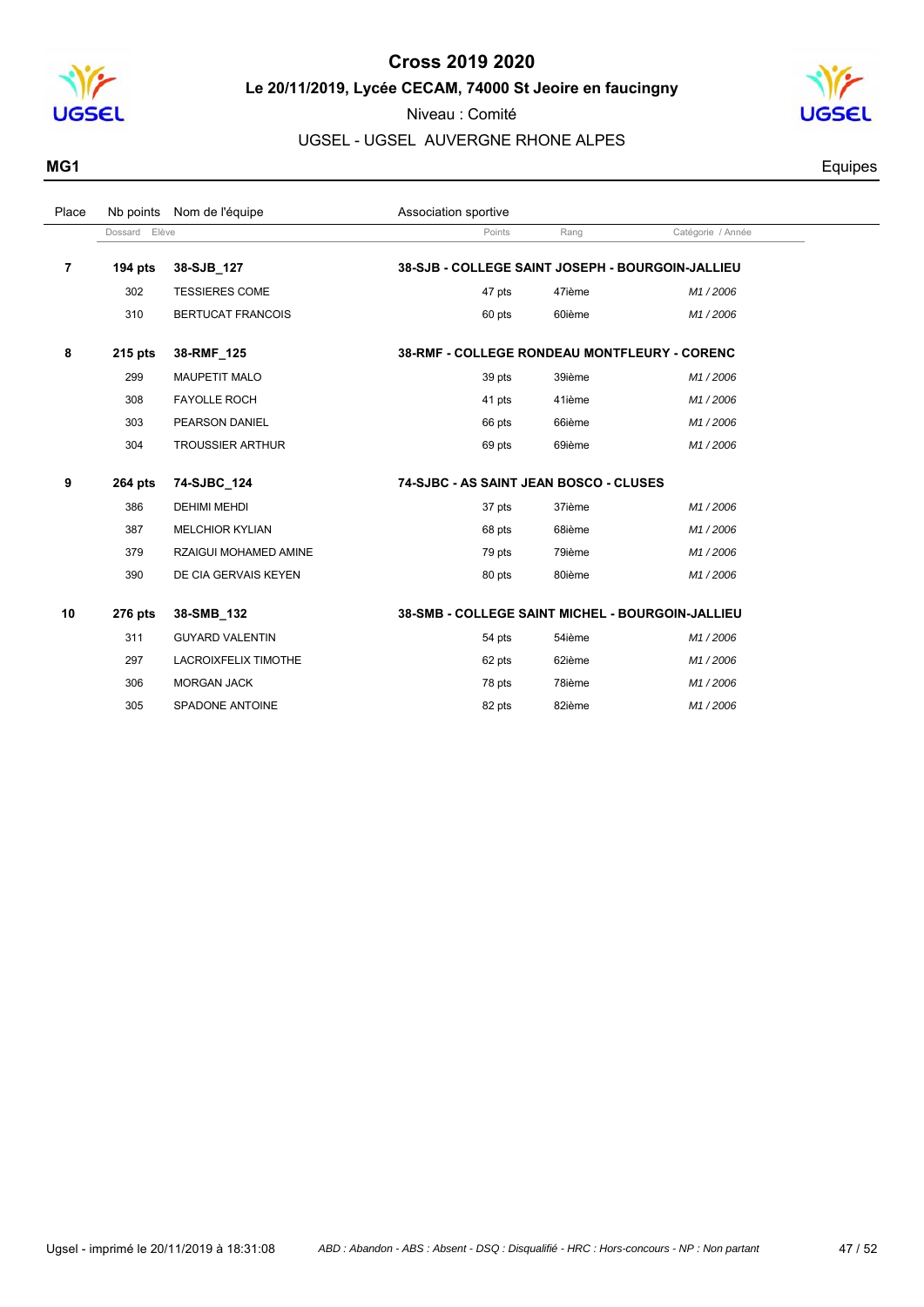# Cross 2019 2020

**Le 20/11/2019, Lycée CECAM, 74000 St Jeoire en faucingny**

Niveau : Comité

UGSEL - UGSEL AUVERGNE RHONE ALPES

**MG1** — Equipes

| Place | Nb points / Dossard | Nom de l'équipe / Elève | Association sportive / Points | Rang | Catégorie / Année |
|---|---|---|---|---|---|
| **7** | **194 pts** | **38-SJB_127** | **38-SJB - COLLEGE SAINT JOSEPH - BOURGOIN-JALLIEU** | | |
| | 302 | TESSIERES COME | 47 pts | 47ième | *M1 / 2006* |
| | 310 | BERTUCAT FRANCOIS | 60 pts | 60ième | *M1 / 2006* |
| **8** | **215 pts** | **38-RMF_125** | **38-RMF - COLLEGE RONDEAU MONTFLEURY - CORENC** | | |
| | 299 | MAUPETIT MALO | 39 pts | 39ième | *M1 / 2006* |
| | 308 | FAYOLLE ROCH | 41 pts | 41ième | *M1 / 2006* |
| | 303 | PEARSON DANIEL | 66 pts | 66ième | *M1 / 2006* |
| | 304 | TROUSSIER ARTHUR | 69 pts | 69ième | *M1 / 2006* |
| **9** | **264 pts** | **74-SJBC_124** | **74-SJBC - AS SAINT JEAN BOSCO - CLUSES** | | |
| | 386 | DEHIMI MEHDI | 37 pts | 37ième | *M1 / 2006* |
| | 387 | MELCHIOR KYLIAN | 68 pts | 68ième | *M1 / 2006* |
| | 379 | RZAIGUI MOHAMED AMINE | 79 pts | 79ième | *M1 / 2006* |
| | 390 | DE CIA GERVAIS KEYEN | 80 pts | 80ième | *M1 / 2006* |
| **10** | **276 pts** | **38-SMB_132** | **38-SMB - COLLEGE SAINT MICHEL - BOURGOIN-JALLIEU** | | |
| | 311 | GUYARD VALENTIN | 54 pts | 54ième | *M1 / 2006* |
| | 297 | LACROIXFELIX TIMOTHE | 62 pts | 62ième | *M1 / 2006* |
| | 306 | MORGAN JACK | 78 pts | 78ième | *M1 / 2006* |
| | 305 | SPADONE ANTOINE | 82 pts | 82ième | *M1 / 2006* |

Ugsel - imprimé le 20/11/2019 à 18:31:08

*ABD : Abandon - ABS : Absent - DSQ : Disqualifié - HRC : Hors-concours - NP : Non partant*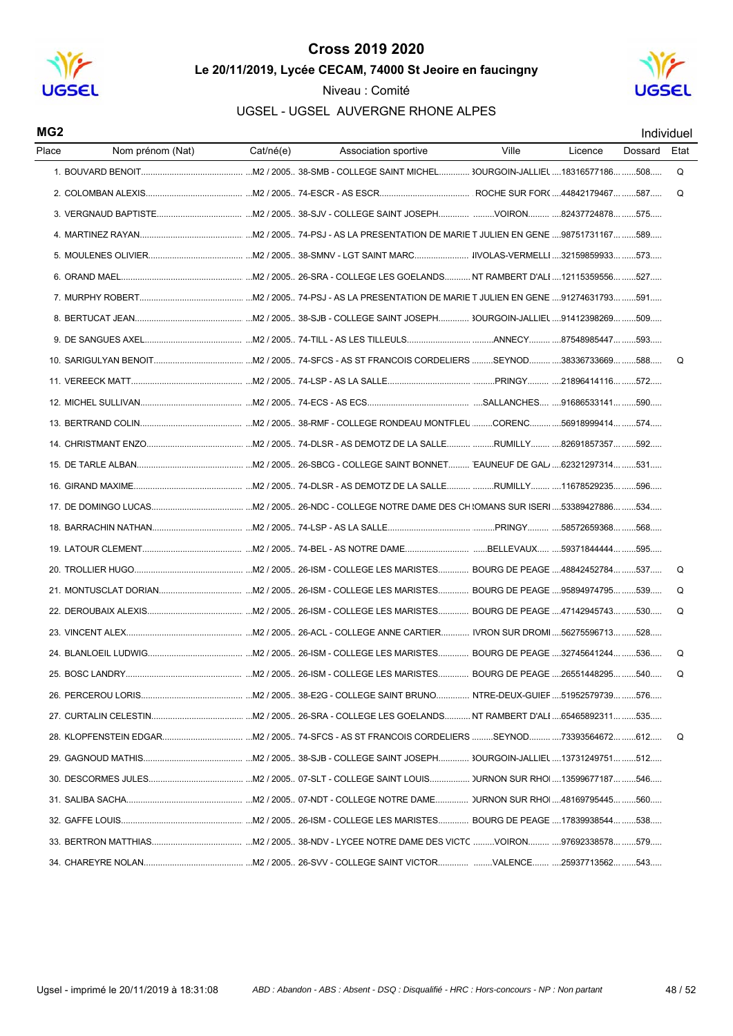# Cross 2019 2020

**Le 20/11/2019, Lycée CECAM, 74000 St Jeoire en faucingny**

Niveau : Comité

UGSEL - UGSEL AUVERGNE RHONE ALPES

**MG2** Individuel

| Place | Nom prénom (Nat) | Cat/né(e) | Association sportive | Ville | Licence | Dossard | Etat |
|---|---|---|---|---|---|---|---|
| 1. | BOUVARD BENOIT | M2 / 2005 | 38-SMB - COLLEGE SAINT MICHEL | BOURGOIN-JALLIEU | 18316577186 | 508 | Q |
| 2. | COLOMBAN ALEXIS | M2 / 2005 | 74-ESCR - AS ESCR | ROCHE SUR FORON | 44842179467 | 587 | Q |
| 3. | VERGNAUD BAPTISTE | M2 / 2005 | 38-SJV - COLLEGE SAINT JOSEPH | VOIRON | 82437724878 | 575 | |
| 4. | MARTINEZ RAYAN | M2 / 2005 | 74-PSJ - AS LA PRESENTATION DE MARIE | T JULIEN EN GENE | 98751731167 | 589 | |
| 5. | MOULENES OLIVIER | M2 / 2005 | 38-SMNV - LGT SAINT MARC | RIVOLAS-VERMELLE | 32159859933 | 573 | |
| 6. | ORAND MAEL | M2 / 2005 | 26-SRA - COLLEGE LES GOELANDS | NT RAMBERT D'ALB | 12115359556 | 527 | |
| 7. | MURPHY ROBERT | M2 / 2005 | 74-PSJ - AS LA PRESENTATION DE MARIE | T JULIEN EN GENE | 91274631793 | 591 | |
| 8. | BERTUCAT JEAN | M2 / 2005 | 38-SJB - COLLEGE SAINT JOSEPH | BOURGOIN-JALLIEU | 91412398269 | 509 | |
| 9. | DE SANGUES AXEL | M2 / 2005 | 74-TILL - AS LES TILLEULS | ANNECY | 87548985447 | 593 | |
| 10. | SARIGULYAN BENOIT | M2 / 2005 | 74-SFCS - AS ST FRANCOIS CORDELIERS | SEYNOD | 38336733669 | 588 | Q |
| 11. | VEREECK MATT | M2 / 2005 | 74-LSP - AS LA SALLE | PRINGY | 21896414116 | 572 | |
| 12. | MICHEL SULLIVAN | M2 / 2005 | 74-ECS - AS ECS | SALLANCHES | 91686533141 | 590 | |
| 13. | BERTRAND COLIN | M2 / 2005 | 38-RMF - COLLEGE RONDEAU MONTFLEU | CORENC | 56918999414 | 574 | |
| 14. | CHRISTMANT ENZO | M2 / 2005 | 74-DLSR - AS DEMOTZ DE LA SALLE | RUMILLY | 82691857357 | 592 | |
| 15. | DE TARLE ALBAN | M2 / 2005 | 26-SBCG - COLLEGE SAINT BONNET | TEAUNEUF DE GAL | 62321297314 | 531 | |
| 16. | GIRAND MAXIME | M2 / 2005 | 74-DLSR - AS DEMOTZ DE LA SALLE | RUMILLY | 11678529235 | 596 | |
| 17. | DE DOMINGO LUCAS | M2 / 2005 | 26-NDC - COLLEGE NOTRE DAME DES CH | ROMANS SUR ISERE | 53389427886 | 534 | |
| 18. | BARRACHIN NATHAN | M2 / 2005 | 74-LSP - AS LA SALLE | PRINGY | 58572659368 | 568 | |
| 19. | LATOUR CLEMENT | M2 / 2005 | 74-BEL - AS NOTRE DAME | BELLEVAUX | 59371844444 | 595 | |
| 20. | TROLLIER HUGO | M2 / 2005 | 26-ISM - COLLEGE LES MARISTES | BOURG DE PEAGE | 48842452784 | 537 | Q |
| 21. | MONTUSCLAT DORIAN | M2 / 2005 | 26-ISM - COLLEGE LES MARISTES | BOURG DE PEAGE | 95894974795 | 539 | Q |
| 22. | DEROUBAIX ALEXIS | M2 / 2005 | 26-ISM - COLLEGE LES MARISTES | BOURG DE PEAGE | 47142945743 | 530 | Q |
| 23. | VINCENT ALEX | M2 / 2005 | 26-ACL - COLLEGE ANNE CARTIER | LIVRON SUR DROME | 56275596713 | 528 | |
| 24. | BLANLOEIL LUDWIG | M2 / 2005 | 26-ISM - COLLEGE LES MARISTES | BOURG DE PEAGE | 32745641244 | 536 | Q |
| 25. | BOSC LANDRY | M2 / 2005 | 26-ISM - COLLEGE LES MARISTES | BOURG DE PEAGE | 26551448295 | 540 | Q |
| 26. | PERCEROU LORIS | M2 / 2005 | 38-E2G - COLLEGE SAINT BRUNO | NTRE-DEUX-GUIER | 51952579739 | 576 | |
| 27. | CURTALIN CELESTIN | M2 / 2005 | 26-SRA - COLLEGE LES GOELANDS | NT RAMBERT D'ALB | 65465892311 | 535 | |
| 28. | KLOPFENSTEIN EDGAR | M2 / 2005 | 74-SFCS - AS ST FRANCOIS CORDELIERS | SEYNOD | 73393564672 | 612 | Q |
| 29. | GAGNOUD MATHIS | M2 / 2005 | 38-SJB - COLLEGE SAINT JOSEPH | BOURGOIN-JALLIEU | 13731249751 | 512 | |
| 30. | DESCORMES JULES | M2 / 2005 | 07-SLT - COLLEGE SAINT LOUIS | TOURNON SUR RHO | 13599677187 | 546 | |
| 31. | SALIBA SACHA | M2 / 2005 | 07-NDT - COLLEGE NOTRE DAME | TOURNON SUR RHO | 48169795445 | 560 | |
| 32. | GAFFE LOUIS | M2 / 2005 | 26-ISM - COLLEGE LES MARISTES | BOURG DE PEAGE | 17839938544 | 538 | |
| 33. | BERTRON MATTHIAS | M2 / 2005 | 38-NDV - LYCEE NOTRE DAME DES VICTO | VOIRON | 97692338578 | 579 | |
| 34. | CHAREYRE NOLAN | M2 / 2005 | 26-SVV - COLLEGE SAINT VICTOR | VALENCE | 25937713562 | 543 | |

Ugsel - imprimé le 20/11/2019 à 18:31:08 — *ABD : Abandon - ABS : Absent - DSQ : Disqualifié - HRC : Hors-concours - NP : Non partant*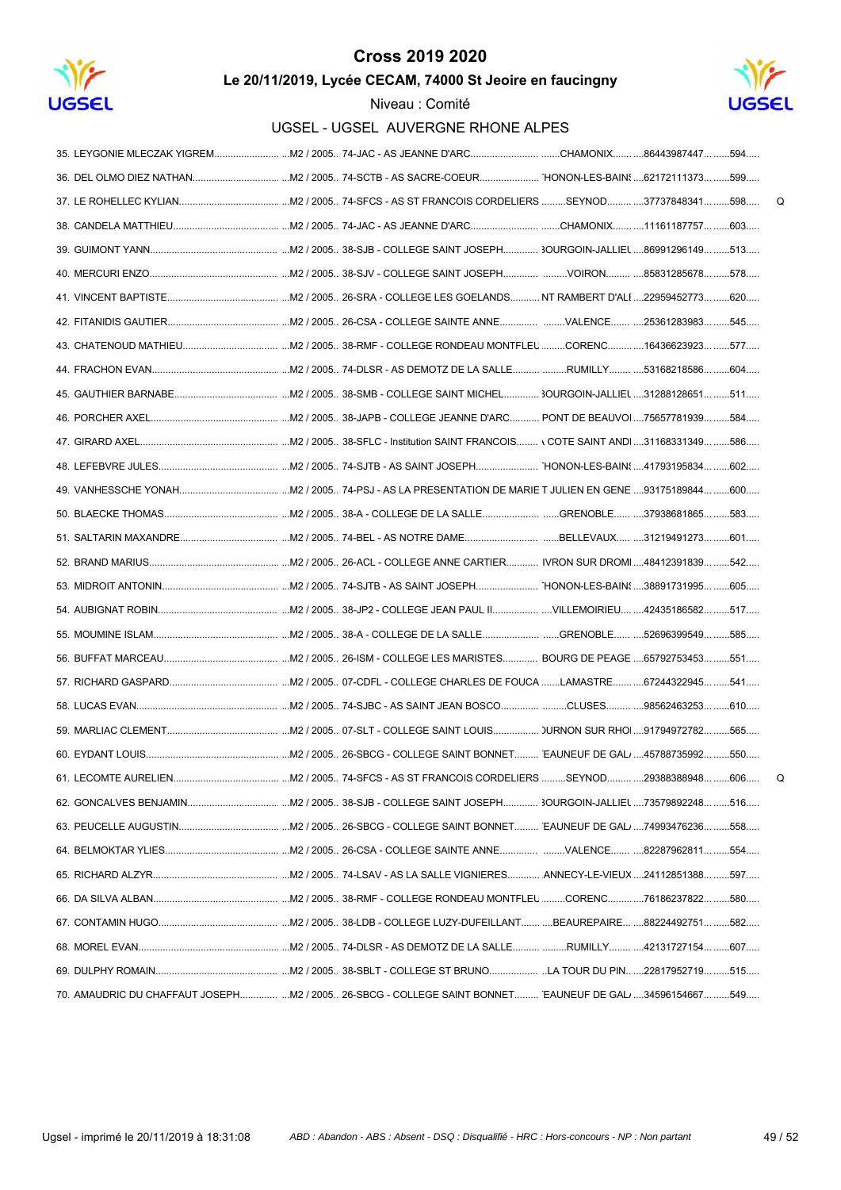# Cross 2019 2020

## Le 20/11/2019, Lycée CECAM, 74000 St Jeoire en faucigny

Niveau : Comité

UGSEL - UGSEL AUVERGNE RHONE ALPES

| Rang | Nom | Catégorie | Établissement | Ville | Licence | Dossard | |
|---|---|---|---|---|---|---|---|
| 35. | LEYGONIE MLECZAK YIGREM | M2 / 2005 | 74-JAC - AS JEANNE D'ARC | CHAMONIX | 86443987447 | 594 | |
| 36. | DEL OLMO DIEZ NATHAN | M2 / 2005 | 74-SCTB - AS SACRE-COEUR | 'HONON-LES-BAINS | 62172111373 | 599 | |
| 37. | LE ROHELLEC KYLIAN | M2 / 2005 | 74-SFCS - AS ST FRANCOIS CORDELIERS | SEYNOD | 37737848341 | 598 | Q |
| 38. | CANDELA MATTHIEU | M2 / 2005 | 74-JAC - AS JEANNE D'ARC | CHAMONIX | 11161187757 | 603 | |
| 39. | GUIMONT YANN | M2 / 2005 | 38-SJB - COLLEGE SAINT JOSEPH | 3OURGOIN-JALLIEU | 86991296149 | 513 | |
| 40. | MERCURI ENZO | M2 / 2005 | 38-SJV - COLLEGE SAINT JOSEPH | VOIRON | 85831285678 | 578 | |
| 41. | VINCENT BAPTISTE | M2 / 2005 | 26-SRA - COLLEGE LES GOELANDS | NT RAMBERT D'ALI | 22959452773 | 620 | |
| 42. | FITANIDIS GAUTIER | M2 / 2005 | 26-CSA - COLLEGE SAINTE ANNE | VALENCE | 25361283983 | 545 | |
| 43. | CHATENOUD MATHIEU | M2 / 2005 | 38-RMF - COLLEGE RONDEAU MONTFLEU | CORENC | 16436623923 | 577 | |
| 44. | FRACHON EVAN | M2 / 2005 | 74-DLSR - AS DEMOTZ DE LA SALLE | RUMILLY | 53168218586 | 604 | |
| 45. | GAUTHIER BARNABE | M2 / 2005 | 38-SMB - COLLEGE SAINT MICHEL | 3OURGOIN-JALLIEU | 31288128651 | 511 | |
| 46. | PORCHER AXEL | M2 / 2005 | 38-JAPB - COLLEGE JEANNE D'ARC | PONT DE BEAUVOI | 75657781939 | 584 | |
| 47. | GIRARD AXEL | M2 / 2005 | 38-SFLC - Institution SAINT FRANCOIS | COTE SAINT ANDI | 31168331349 | 586 | |
| 48. | LEFEBVRE JULES | M2 / 2005 | 74-SJTB - AS SAINT JOSEPH | 'HONON-LES-BAINS | 41793195834 | 602 | |
| 49. | VANHESSCHE YONAH | M2 / 2005 | 74-PSJ - AS LA PRESENTATION DE MARIE | T JULIEN EN GENE | 93175189844 | 600 | |
| 50. | BLAECKE THOMAS | M2 / 2005 | 38-A - COLLEGE DE LA SALLE | GRENOBLE | 37938681865 | 583 | |
| 51. | SALTARIN MAXANDRE | M2 / 2005 | 74-BEL - AS NOTRE DAME | BELLEVAUX | 31219491273 | 601 | |
| 52. | BRAND MARIUS | M2 / 2005 | 26-ACL - COLLEGE ANNE CARTIER | IVRON SUR DROMI | 48412391839 | 542 | |
| 53. | MIDROIT ANTONIN | M2 / 2005 | 74-SJTB - AS SAINT JOSEPH | 'HONON-LES-BAINS | 38891731995 | 605 | |
| 54. | AUBIGNAT ROBIN | M2 / 2005 | 38-JP2 - COLLEGE JEAN PAUL II | VILLEMOIRIEU | 42435186582 | 517 | |
| 55. | MOUMINE ISLAM | M2 / 2005 | 38-A - COLLEGE DE LA SALLE | GRENOBLE | 52696399549 | 585 | |
| 56. | BUFFAT MARCEAU | M2 / 2005 | 26-ISM - COLLEGE LES MARISTES | BOURG DE PEAGE | 65792753453 | 551 | |
| 57. | RICHARD GASPARD | M2 / 2005 | 07-CDFL - COLLEGE CHARLES DE FOUCA | LAMASTRE | 67244322945 | 541 | |
| 58. | LUCAS EVAN | M2 / 2005 | 74-SJBC - AS SAINT JEAN BOSCO | CLUSES | 98562463253 | 610 | |
| 59. | MARLIAC CLEMENT | M2 / 2005 | 07-SLT - COLLEGE SAINT LOUIS | )URNON SUR RHOI | 91794972782 | 565 | |
| 60. | EYDANT LOUIS | M2 / 2005 | 26-SBCG - COLLEGE SAINT BONNET | 'EAUNEUF DE GALI | 45788735992 | 550 | |
| 61. | LECOMTE AURELIEN | M2 / 2005 | 74-SFCS - AS ST FRANCOIS CORDELIERS | SEYNOD | 29388388948 | 606 | Q |
| 62. | GONCALVES BENJAMIN | M2 / 2005 | 38-SJB - COLLEGE SAINT JOSEPH | 3OURGOIN-JALLIEU | 73579892248 | 516 | |
| 63. | PEUCELLE AUGUSTIN | M2 / 2005 | 26-SBCG - COLLEGE SAINT BONNET | 'EAUNEUF DE GALI | 74993476236 | 558 | |
| 64. | BELMOKTAR YLIES | M2 / 2005 | 26-CSA - COLLEGE SAINTE ANNE | VALENCE | 82287962811 | 554 | |
| 65. | RICHARD ALZYR | M2 / 2005 | 74-LSAV - AS LA SALLE VIGNIERES | ANNECY-LE-VIEUX | 24112851388 | 597 | |
| 66. | DA SILVA ALBAN | M2 / 2005 | 38-RMF - COLLEGE RONDEAU MONTFLEU | CORENC | 76186237822 | 580 | |
| 67. | CONTAMIN HUGO | M2 / 2005 | 38-LDB - COLLEGE LUZY-DUFEILLANT | BEAUREPAIRE | 88224492751 | 582 | |
| 68. | MOREL EVAN | M2 / 2005 | 74-DLSR - AS DEMOTZ DE LA SALLE | RUMILLY | 42131727154 | 607 | |
| 69. | DULPHY ROMAIN | M2 / 2005 | 38-SBLT - COLLEGE ST BRUNO | LA TOUR DU PIN | 22817952719 | 515 | |
| 70. | AMAUDRIC DU CHAFFAUT JOSEPH | M2 / 2005 | 26-SBCG - COLLEGE SAINT BONNET | 'EAUNEUF DE GALI | 34596154667 | 549 | |

Ugsel - imprimé le 20/11/2019 à 18:31:08 — *ABD : Abandon - ABS : Absent - DSQ : Disqualifié - HRC : Hors-concours - NP : Non partant*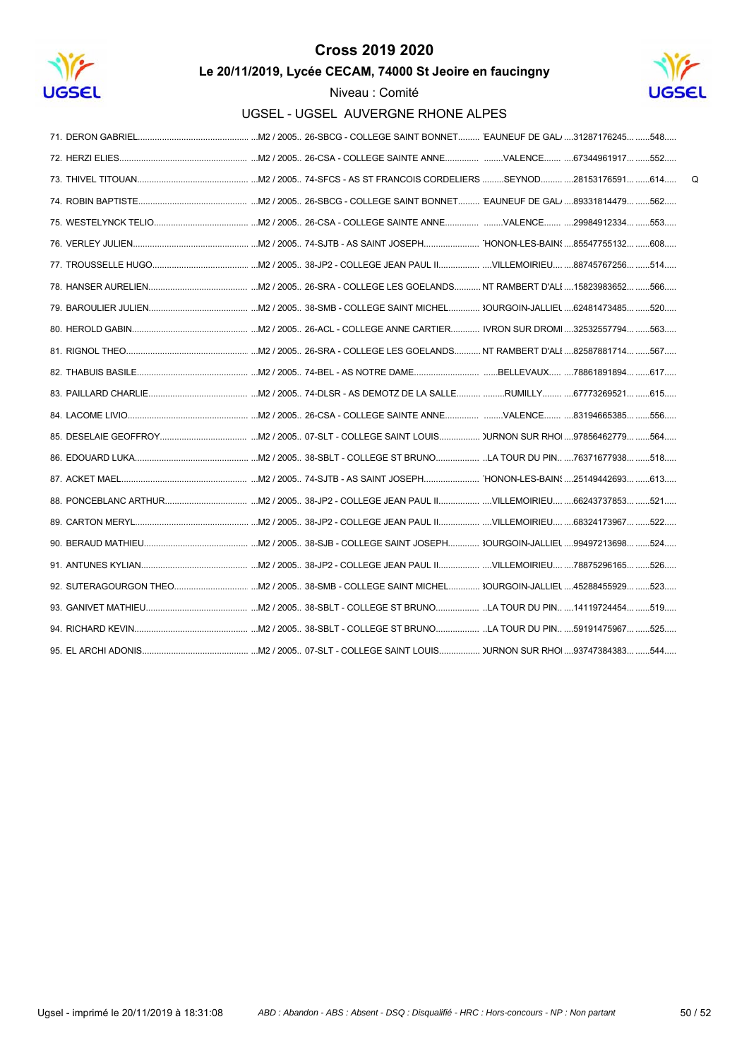# Cross 2019 2020

### Le 20/11/2019, Lycée CECAM, 74000 St Jeoire en faucingny

Niveau : Comité

UGSEL - UGSEL AUVERGNE RHONE ALPES

| Rang | Nom | Catégorie | Établissement | Ville | Licence | Dossard | |
|---|---|---|---|---|---|---|---|
| 71. | DERON GABRIEL | M2 / 2005 | 26-SBCG - COLLEGE SAINT BONNET | 'EAUNEUF DE GAL/ | 31287176245 | 548 | |
| 72. | HERZI ELIES | M2 / 2005 | 26-CSA - COLLEGE SAINTE ANNE | VALENCE | 67344961917 | 552 | |
| 73. | THIVEL TITOUAN | M2 / 2005 | 74-SFCS - AS ST FRANCOIS CORDELIERS | SEYNOD | 28153176591 | 614 | Q |
| 74. | ROBIN BAPTISTE | M2 / 2005 | 26-SBCG - COLLEGE SAINT BONNET | 'EAUNEUF DE GAL/ | 89331814479 | 562 | |
| 75. | WESTELYNCK TELIO | M2 / 2005 | 26-CSA - COLLEGE SAINTE ANNE | VALENCE | 29984912334 | 553 | |
| 76. | VERLEY JULIEN | M2 / 2005 | 74-SJTB - AS SAINT JOSEPH | 'HONON-LES-BAINS | 85547755132 | 608 | |
| 77. | TROUSSELLE HUGO | M2 / 2005 | 38-JP2 - COLLEGE JEAN PAUL II | VILLEMOIRIEU | 88745767256 | 514 | |
| 78. | HANSER AURELIEN | M2 / 2005 | 26-SRA - COLLEGE LES GOELANDS | NT RAMBERT D'ALI | 15823983652 | 566 | |
| 79. | BAROULIER JULIEN | M2 / 2005 | 38-SMB - COLLEGE SAINT MICHEL | 3OURGOIN-JALLIEU | 62481473485 | 520 | |
| 80. | HEROLD GABIN | M2 / 2005 | 26-ACL - COLLEGE ANNE CARTIER | IVRON SUR DROMI | 32532557794 | 563 | |
| 81. | RIGNOL THEO | M2 / 2005 | 26-SRA - COLLEGE LES GOELANDS | NT RAMBERT D'ALI | 82587881714 | 567 | |
| 82. | THABUIS BASILE | M2 / 2005 | 74-BEL - AS NOTRE DAME | BELLEVAUX | 78861891894 | 617 | |
| 83. | PAILLARD CHARLIE | M2 / 2005 | 74-DLSR - AS DEMOTZ DE LA SALLE | RUMILLY | 67773269521 | 615 | |
| 84. | LACOME LIVIO | M2 / 2005 | 26-CSA - COLLEGE SAINTE ANNE | VALENCE | 83194665385 | 556 | |
| 85. | DESELAIE GEOFFROY | M2 / 2005 | 07-SLT - COLLEGE SAINT LOUIS | )URNON SUR RHOI | 97856462779 | 564 | |
| 86. | EDOUARD LUKA | M2 / 2005 | 38-SBLT - COLLEGE ST BRUNO | LA TOUR DU PIN | 76371677938 | 518 | |
| 87. | ACKET MAEL | M2 / 2005 | 74-SJTB - AS SAINT JOSEPH | 'HONON-LES-BAINS | 25149442693 | 613 | |
| 88. | PONCEBLANC ARTHUR | M2 / 2005 | 38-JP2 - COLLEGE JEAN PAUL II | VILLEMOIRIEU | 66243737853 | 521 | |
| 89. | CARTON MERYL | M2 / 2005 | 38-JP2 - COLLEGE JEAN PAUL II | VILLEMOIRIEU | 68324173967 | 522 | |
| 90. | BERAUD MATHIEU | M2 / 2005 | 38-SJB - COLLEGE SAINT JOSEPH | 3OURGOIN-JALLIEU | 99497213698 | 524 | |
| 91. | ANTUNES KYLIAN | M2 / 2005 | 38-JP2 - COLLEGE JEAN PAUL II | VILLEMOIRIEU | 78875296165 | 526 | |
| 92. | SUTERAGOURGON THEO | M2 / 2005 | 38-SMB - COLLEGE SAINT MICHEL | 3OURGOIN-JALLIEU | 45288455929 | 523 | |
| 93. | GANIVET MATHIEU | M2 / 2005 | 38-SBLT - COLLEGE ST BRUNO | LA TOUR DU PIN | 14119724454 | 519 | |
| 94. | RICHARD KEVIN | M2 / 2005 | 38-SBLT - COLLEGE ST BRUNO | LA TOUR DU PIN | 59191475967 | 525 | |
| 95. | EL ARCHI ADONIS | M2 / 2005 | 07-SLT - COLLEGE SAINT LOUIS | )URNON SUR RHOI | 93747384383 | 544 | |

Ugsel - imprimé le 20/11/2019 à 18:31:08

*ABD : Abandon - ABS : Absent - DSQ : Disqualifié - HRC : Hors-concours - NP : Non partant*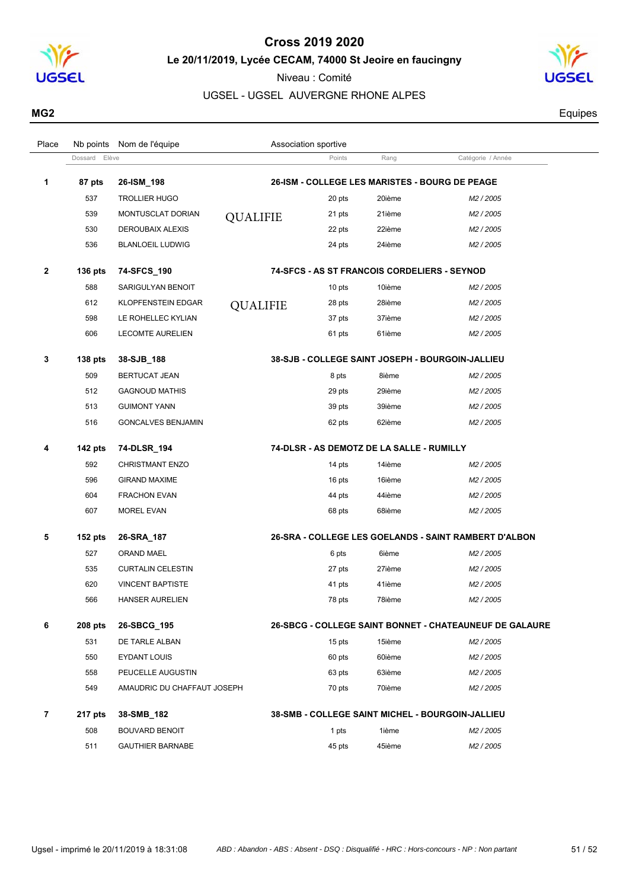# Cross 2019 2020

**Le 20/11/2019, Lycée CECAM, 74000 St Jeoire en faucigny**

Niveau : Comité

UGSEL - UGSEL AUVERGNE RHONE ALPES

**MG2** Equipes

| Place | Nb points / Dossard | Nom de l'équipe / Elève | | Association sportive / Points | Rang | Catégorie / Année |
|---|---|---|---|---|---|---|
| **1** | **87 pts** | **26-ISM_198** | | **26-ISM - COLLEGE LES MARISTES - BOURG DE PEAGE** | | |
| | 537 | TROLLIER HUGO | | 20 pts | 20ième | *M2 / 2005* |
| | 539 | MONTUSCLAT DORIAN | QUALIFIE | 21 pts | 21ième | *M2 / 2005* |
| | 530 | DEROUBAIX ALEXIS | | 22 pts | 22ième | *M2 / 2005* |
| | 536 | BLANLOEIL LUDWIG | | 24 pts | 24ième | *M2 / 2005* |
| **2** | **136 pts** | **74-SFCS_190** | | **74-SFCS - AS ST FRANCOIS CORDELIERS - SEYNOD** | | |
| | 588 | SARIGULYAN BENOIT | | 10 pts | 10ième | *M2 / 2005* |
| | 612 | KLOPFENSTEIN EDGAR | QUALIFIE | 28 pts | 28ième | *M2 / 2005* |
| | 598 | LE ROHELLEC KYLIAN | | 37 pts | 37ième | *M2 / 2005* |
| | 606 | LECOMTE AURELIEN | | 61 pts | 61ième | *M2 / 2005* |
| **3** | **138 pts** | **38-SJB_188** | | **38-SJB - COLLEGE SAINT JOSEPH - BOURGOIN-JALLIEU** | | |
| | 509 | BERTUCAT JEAN | | 8 pts | 8ième | *M2 / 2005* |
| | 512 | GAGNOUD MATHIS | | 29 pts | 29ième | *M2 / 2005* |
| | 513 | GUIMONT YANN | | 39 pts | 39ième | *M2 / 2005* |
| | 516 | GONCALVES BENJAMIN | | 62 pts | 62ième | *M2 / 2005* |
| **4** | **142 pts** | **74-DLSR_194** | | **74-DLSR - AS DEMOTZ DE LA SALLE - RUMILLY** | | |
| | 592 | CHRISTMANT ENZO | | 14 pts | 14ième | *M2 / 2005* |
| | 596 | GIRAND MAXIME | | 16 pts | 16ième | *M2 / 2005* |
| | 604 | FRACHON EVAN | | 44 pts | 44ième | *M2 / 2005* |
| | 607 | MOREL EVAN | | 68 pts | 68ième | *M2 / 2005* |
| **5** | **152 pts** | **26-SRA_187** | | **26-SRA - COLLEGE LES GOELANDS - SAINT RAMBERT D'ALBON** | | |
| | 527 | ORAND MAEL | | 6 pts | 6ième | *M2 / 2005* |
| | 535 | CURTALIN CELESTIN | | 27 pts | 27ième | *M2 / 2005* |
| | 620 | VINCENT BAPTISTE | | 41 pts | 41ième | *M2 / 2005* |
| | 566 | HANSER AURELIEN | | 78 pts | 78ième | *M2 / 2005* |
| **6** | **208 pts** | **26-SBCG_195** | | **26-SBCG - COLLEGE SAINT BONNET - CHATEAUNEUF DE GALAURE** | | |
| | 531 | DE TARLE ALBAN | | 15 pts | 15ième | *M2 / 2005* |
| | 550 | EYDANT LOUIS | | 60 pts | 60ième | *M2 / 2005* |
| | 558 | PEUCELLE AUGUSTIN | | 63 pts | 63ième | *M2 / 2005* |
| | 549 | AMAUDRIC DU CHAFFAUT JOSEPH | | 70 pts | 70ième | *M2 / 2005* |
| **7** | **217 pts** | **38-SMB_182** | | **38-SMB - COLLEGE SAINT MICHEL - BOURGOIN-JALLIEU** | | |
| | 508 | BOUVARD BENOIT | | 1 pts | 1ième | *M2 / 2005* |
| | 511 | GAUTHIER BARNABE | | 45 pts | 45ième | *M2 / 2005* |

Ugsel - imprimé le 20/11/2019 à 18:31:08 — *ABD : Abandon - ABS : Absent - DSQ : Disqualifié - HRC : Hors-concours - NP : Non partant*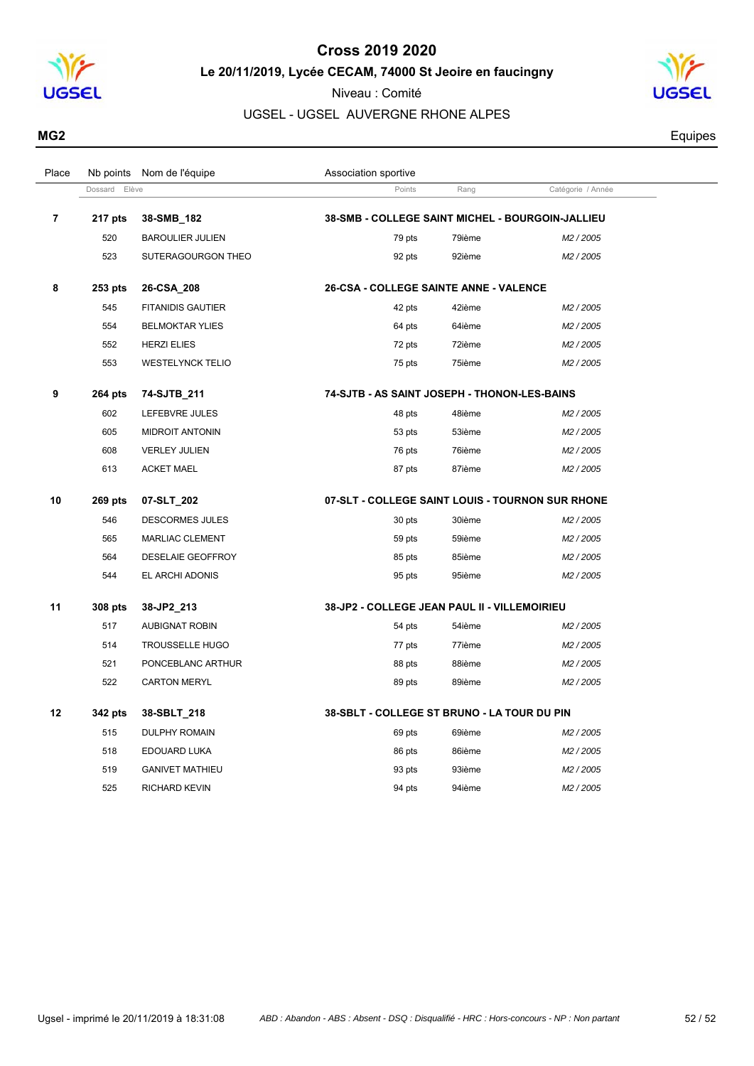# Cross 2019 2020

**Le 20/11/2019, Lycée CECAM, 74000 St Jeoire en faucingny**

Niveau : Comité

UGSEL - UGSEL AUVERGNE RHONE ALPES

**MG2** Equipes

| Place | Nb points / Dossard | Nom de l'équipe / Elève | Association sportive / Points | Rang | Catégorie / Année |
|---|---|---|---|---|---|
| **7** | **217 pts** | **38-SMB_182** | **38-SMB - COLLEGE SAINT MICHEL - BOURGOIN-JALLIEU** | | |
| | 520 | BAROULIER JULIEN | 79 pts | 79ième | *M2 / 2005* |
| | 523 | SUTERAGOURGON THEO | 92 pts | 92ième | *M2 / 2005* |
| **8** | **253 pts** | **26-CSA_208** | **26-CSA - COLLEGE SAINTE ANNE - VALENCE** | | |
| | 545 | FITANIDIS GAUTIER | 42 pts | 42ième | *M2 / 2005* |
| | 554 | BELMOKTAR YLIES | 64 pts | 64ième | *M2 / 2005* |
| | 552 | HERZI ELIES | 72 pts | 72ième | *M2 / 2005* |
| | 553 | WESTELYNCK TELIO | 75 pts | 75ième | *M2 / 2005* |
| **9** | **264 pts** | **74-SJTB_211** | **74-SJTB - AS SAINT JOSEPH - THONON-LES-BAINS** | | |
| | 602 | LEFEBVRE JULES | 48 pts | 48ième | *M2 / 2005* |
| | 605 | MIDROIT ANTONIN | 53 pts | 53ième | *M2 / 2005* |
| | 608 | VERLEY JULIEN | 76 pts | 76ième | *M2 / 2005* |
| | 613 | ACKET MAEL | 87 pts | 87ième | *M2 / 2005* |
| **10** | **269 pts** | **07-SLT_202** | **07-SLT - COLLEGE SAINT LOUIS - TOURNON SUR RHONE** | | |
| | 546 | DESCORMES JULES | 30 pts | 30ième | *M2 / 2005* |
| | 565 | MARLIAC CLEMENT | 59 pts | 59ième | *M2 / 2005* |
| | 564 | DESELAIE GEOFFROY | 85 pts | 85ième | *M2 / 2005* |
| | 544 | EL ARCHI ADONIS | 95 pts | 95ième | *M2 / 2005* |
| **11** | **308 pts** | **38-JP2_213** | **38-JP2 - COLLEGE JEAN PAUL II - VILLEMOIRIEU** | | |
| | 517 | AUBIGNAT ROBIN | 54 pts | 54ième | *M2 / 2005* |
| | 514 | TROUSSELLE HUGO | 77 pts | 77ième | *M2 / 2005* |
| | 521 | PONCEBLANC ARTHUR | 88 pts | 88ième | *M2 / 2005* |
| | 522 | CARTON MERYL | 89 pts | 89ième | *M2 / 2005* |
| **12** | **342 pts** | **38-SBLT_218** | **38-SBLT - COLLEGE ST BRUNO - LA TOUR DU PIN** | | |
| | 515 | DULPHY ROMAIN | 69 pts | 69ième | *M2 / 2005* |
| | 518 | EDOUARD LUKA | 86 pts | 86ième | *M2 / 2005* |
| | 519 | GANIVET MATHIEU | 93 pts | 93ième | *M2 / 2005* |
| | 525 | RICHARD KEVIN | 94 pts | 94ième | *M2 / 2005* |

Ugsel - imprimé le 20/11/2019 à 18:31:08

*ABD : Abandon - ABS : Absent - DSQ : Disqualifié - HRC : Hors-concours - NP : Non partant*